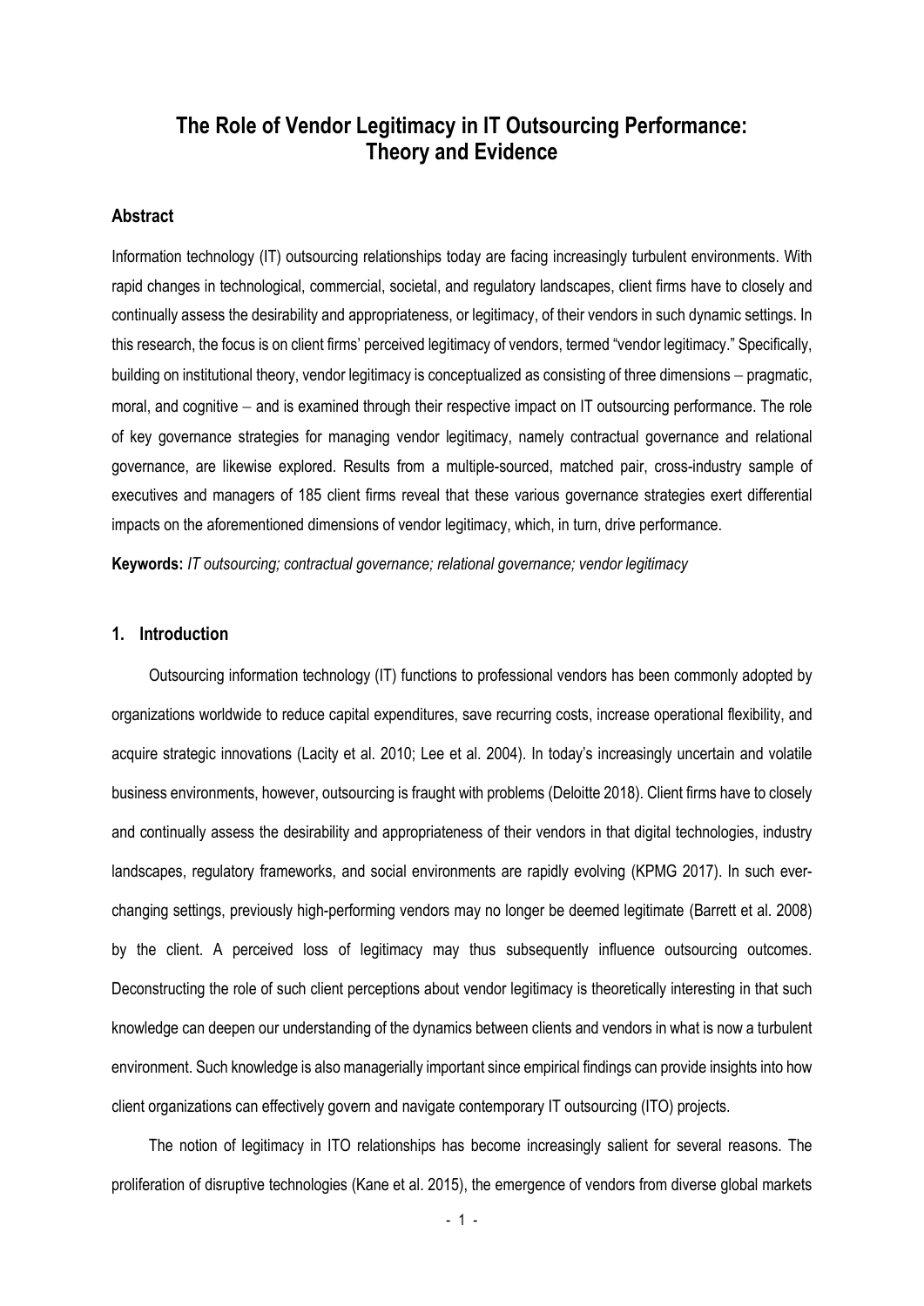# The Role of Vendor Legitimacy in IT Outsourcing Performance: Theory and Evidence

## Abstract

Information technology (IT) outsourcing relationships today are facing increasingly turbulent environments. With rapid changes in technological, commercial, societal, and regulatory landscapes, client firms have to closely and continually assess the desirability and appropriateness, or legitimacy, of their vendors in such dynamic settings. In this research, the focus is on client firms' perceived legitimacy of vendors, termed "vendor legitimacy." Specifically, building on institutional theory, vendor legitimacy is conceptualized as consisting of three dimensions – pragmatic, moral, and cognitive – and is examined through their respective impact on IT outsourcing performance. The role of key governance strategies for managing vendor legitimacy, namely contractual governance and relational governance, are likewise explored. Results from a multiple-sourced, matched pair, cross-industry sample of executives and managers of 185 client firms reveal that these various governance strategies exert differential impacts on the aforementioned dimensions of vendor legitimacy, which, in turn, drive performance.

**Keywords:** *IT outsourcing; contractual governance; relational governance; vendor legitimacy*

## 1. Introduction

Outsourcing information technology (IT) functions to professional vendors has been commonly adopted by organizations worldwide to reduce capital expenditures, save recurring costs, increase operational flexibility, and acquire strategic innovations (Lacity et al. 2010; Lee et al. 2004). In today's increasingly uncertain and volatile business environments, however, outsourcing is fraught with problems (Deloitte 2018). Client firms have to closely and continually assess the desirability and appropriateness of their vendors in that digital technologies, industry landscapes, regulatory frameworks, and social environments are rapidly evolving (KPMG 2017). In such ever-changing settings, previously high-performing vendors may no longer be deemed legitimate (Barrett et al. 2008) by the client. A perceived loss of legitimacy may thus subsequently influence outsourcing outcomes. Deconstructing the role of such client perceptions about vendor legitimacy is theoretically interesting in that such knowledge can deepen our understanding of the dynamics between clients and vendors in what is now a turbulent environment. Such knowledge is also managerially important since empirical findings can provide insights into how client organizations can effectively govern and navigate contemporary IT outsourcing (ITO) projects.

The notion of legitimacy in ITO relationships has become increasingly salient for several reasons. The proliferation of disruptive technologies (Kane et al. 2015), the emergence of vendors from diverse global markets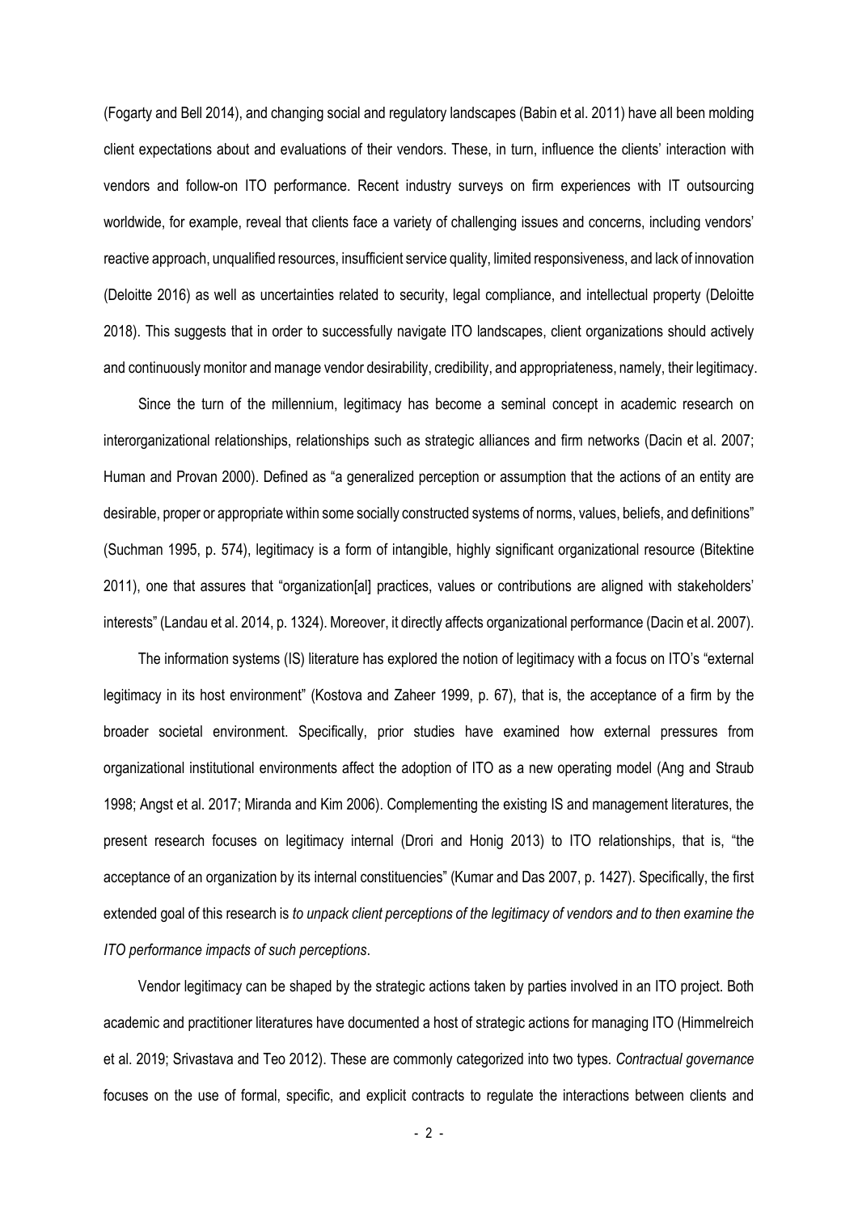(Fogarty and Bell 2014), and changing social and regulatory landscapes (Babin et al. 2011) have all been molding client expectations about and evaluations of their vendors. These, in turn, influence the clients' interaction with vendors and follow-on ITO performance. Recent industry surveys on firm experiences with IT outsourcing worldwide, for example, reveal that clients face a variety of challenging issues and concerns, including vendors' reactive approach, unqualified resources, insufficient service quality, limited responsiveness, and lack of innovation (Deloitte 2016) as well as uncertainties related to security, legal compliance, and intellectual property (Deloitte 2018). This suggests that in order to successfully navigate ITO landscapes, client organizations should actively and continuously monitor and manage vendor desirability, credibility, and appropriateness, namely, their legitimacy.

Since the turn of the millennium, legitimacy has become a seminal concept in academic research on interorganizational relationships, relationships such as strategic alliances and firm networks (Dacin et al. 2007; Human and Provan 2000). Defined as "a generalized perception or assumption that the actions of an entity are desirable, proper or appropriate within some socially constructed systems of norms, values, beliefs, and definitions" (Suchman 1995, p. 574), legitimacy is a form of intangible, highly significant organizational resource (Bitektine 2011), one that assures that "organization[al] practices, values or contributions are aligned with stakeholders' interests" (Landau et al. 2014, p. 1324). Moreover, it directly affects organizational performance (Dacin et al. 2007).

The information systems (IS) literature has explored the notion of legitimacy with a focus on ITO's "external legitimacy in its host environment" (Kostova and Zaheer 1999, p. 67), that is, the acceptance of a firm by the broader societal environment. Specifically, prior studies have examined how external pressures from organizational institutional environments affect the adoption of ITO as a new operating model (Ang and Straub 1998; Angst et al. 2017; Miranda and Kim 2006). Complementing the existing IS and management literatures, the present research focuses on legitimacy internal (Drori and Honig 2013) to ITO relationships, that is, "the acceptance of an organization by its internal constituencies" (Kumar and Das 2007, p. 1427). Specifically, the first extended goal of this research is *to unpack client perceptions of the legitimacy of vendors and to then examine the ITO performance impacts of such perceptions*.

Vendor legitimacy can be shaped by the strategic actions taken by parties involved in an ITO project. Both academic and practitioner literatures have documented a host of strategic actions for managing ITO (Himmelreich et al. 2019; Srivastava and Teo 2012). These are commonly categorized into two types. *Contractual governance* focuses on the use of formal, specific, and explicit contracts to regulate the interactions between clients and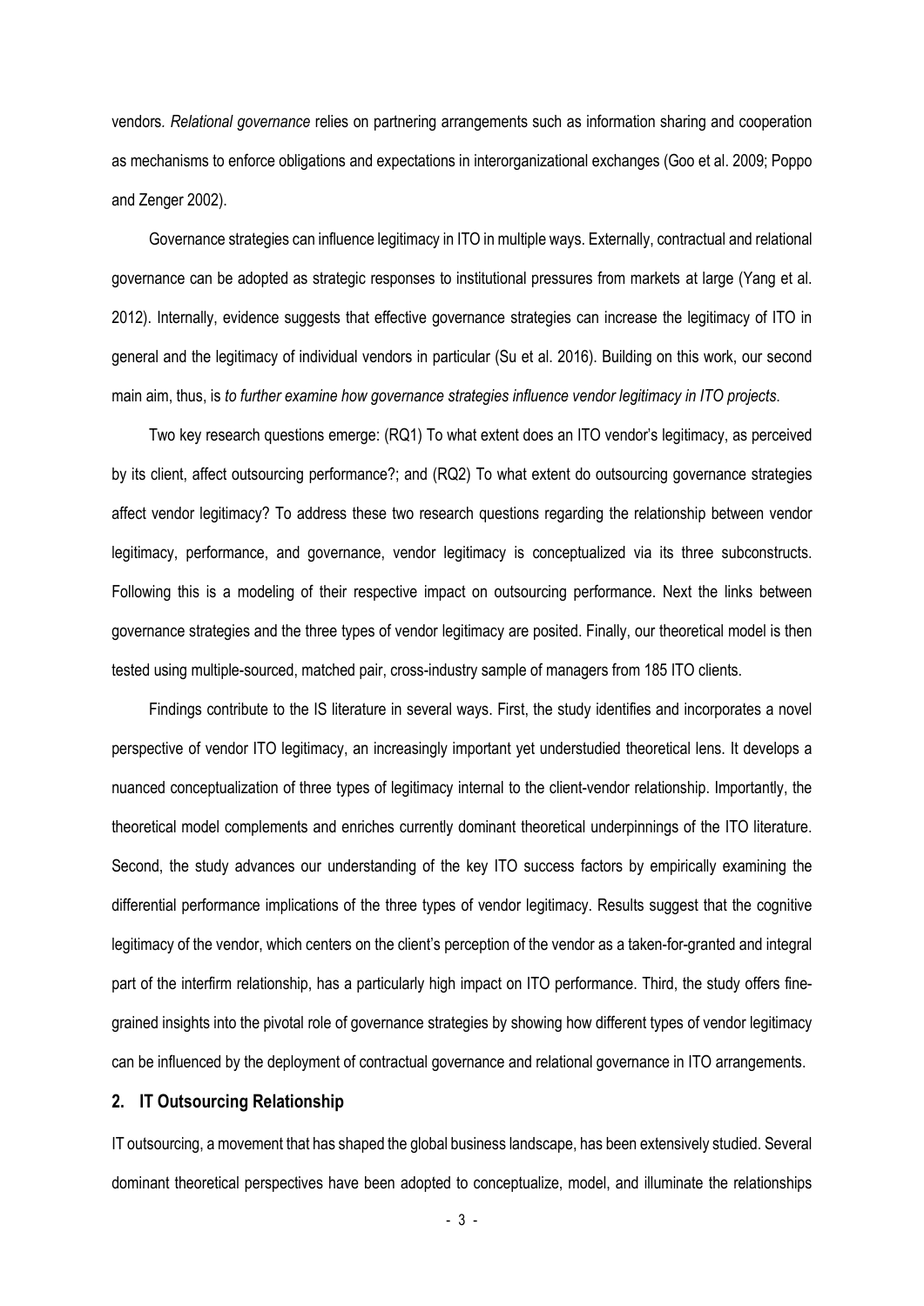vendors. *Relational governance* relies on partnering arrangements such as information sharing and cooperation as mechanisms to enforce obligations and expectations in interorganizational exchanges (Goo et al. 2009; Poppo and Zenger 2002).

Governance strategies can influence legitimacy in ITO in multiple ways. Externally, contractual and relational governance can be adopted as strategic responses to institutional pressures from markets at large (Yang et al. 2012). Internally, evidence suggests that effective governance strategies can increase the legitimacy of ITO in general and the legitimacy of individual vendors in particular (Su et al. 2016). Building on this work, our second main aim, thus, is *to further examine how governance strategies influence vendor legitimacy in ITO projects*.

Two key research questions emerge: (RQ1) To what extent does an ITO vendor's legitimacy, as perceived by its client, affect outsourcing performance?; and (RQ2) To what extent do outsourcing governance strategies affect vendor legitimacy? To address these two research questions regarding the relationship between vendor legitimacy, performance, and governance, vendor legitimacy is conceptualized via its three subconstructs. Following this is a modeling of their respective impact on outsourcing performance. Next the links between governance strategies and the three types of vendor legitimacy are posited. Finally, our theoretical model is then tested using multiple-sourced, matched pair, cross-industry sample of managers from 185 ITO clients.

Findings contribute to the IS literature in several ways. First, the study identifies and incorporates a novel perspective of vendor ITO legitimacy, an increasingly important yet understudied theoretical lens. It develops a nuanced conceptualization of three types of legitimacy internal to the client-vendor relationship. Importantly, the theoretical model complements and enriches currently dominant theoretical underpinnings of the ITO literature. Second, the study advances our understanding of the key ITO success factors by empirically examining the differential performance implications of the three types of vendor legitimacy. Results suggest that the cognitive legitimacy of the vendor, which centers on the client's perception of the vendor as a taken-for-granted and integral part of the interfirm relationship, has a particularly high impact on ITO performance. Third, the study offers fine-grained insights into the pivotal role of governance strategies by showing how different types of vendor legitimacy can be influenced by the deployment of contractual governance and relational governance in ITO arrangements.

## 2. IT Outsourcing Relationship

IT outsourcing, a movement that has shaped the global business landscape, has been extensively studied. Several dominant theoretical perspectives have been adopted to conceptualize, model, and illuminate the relationships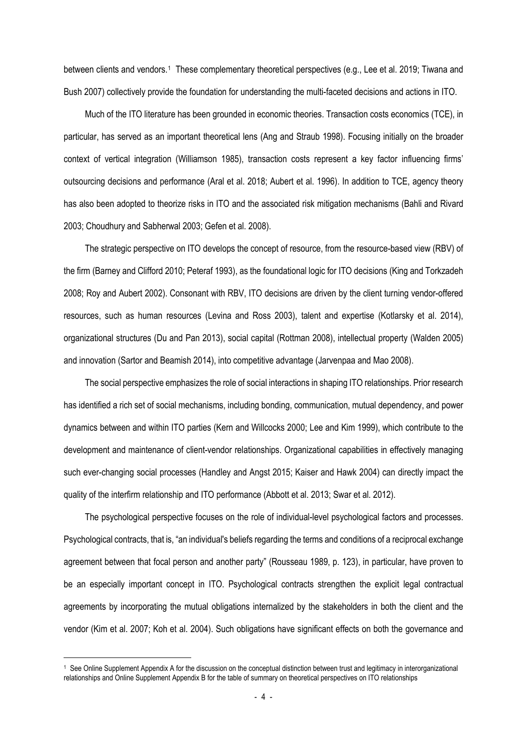between clients and vendors.[1] These complementary theoretical perspectives (e.g., Lee et al. 2019; Tiwana and Bush 2007) collectively provide the foundation for understanding the multi-faceted decisions and actions in ITO.

Much of the ITO literature has been grounded in economic theories. Transaction costs economics (TCE), in particular, has served as an important theoretical lens (Ang and Straub 1998). Focusing initially on the broader context of vertical integration (Williamson 1985), transaction costs represent a key factor influencing firms' outsourcing decisions and performance (Aral et al. 2018; Aubert et al. 1996). In addition to TCE, agency theory has also been adopted to theorize risks in ITO and the associated risk mitigation mechanisms (Bahli and Rivard 2003; Choudhury and Sabherwal 2003; Gefen et al. 2008).

The strategic perspective on ITO develops the concept of resource, from the resource-based view (RBV) of the firm (Barney and Clifford 2010; Peteraf 1993), as the foundational logic for ITO decisions (King and Torkzadeh 2008; Roy and Aubert 2002). Consonant with RBV, ITO decisions are driven by the client turning vendor-offered resources, such as human resources (Levina and Ross 2003), talent and expertise (Kotlarsky et al. 2014), organizational structures (Du and Pan 2013), social capital (Rottman 2008), intellectual property (Walden 2005) and innovation (Sartor and Beamish 2014), into competitive advantage (Jarvenpaa and Mao 2008).

The social perspective emphasizes the role of social interactions in shaping ITO relationships. Prior research has identified a rich set of social mechanisms, including bonding, communication, mutual dependency, and power dynamics between and within ITO parties (Kern and Willcocks 2000; Lee and Kim 1999), which contribute to the development and maintenance of client-vendor relationships. Organizational capabilities in effectively managing such ever-changing social processes (Handley and Angst 2015; Kaiser and Hawk 2004) can directly impact the quality of the interfirm relationship and ITO performance (Abbott et al. 2013; Swar et al. 2012).

The psychological perspective focuses on the role of individual-level psychological factors and processes. Psychological contracts, that is, "an individual's beliefs regarding the terms and conditions of a reciprocal exchange agreement between that focal person and another party" (Rousseau 1989, p. 123), in particular, have proven to be an especially important concept in ITO. Psychological contracts strengthen the explicit legal contractual agreements by incorporating the mutual obligations internalized by the stakeholders in both the client and the vendor (Kim et al. 2007; Koh et al. 2004). Such obligations have significant effects on both the governance and

[1] See Online Supplement Appendix A for the discussion on the conceptual distinction between trust and legitimacy in interorganizational relationships and Online Supplement Appendix B for the table of summary on theoretical perspectives on ITO relationships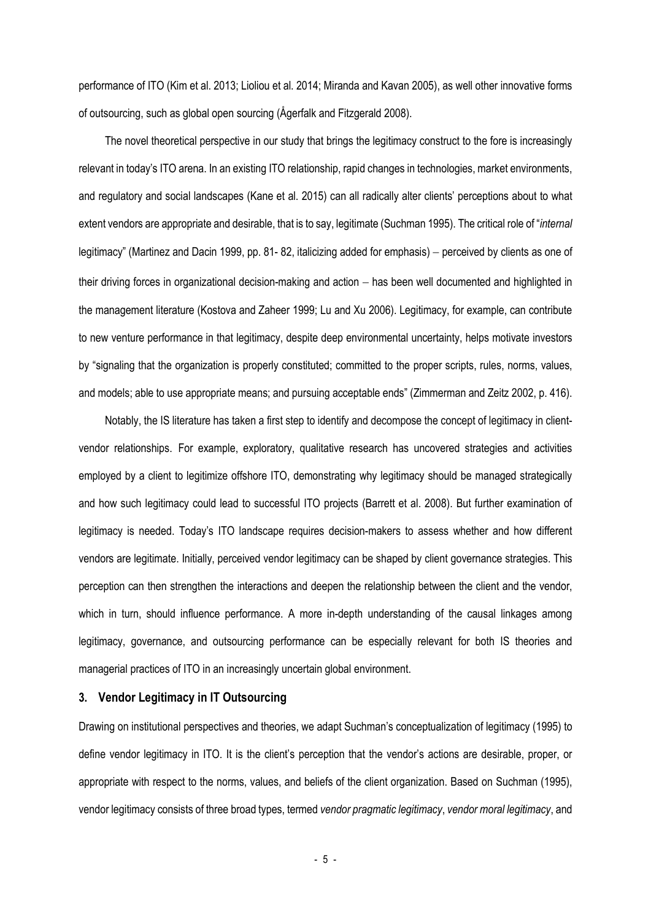performance of ITO (Kim et al. 2013; Lioliou et al. 2014; Miranda and Kavan 2005), as well other innovative forms of outsourcing, such as global open sourcing (Ågerfalk and Fitzgerald 2008).

The novel theoretical perspective in our study that brings the legitimacy construct to the fore is increasingly relevant in today's ITO arena. In an existing ITO relationship, rapid changes in technologies, market environments, and regulatory and social landscapes (Kane et al. 2015) can all radically alter clients' perceptions about to what extent vendors are appropriate and desirable, that is to say, legitimate (Suchman 1995). The critical role of "*internal* legitimacy" (Martinez and Dacin 1999, pp. 81- 82, italicizing added for emphasis) – perceived by clients as one of their driving forces in organizational decision-making and action – has been well documented and highlighted in the management literature (Kostova and Zaheer 1999; Lu and Xu 2006). Legitimacy, for example, can contribute to new venture performance in that legitimacy, despite deep environmental uncertainty, helps motivate investors by "signaling that the organization is properly constituted; committed to the proper scripts, rules, norms, values, and models; able to use appropriate means; and pursuing acceptable ends" (Zimmerman and Zeitz 2002, p. 416).

Notably, the IS literature has taken a first step to identify and decompose the concept of legitimacy in client-vendor relationships. For example, exploratory, qualitative research has uncovered strategies and activities employed by a client to legitimize offshore ITO, demonstrating why legitimacy should be managed strategically and how such legitimacy could lead to successful ITO projects (Barrett et al. 2008). But further examination of legitimacy is needed. Today's ITO landscape requires decision-makers to assess whether and how different vendors are legitimate. Initially, perceived vendor legitimacy can be shaped by client governance strategies. This perception can then strengthen the interactions and deepen the relationship between the client and the vendor, which in turn, should influence performance. A more in-depth understanding of the causal linkages among legitimacy, governance, and outsourcing performance can be especially relevant for both IS theories and managerial practices of ITO in an increasingly uncertain global environment.

## 3. Vendor Legitimacy in IT Outsourcing

Drawing on institutional perspectives and theories, we adapt Suchman's conceptualization of legitimacy (1995) to define vendor legitimacy in ITO. It is the client's perception that the vendor's actions are desirable, proper, or appropriate with respect to the norms, values, and beliefs of the client organization. Based on Suchman (1995), vendor legitimacy consists of three broad types, termed *vendor pragmatic legitimacy*, *vendor moral legitimacy*, and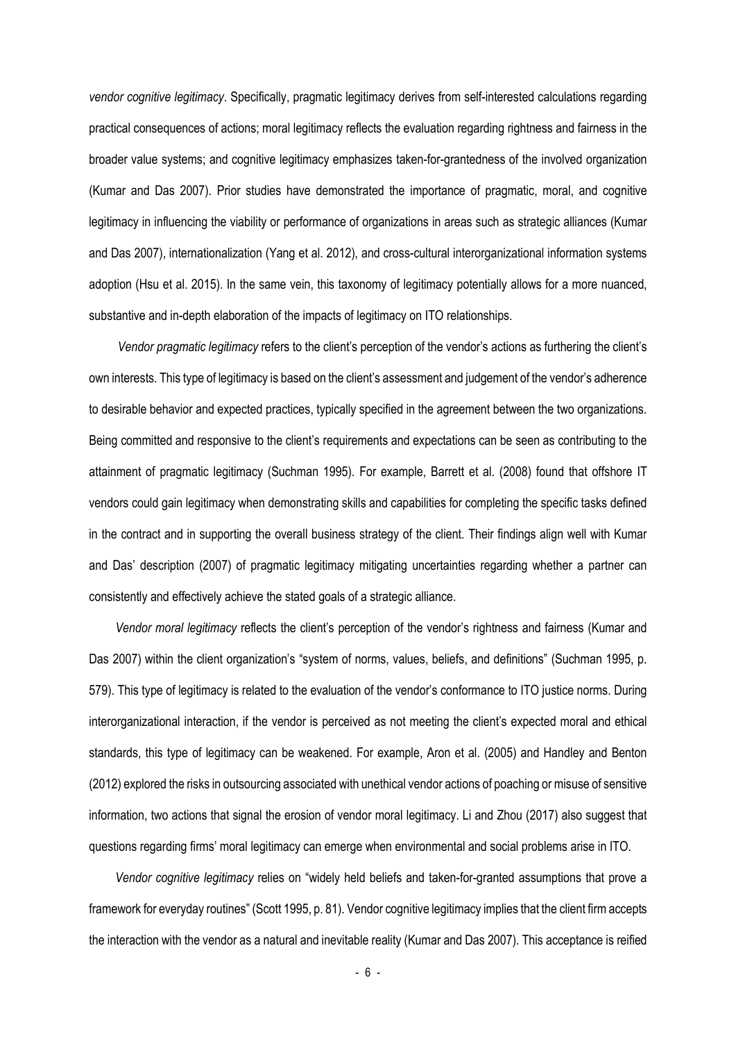*vendor cognitive legitimacy*. Specifically, pragmatic legitimacy derives from self-interested calculations regarding practical consequences of actions; moral legitimacy reflects the evaluation regarding rightness and fairness in the broader value systems; and cognitive legitimacy emphasizes taken-for-grantedness of the involved organization (Kumar and Das 2007). Prior studies have demonstrated the importance of pragmatic, moral, and cognitive legitimacy in influencing the viability or performance of organizations in areas such as strategic alliances (Kumar and Das 2007), internationalization (Yang et al. 2012), and cross-cultural interorganizational information systems adoption (Hsu et al. 2015). In the same vein, this taxonomy of legitimacy potentially allows for a more nuanced, substantive and in-depth elaboration of the impacts of legitimacy on ITO relationships.

*Vendor pragmatic legitimacy* refers to the client's perception of the vendor's actions as furthering the client's own interests. This type of legitimacy is based on the client's assessment and judgement of the vendor's adherence to desirable behavior and expected practices, typically specified in the agreement between the two organizations. Being committed and responsive to the client's requirements and expectations can be seen as contributing to the attainment of pragmatic legitimacy (Suchman 1995). For example, Barrett et al. (2008) found that offshore IT vendors could gain legitimacy when demonstrating skills and capabilities for completing the specific tasks defined in the contract and in supporting the overall business strategy of the client. Their findings align well with Kumar and Das' description (2007) of pragmatic legitimacy mitigating uncertainties regarding whether a partner can consistently and effectively achieve the stated goals of a strategic alliance.

*Vendor moral legitimacy* reflects the client's perception of the vendor's rightness and fairness (Kumar and Das 2007) within the client organization's "system of norms, values, beliefs, and definitions" (Suchman 1995, p. 579). This type of legitimacy is related to the evaluation of the vendor's conformance to ITO justice norms. During interorganizational interaction, if the vendor is perceived as not meeting the client's expected moral and ethical standards, this type of legitimacy can be weakened. For example, Aron et al. (2005) and Handley and Benton (2012) explored the risks in outsourcing associated with unethical vendor actions of poaching or misuse of sensitive information, two actions that signal the erosion of vendor moral legitimacy. Li and Zhou (2017) also suggest that questions regarding firms' moral legitimacy can emerge when environmental and social problems arise in ITO.

*Vendor cognitive legitimacy* relies on "widely held beliefs and taken-for-granted assumptions that prove a framework for everyday routines" (Scott 1995, p. 81). Vendor cognitive legitimacy implies that the client firm accepts the interaction with the vendor as a natural and inevitable reality (Kumar and Das 2007). This acceptance is reified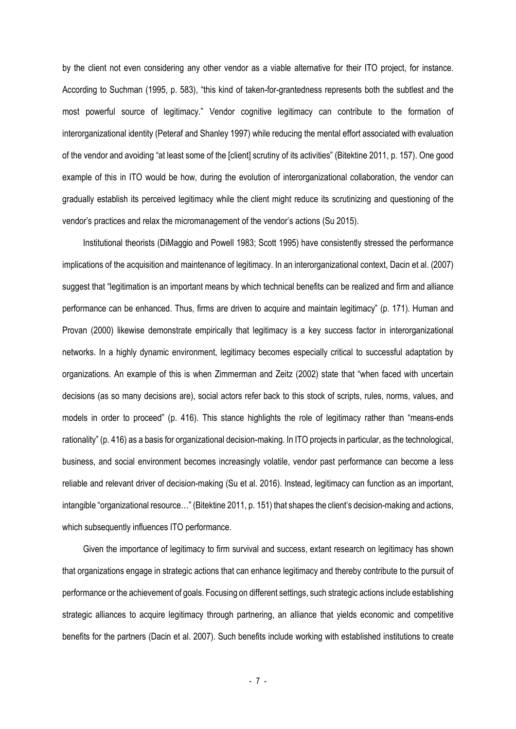by the client not even considering any other vendor as a viable alternative for their ITO project, for instance. According to Suchman (1995, p. 583), "this kind of taken-for-grantedness represents both the subtlest and the most powerful source of legitimacy." Vendor cognitive legitimacy can contribute to the formation of interorganizational identity (Peteraf and Shanley 1997) while reducing the mental effort associated with evaluation of the vendor and avoiding "at least some of the [client] scrutiny of its activities" (Bitektine 2011, p. 157). One good example of this in ITO would be how, during the evolution of interorganizational collaboration, the vendor can gradually establish its perceived legitimacy while the client might reduce its scrutinizing and questioning of the vendor's practices and relax the micromanagement of the vendor's actions (Su 2015).

Institutional theorists (DiMaggio and Powell 1983; Scott 1995) have consistently stressed the performance implications of the acquisition and maintenance of legitimacy. In an interorganizational context, Dacin et al. (2007) suggest that "legitimation is an important means by which technical benefits can be realized and firm and alliance performance can be enhanced. Thus, firms are driven to acquire and maintain legitimacy" (p. 171). Human and Provan (2000) likewise demonstrate empirically that legitimacy is a key success factor in interorganizational networks. In a highly dynamic environment, legitimacy becomes especially critical to successful adaptation by organizations. An example of this is when Zimmerman and Zeitz (2002) state that "when faced with uncertain decisions (as so many decisions are), social actors refer back to this stock of scripts, rules, norms, values, and models in order to proceed" (p. 416). This stance highlights the role of legitimacy rather than "means-ends rationality" (p. 416) as a basis for organizational decision-making. In ITO projects in particular, as the technological, business, and social environment becomes increasingly volatile, vendor past performance can become a less reliable and relevant driver of decision-making (Su et al. 2016). Instead, legitimacy can function as an important, intangible "organizational resource…" (Bitektine 2011, p. 151) that shapes the client's decision-making and actions, which subsequently influences ITO performance.

Given the importance of legitimacy to firm survival and success, extant research on legitimacy has shown that organizations engage in strategic actions that can enhance legitimacy and thereby contribute to the pursuit of performance or the achievement of goals. Focusing on different settings, such strategic actions include establishing strategic alliances to acquire legitimacy through partnering, an alliance that yields economic and competitive benefits for the partners (Dacin et al. 2007). Such benefits include working with established institutions to create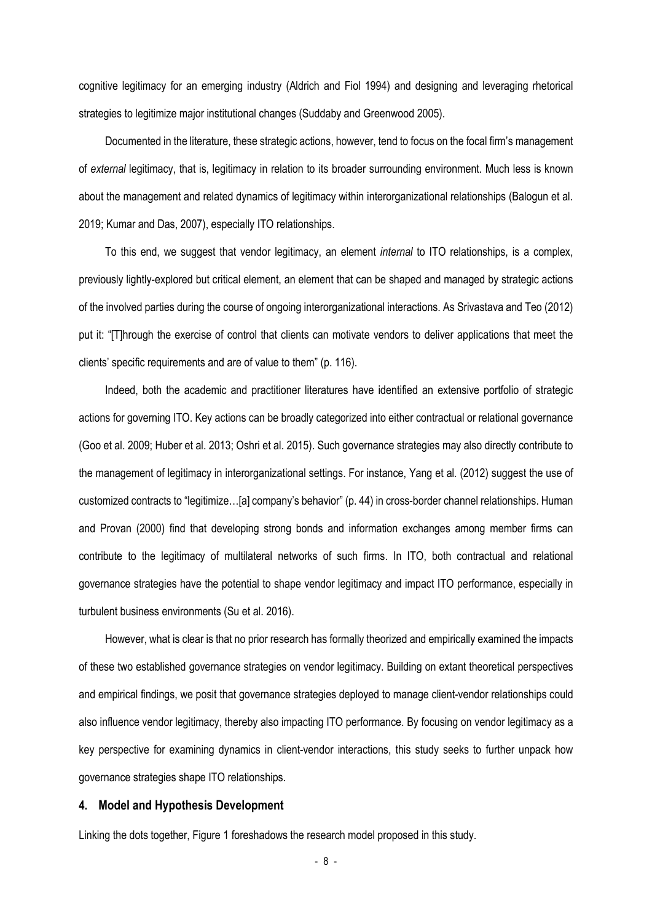cognitive legitimacy for an emerging industry (Aldrich and Fiol 1994) and designing and leveraging rhetorical strategies to legitimize major institutional changes (Suddaby and Greenwood 2005).

Documented in the literature, these strategic actions, however, tend to focus on the focal firm's management of *external* legitimacy, that is, legitimacy in relation to its broader surrounding environment. Much less is known about the management and related dynamics of legitimacy within interorganizational relationships (Balogun et al. 2019; Kumar and Das, 2007), especially ITO relationships.

To this end, we suggest that vendor legitimacy, an element *internal* to ITO relationships, is a complex, previously lightly-explored but critical element, an element that can be shaped and managed by strategic actions of the involved parties during the course of ongoing interorganizational interactions. As Srivastava and Teo (2012) put it: "[T]hrough the exercise of control that clients can motivate vendors to deliver applications that meet the clients' specific requirements and are of value to them" (p. 116).

Indeed, both the academic and practitioner literatures have identified an extensive portfolio of strategic actions for governing ITO. Key actions can be broadly categorized into either contractual or relational governance (Goo et al. 2009; Huber et al. 2013; Oshri et al. 2015). Such governance strategies may also directly contribute to the management of legitimacy in interorganizational settings. For instance, Yang et al. (2012) suggest the use of customized contracts to "legitimize…[a] company's behavior" (p. 44) in cross-border channel relationships. Human and Provan (2000) find that developing strong bonds and information exchanges among member firms can contribute to the legitimacy of multilateral networks of such firms. In ITO, both contractual and relational governance strategies have the potential to shape vendor legitimacy and impact ITO performance, especially in turbulent business environments (Su et al. 2016).

However, what is clear is that no prior research has formally theorized and empirically examined the impacts of these two established governance strategies on vendor legitimacy. Building on extant theoretical perspectives and empirical findings, we posit that governance strategies deployed to manage client-vendor relationships could also influence vendor legitimacy, thereby also impacting ITO performance. By focusing on vendor legitimacy as a key perspective for examining dynamics in client-vendor interactions, this study seeks to further unpack how governance strategies shape ITO relationships.

## 4. Model and Hypothesis Development

Linking the dots together, Figure 1 foreshadows the research model proposed in this study.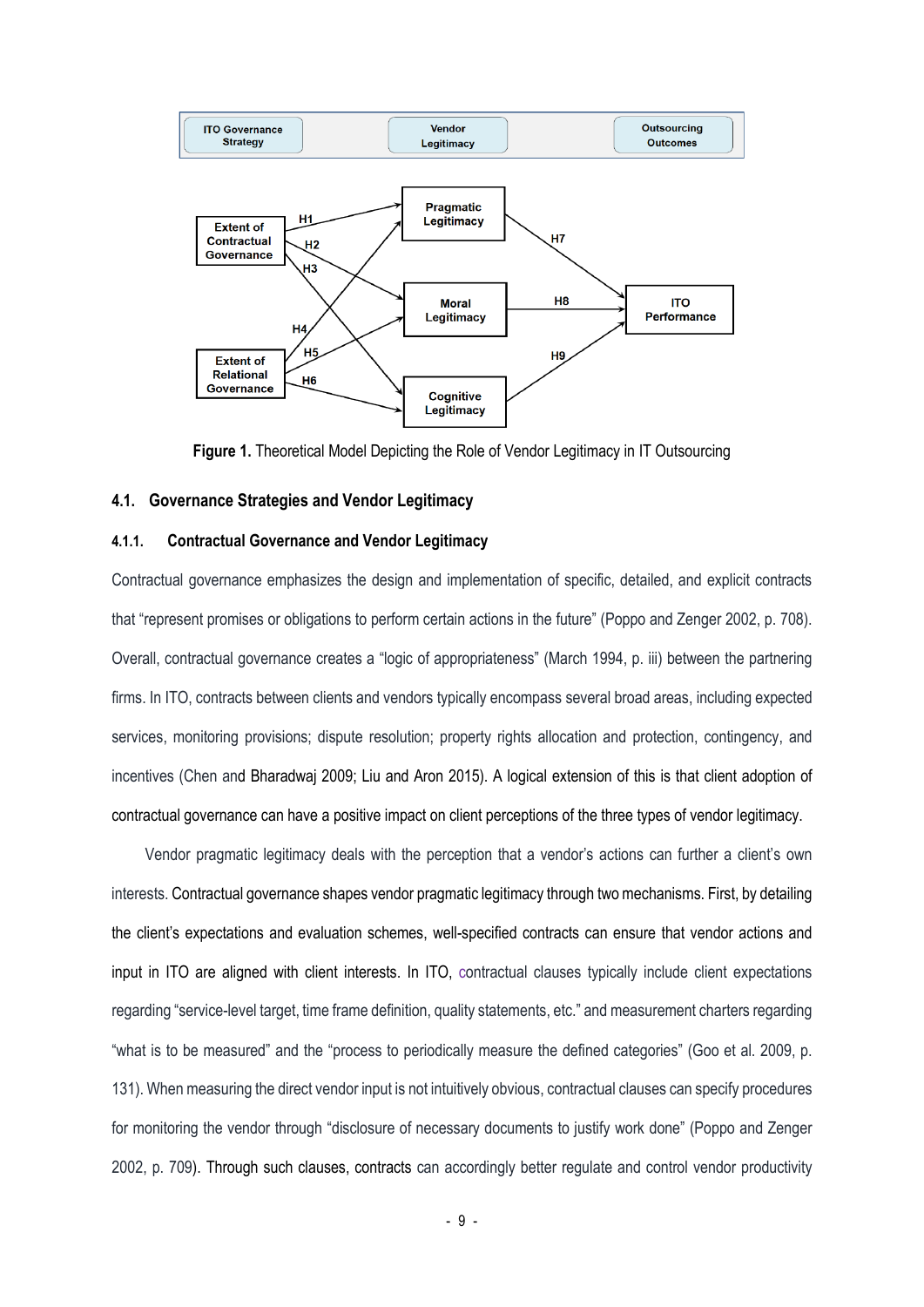**Figure 1.** Theoretical Model Depicting the Role of Vendor Legitimacy in IT Outsourcing

### 4.1. Governance Strategies and Vendor Legitimacy

#### 4.1.1. Contractual Governance and Vendor Legitimacy

Contractual governance emphasizes the design and implementation of specific, detailed, and explicit contracts that "represent promises or obligations to perform certain actions in the future" (Poppo and Zenger 2002, p. 708). Overall, contractual governance creates a "logic of appropriateness" (March 1994, p. iii) between the partnering firms. In ITO, contracts between clients and vendors typically encompass several broad areas, including expected services, monitoring provisions; dispute resolution; property rights allocation and protection, contingency, and incentives (Chen and Bharadwaj 2009; Liu and Aron 2015). A logical extension of this is that client adoption of contractual governance can have a positive impact on client perceptions of the three types of vendor legitimacy.

Vendor pragmatic legitimacy deals with the perception that a vendor's actions can further a client's own interests. Contractual governance shapes vendor pragmatic legitimacy through two mechanisms. First, by detailing the client's expectations and evaluation schemes, well-specified contracts can ensure that vendor actions and input in ITO are aligned with client interests. In ITO, contractual clauses typically include client expectations regarding "service-level target, time frame definition, quality statements, etc." and measurement charters regarding "what is to be measured" and the "process to periodically measure the defined categories" (Goo et al. 2009, p. 131). When measuring the direct vendor input is not intuitively obvious, contractual clauses can specify procedures for monitoring the vendor through "disclosure of necessary documents to justify work done" (Poppo and Zenger 2002, p. 709). Through such clauses, contracts can accordingly better regulate and control vendor productivity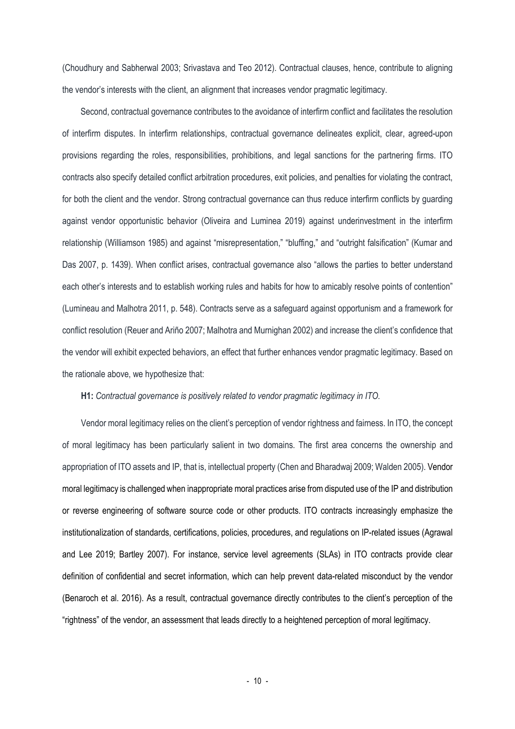(Choudhury and Sabherwal 2003; Srivastava and Teo 2012). Contractual clauses, hence, contribute to aligning the vendor's interests with the client, an alignment that increases vendor pragmatic legitimacy.

Second, contractual governance contributes to the avoidance of interfirm conflict and facilitates the resolution of interfirm disputes. In interfirm relationships, contractual governance delineates explicit, clear, agreed-upon provisions regarding the roles, responsibilities, prohibitions, and legal sanctions for the partnering firms. ITO contracts also specify detailed conflict arbitration procedures, exit policies, and penalties for violating the contract, for both the client and the vendor. Strong contractual governance can thus reduce interfirm conflicts by guarding against vendor opportunistic behavior (Oliveira and Luminea 2019) against underinvestment in the interfirm relationship (Williamson 1985) and against "misrepresentation," "bluffing," and "outright falsification" (Kumar and Das 2007, p. 1439). When conflict arises, contractual governance also "allows the parties to better understand each other's interests and to establish working rules and habits for how to amicably resolve points of contention" (Lumineau and Malhotra 2011, p. 548). Contracts serve as a safeguard against opportunism and a framework for conflict resolution (Reuer and Ariño 2007; Malhotra and Murnighan 2002) and increase the client's confidence that the vendor will exhibit expected behaviors, an effect that further enhances vendor pragmatic legitimacy. Based on the rationale above, we hypothesize that:

**H1:** *Contractual governance is positively related to vendor pragmatic legitimacy in ITO.*

Vendor moral legitimacy relies on the client's perception of vendor rightness and fairness. In ITO, the concept of moral legitimacy has been particularly salient in two domains. The first area concerns the ownership and appropriation of ITO assets and IP, that is, intellectual property (Chen and Bharadwaj 2009; Walden 2005). Vendor moral legitimacy is challenged when inappropriate moral practices arise from disputed use of the IP and distribution or reverse engineering of software source code or other products. ITO contracts increasingly emphasize the institutionalization of standards, certifications, policies, procedures, and regulations on IP-related issues (Agrawal and Lee 2019; Bartley 2007). For instance, service level agreements (SLAs) in ITO contracts provide clear definition of confidential and secret information, which can help prevent data-related misconduct by the vendor (Benaroch et al. 2016). As a result, contractual governance directly contributes to the client's perception of the "rightness" of the vendor, an assessment that leads directly to a heightened perception of moral legitimacy.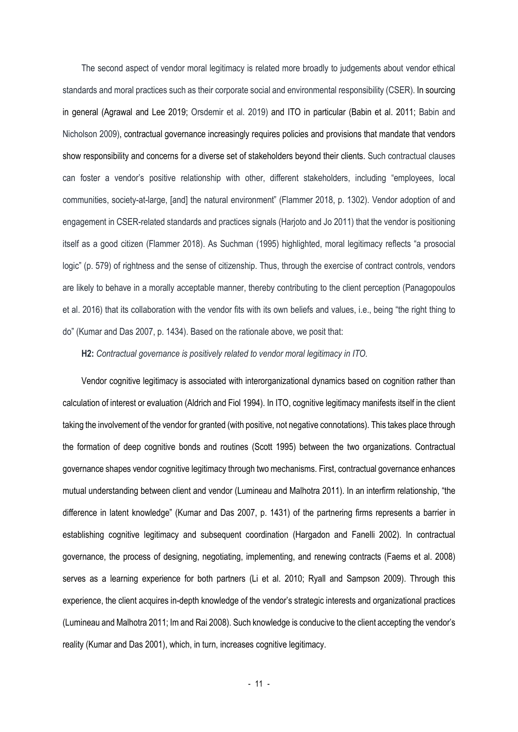The second aspect of vendor moral legitimacy is related more broadly to judgements about vendor ethical standards and moral practices such as their corporate social and environmental responsibility (CSER). In sourcing in general (Agrawal and Lee 2019; Orsdemir et al. 2019) and ITO in particular (Babin et al. 2011; Babin and Nicholson 2009), contractual governance increasingly requires policies and provisions that mandate that vendors show responsibility and concerns for a diverse set of stakeholders beyond their clients. Such contractual clauses can foster a vendor's positive relationship with other, different stakeholders, including "employees, local communities, society-at-large, [and] the natural environment" (Flammer 2018, p. 1302). Vendor adoption of and engagement in CSER-related standards and practices signals (Harjoto and Jo 2011) that the vendor is positioning itself as a good citizen (Flammer 2018). As Suchman (1995) highlighted, moral legitimacy reflects "a prosocial logic" (p. 579) of rightness and the sense of citizenship. Thus, through the exercise of contract controls, vendors are likely to behave in a morally acceptable manner, thereby contributing to the client perception (Panagopoulos et al. 2016) that its collaboration with the vendor fits with its own beliefs and values, i.e., being "the right thing to do" (Kumar and Das 2007, p. 1434). Based on the rationale above, we posit that:

**H2:** *Contractual governance is positively related to vendor moral legitimacy in ITO.*

Vendor cognitive legitimacy is associated with interorganizational dynamics based on cognition rather than calculation of interest or evaluation (Aldrich and Fiol 1994). In ITO, cognitive legitimacy manifests itself in the client taking the involvement of the vendor for granted (with positive, not negative connotations). This takes place through the formation of deep cognitive bonds and routines (Scott 1995) between the two organizations. Contractual governance shapes vendor cognitive legitimacy through two mechanisms. First, contractual governance enhances mutual understanding between client and vendor (Lumineau and Malhotra 2011). In an interfirm relationship, "the difference in latent knowledge" (Kumar and Das 2007, p. 1431) of the partnering firms represents a barrier in establishing cognitive legitimacy and subsequent coordination (Hargadon and Fanelli 2002). In contractual governance, the process of designing, negotiating, implementing, and renewing contracts (Faems et al. 2008) serves as a learning experience for both partners (Li et al. 2010; Ryall and Sampson 2009). Through this experience, the client acquires in-depth knowledge of the vendor's strategic interests and organizational practices (Lumineau and Malhotra 2011; Im and Rai 2008). Such knowledge is conducive to the client accepting the vendor's reality (Kumar and Das 2001), which, in turn, increases cognitive legitimacy.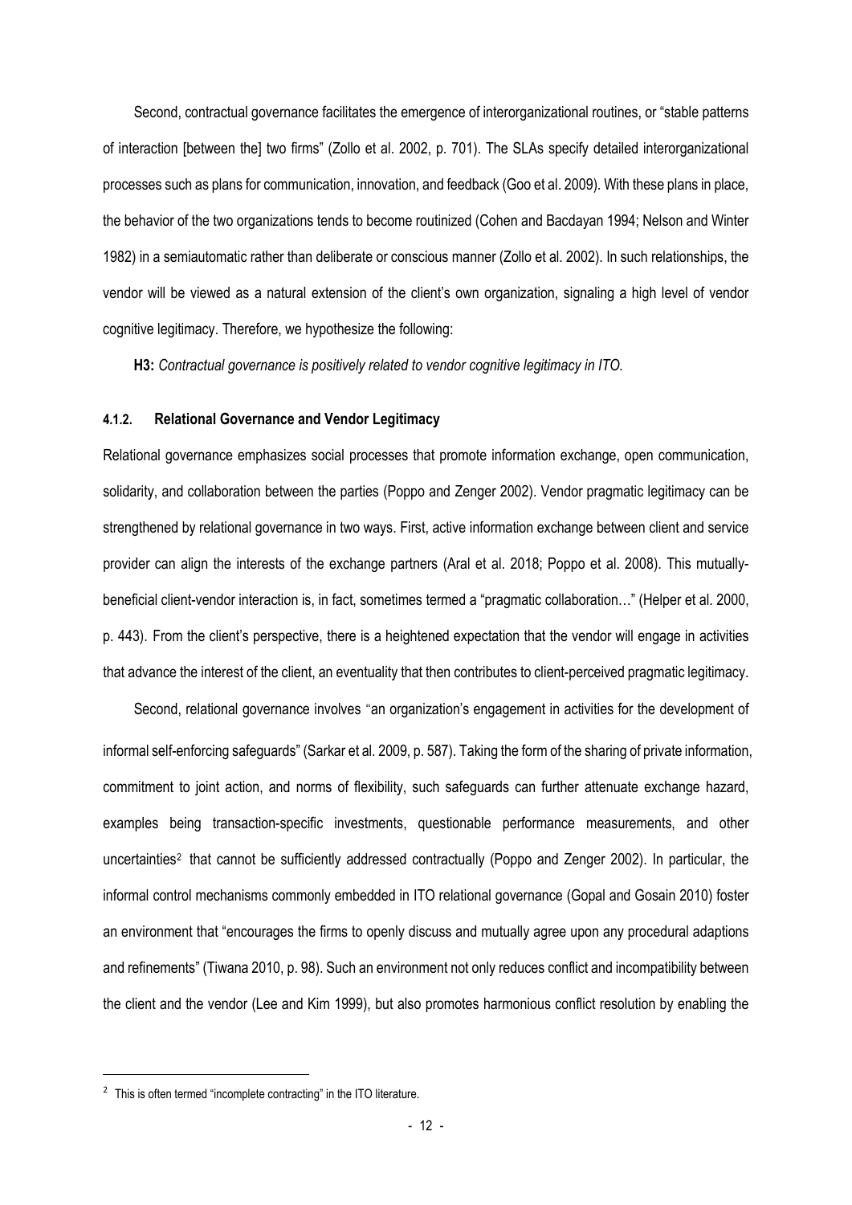Second, contractual governance facilitates the emergence of interorganizational routines, or "stable patterns of interaction [between the] two firms" (Zollo et al. 2002, p. 701). The SLAs specify detailed interorganizational processes such as plans for communication, innovation, and feedback (Goo et al. 2009). With these plans in place, the behavior of the two organizations tends to become routinized (Cohen and Bacdayan 1994; Nelson and Winter 1982) in a semiautomatic rather than deliberate or conscious manner (Zollo et al. 2002). In such relationships, the vendor will be viewed as a natural extension of the client's own organization, signaling a high level of vendor cognitive legitimacy. Therefore, we hypothesize the following:

**H3:** *Contractual governance is positively related to vendor cognitive legitimacy in ITO.*

#### 4.1.2. Relational Governance and Vendor Legitimacy

Relational governance emphasizes social processes that promote information exchange, open communication, solidarity, and collaboration between the parties (Poppo and Zenger 2002). Vendor pragmatic legitimacy can be strengthened by relational governance in two ways. First, active information exchange between client and service provider can align the interests of the exchange partners (Aral et al. 2018; Poppo et al. 2008). This mutually-beneficial client-vendor interaction is, in fact, sometimes termed a "pragmatic collaboration…" (Helper et al. 2000, p. 443). From the client's perspective, there is a heightened expectation that the vendor will engage in activities that advance the interest of the client, an eventuality that then contributes to client-perceived pragmatic legitimacy.

Second, relational governance involves "an organization's engagement in activities for the development of informal self-enforcing safeguards" (Sarkar et al. 2009, p. 587). Taking the form of the sharing of private information, commitment to joint action, and norms of flexibility, such safeguards can further attenuate exchange hazard, examples being transaction-specific investments, questionable performance measurements, and other uncertainties[2] that cannot be sufficiently addressed contractually (Poppo and Zenger 2002). In particular, the informal control mechanisms commonly embedded in ITO relational governance (Gopal and Gosain 2010) foster an environment that "encourages the firms to openly discuss and mutually agree upon any procedural adaptions and refinements" (Tiwana 2010, p. 98). Such an environment not only reduces conflict and incompatibility between the client and the vendor (Lee and Kim 1999), but also promotes harmonious conflict resolution by enabling the

[2] This is often termed "incomplete contracting" in the ITO literature.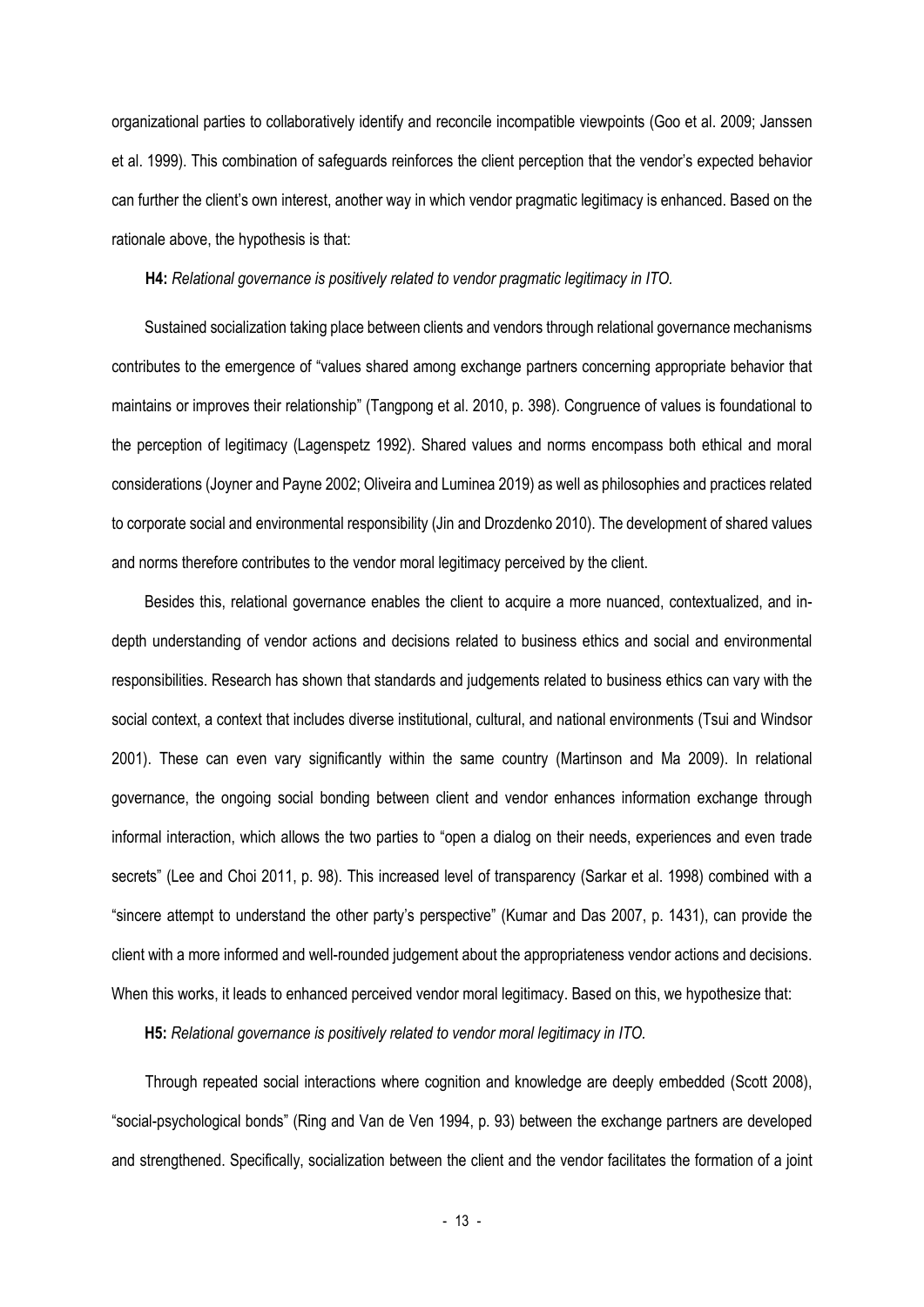organizational parties to collaboratively identify and reconcile incompatible viewpoints (Goo et al. 2009; Janssen et al. 1999). This combination of safeguards reinforces the client perception that the vendor's expected behavior can further the client's own interest, another way in which vendor pragmatic legitimacy is enhanced. Based on the rationale above, the hypothesis is that:

**H4:** *Relational governance is positively related to vendor pragmatic legitimacy in ITO.*

Sustained socialization taking place between clients and vendors through relational governance mechanisms contributes to the emergence of "values shared among exchange partners concerning appropriate behavior that maintains or improves their relationship" (Tangpong et al. 2010, p. 398). Congruence of values is foundational to the perception of legitimacy (Lagenspetz 1992). Shared values and norms encompass both ethical and moral considerations (Joyner and Payne 2002; Oliveira and Luminea 2019) as well as philosophies and practices related to corporate social and environmental responsibility (Jin and Drozdenko 2010). The development of shared values and norms therefore contributes to the vendor moral legitimacy perceived by the client.

Besides this, relational governance enables the client to acquire a more nuanced, contextualized, and in-depth understanding of vendor actions and decisions related to business ethics and social and environmental responsibilities. Research has shown that standards and judgements related to business ethics can vary with the social context, a context that includes diverse institutional, cultural, and national environments (Tsui and Windsor 2001). These can even vary significantly within the same country (Martinson and Ma 2009). In relational governance, the ongoing social bonding between client and vendor enhances information exchange through informal interaction, which allows the two parties to "open a dialog on their needs, experiences and even trade secrets" (Lee and Choi 2011, p. 98). This increased level of transparency (Sarkar et al. 1998) combined with a "sincere attempt to understand the other party's perspective" (Kumar and Das 2007, p. 1431), can provide the client with a more informed and well-rounded judgement about the appropriateness vendor actions and decisions. When this works, it leads to enhanced perceived vendor moral legitimacy. Based on this, we hypothesize that:

**H5:** *Relational governance is positively related to vendor moral legitimacy in ITO.*

Through repeated social interactions where cognition and knowledge are deeply embedded (Scott 2008), "social-psychological bonds" (Ring and Van de Ven 1994, p. 93) between the exchange partners are developed and strengthened. Specifically, socialization between the client and the vendor facilitates the formation of a joint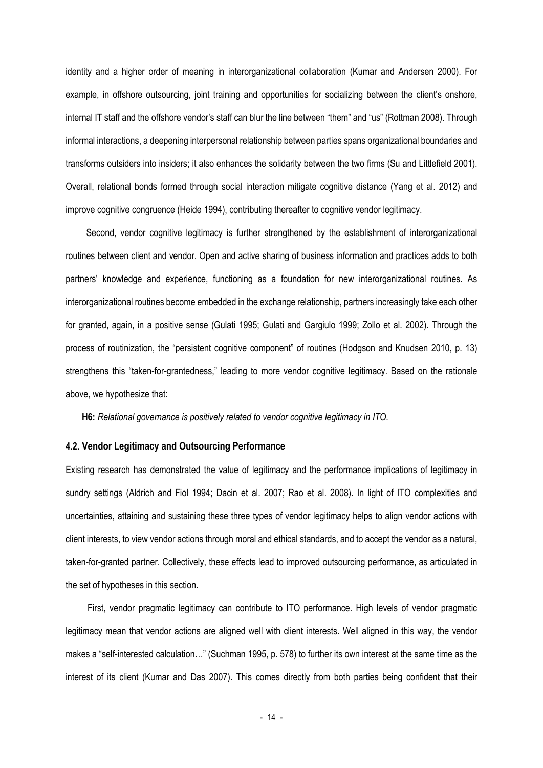identity and a higher order of meaning in interorganizational collaboration (Kumar and Andersen 2000). For example, in offshore outsourcing, joint training and opportunities for socializing between the client's onshore, internal IT staff and the offshore vendor's staff can blur the line between "them" and "us" (Rottman 2008). Through informal interactions, a deepening interpersonal relationship between parties spans organizational boundaries and transforms outsiders into insiders; it also enhances the solidarity between the two firms (Su and Littlefield 2001). Overall, relational bonds formed through social interaction mitigate cognitive distance (Yang et al. 2012) and improve cognitive congruence (Heide 1994), contributing thereafter to cognitive vendor legitimacy.

Second, vendor cognitive legitimacy is further strengthened by the establishment of interorganizational routines between client and vendor. Open and active sharing of business information and practices adds to both partners' knowledge and experience, functioning as a foundation for new interorganizational routines. As interorganizational routines become embedded in the exchange relationship, partners increasingly take each other for granted, again, in a positive sense (Gulati 1995; Gulati and Gargiulo 1999; Zollo et al. 2002). Through the process of routinization, the "persistent cognitive component" of routines (Hodgson and Knudsen 2010, p. 13) strengthens this "taken-for-grantedness," leading to more vendor cognitive legitimacy. Based on the rationale above, we hypothesize that:

**H6:** *Relational governance is positively related to vendor cognitive legitimacy in ITO.*

### 4.2. Vendor Legitimacy and Outsourcing Performance

Existing research has demonstrated the value of legitimacy and the performance implications of legitimacy in sundry settings (Aldrich and Fiol 1994; Dacin et al. 2007; Rao et al. 2008). In light of ITO complexities and uncertainties, attaining and sustaining these three types of vendor legitimacy helps to align vendor actions with client interests, to view vendor actions through moral and ethical standards, and to accept the vendor as a natural, taken-for-granted partner. Collectively, these effects lead to improved outsourcing performance, as articulated in the set of hypotheses in this section.

First, vendor pragmatic legitimacy can contribute to ITO performance. High levels of vendor pragmatic legitimacy mean that vendor actions are aligned well with client interests. Well aligned in this way, the vendor makes a "self-interested calculation…" (Suchman 1995, p. 578) to further its own interest at the same time as the interest of its client (Kumar and Das 2007). This comes directly from both parties being confident that their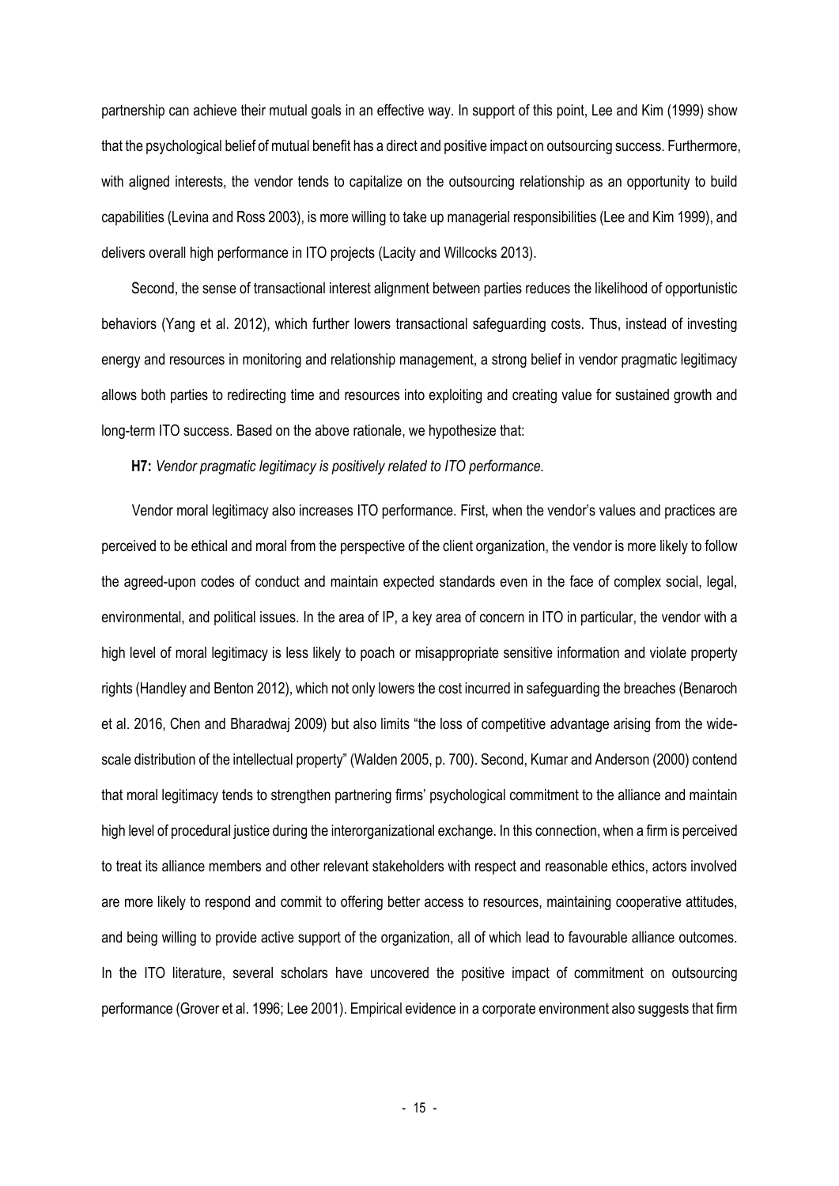partnership can achieve their mutual goals in an effective way. In support of this point, Lee and Kim (1999) show that the psychological belief of mutual benefit has a direct and positive impact on outsourcing success. Furthermore, with aligned interests, the vendor tends to capitalize on the outsourcing relationship as an opportunity to build capabilities (Levina and Ross 2003), is more willing to take up managerial responsibilities (Lee and Kim 1999), and delivers overall high performance in ITO projects (Lacity and Willcocks 2013).

Second, the sense of transactional interest alignment between parties reduces the likelihood of opportunistic behaviors (Yang et al. 2012), which further lowers transactional safeguarding costs. Thus, instead of investing energy and resources in monitoring and relationship management, a strong belief in vendor pragmatic legitimacy allows both parties to redirecting time and resources into exploiting and creating value for sustained growth and long-term ITO success. Based on the above rationale, we hypothesize that:

**H7:** *Vendor pragmatic legitimacy is positively related to ITO performance.*

Vendor moral legitimacy also increases ITO performance. First, when the vendor's values and practices are perceived to be ethical and moral from the perspective of the client organization, the vendor is more likely to follow the agreed-upon codes of conduct and maintain expected standards even in the face of complex social, legal, environmental, and political issues. In the area of IP, a key area of concern in ITO in particular, the vendor with a high level of moral legitimacy is less likely to poach or misappropriate sensitive information and violate property rights (Handley and Benton 2012), which not only lowers the cost incurred in safeguarding the breaches (Benaroch et al. 2016, Chen and Bharadwaj 2009) but also limits "the loss of competitive advantage arising from the wide-scale distribution of the intellectual property" (Walden 2005, p. 700). Second, Kumar and Anderson (2000) contend that moral legitimacy tends to strengthen partnering firms' psychological commitment to the alliance and maintain high level of procedural justice during the interorganizational exchange. In this connection, when a firm is perceived to treat its alliance members and other relevant stakeholders with respect and reasonable ethics, actors involved are more likely to respond and commit to offering better access to resources, maintaining cooperative attitudes, and being willing to provide active support of the organization, all of which lead to favourable alliance outcomes. In the ITO literature, several scholars have uncovered the positive impact of commitment on outsourcing performance (Grover et al. 1996; Lee 2001). Empirical evidence in a corporate environment also suggests that firm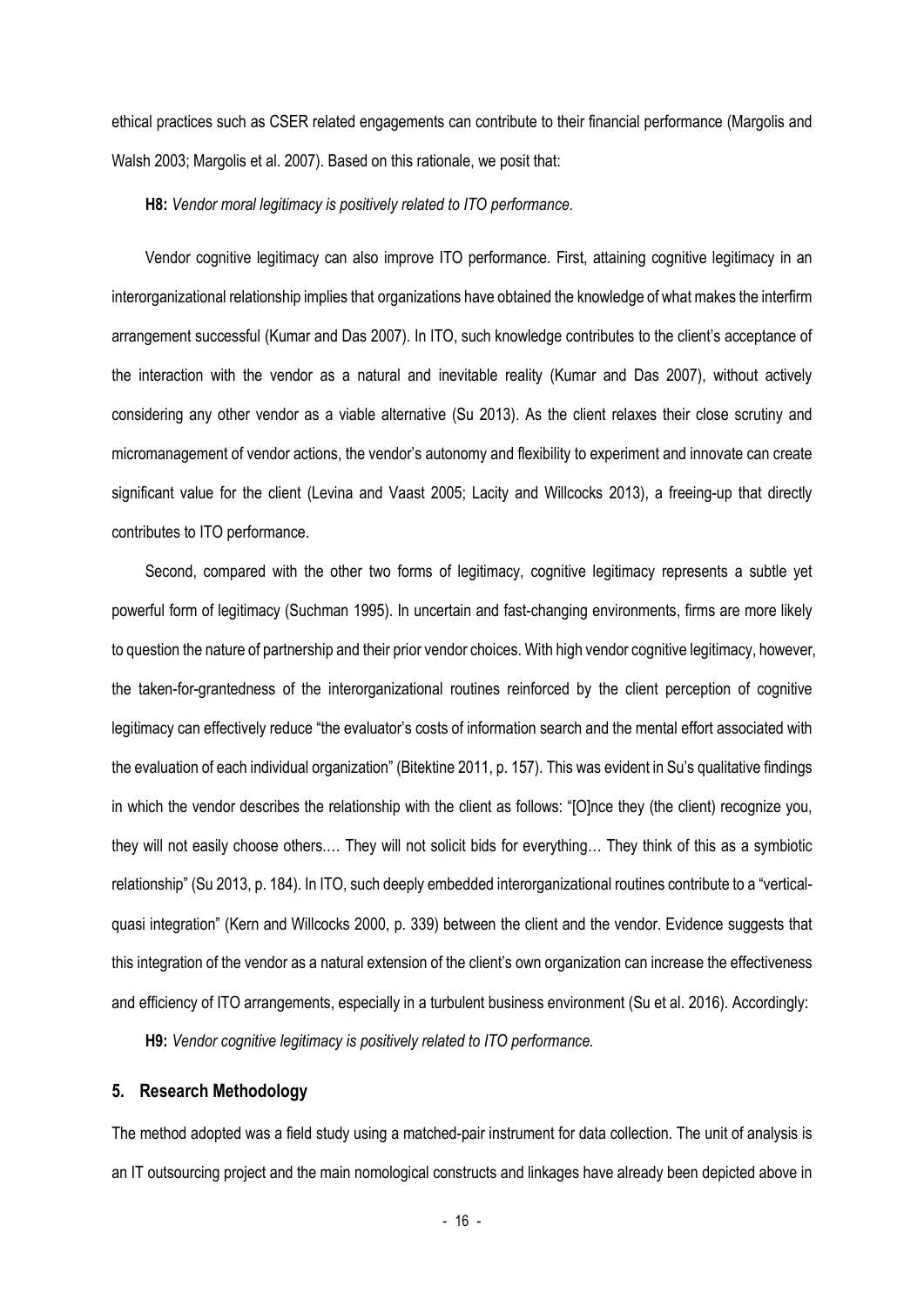ethical practices such as CSER related engagements can contribute to their financial performance (Margolis and Walsh 2003; Margolis et al. 2007). Based on this rationale, we posit that:

**H8:** *Vendor moral legitimacy is positively related to ITO performance.*

Vendor cognitive legitimacy can also improve ITO performance. First, attaining cognitive legitimacy in an interorganizational relationship implies that organizations have obtained the knowledge of what makes the interfirm arrangement successful (Kumar and Das 2007). In ITO, such knowledge contributes to the client's acceptance of the interaction with the vendor as a natural and inevitable reality (Kumar and Das 2007), without actively considering any other vendor as a viable alternative (Su 2013). As the client relaxes their close scrutiny and micromanagement of vendor actions, the vendor's autonomy and flexibility to experiment and innovate can create significant value for the client (Levina and Vaast 2005; Lacity and Willcocks 2013), a freeing-up that directly contributes to ITO performance.

Second, compared with the other two forms of legitimacy, cognitive legitimacy represents a subtle yet powerful form of legitimacy (Suchman 1995). In uncertain and fast-changing environments, firms are more likely to question the nature of partnership and their prior vendor choices. With high vendor cognitive legitimacy, however, the taken-for-grantedness of the interorganizational routines reinforced by the client perception of cognitive legitimacy can effectively reduce "the evaluator's costs of information search and the mental effort associated with the evaluation of each individual organization" (Bitektine 2011, p. 157). This was evident in Su's qualitative findings in which the vendor describes the relationship with the client as follows: "[O]nce they (the client) recognize you, they will not easily choose others.… They will not solicit bids for everything… They think of this as a symbiotic relationship" (Su 2013, p. 184). In ITO, such deeply embedded interorganizational routines contribute to a "vertical-quasi integration" (Kern and Willcocks 2000, p. 339) between the client and the vendor. Evidence suggests that this integration of the vendor as a natural extension of the client's own organization can increase the effectiveness and efficiency of ITO arrangements, especially in a turbulent business environment (Su et al. 2016). Accordingly:

**H9:** *Vendor cognitive legitimacy is positively related to ITO performance.*

## 5. Research Methodology

The method adopted was a field study using a matched-pair instrument for data collection. The unit of analysis is an IT outsourcing project and the main nomological constructs and linkages have already been depicted above in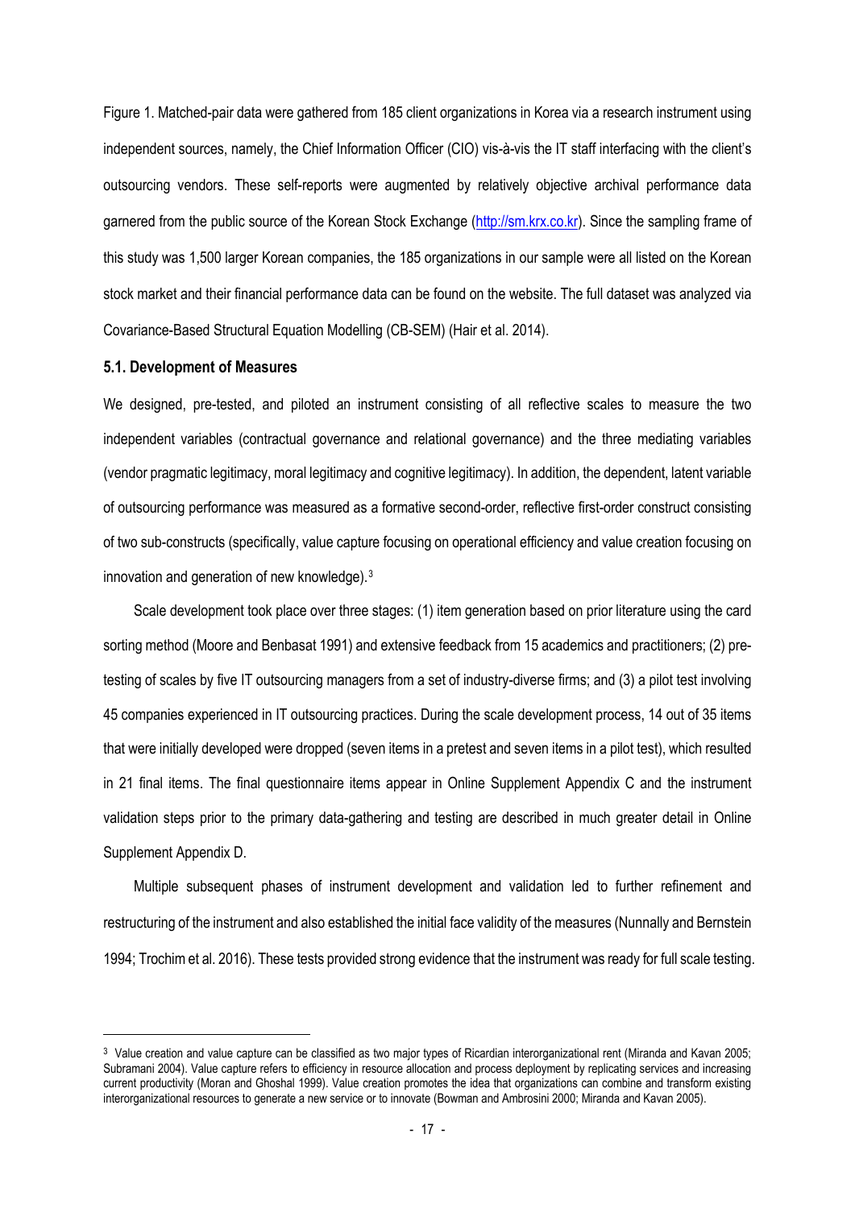Figure 1. Matched-pair data were gathered from 185 client organizations in Korea via a research instrument using independent sources, namely, the Chief Information Officer (CIO) vis-à-vis the IT staff interfacing with the client's outsourcing vendors. These self-reports were augmented by relatively objective archival performance data garnered from the public source of the Korean Stock Exchange (http://sm.krx.co.kr). Since the sampling frame of this study was 1,500 larger Korean companies, the 185 organizations in our sample were all listed on the Korean stock market and their financial performance data can be found on the website. The full dataset was analyzed via Covariance-Based Structural Equation Modelling (CB-SEM) (Hair et al. 2014).

### 5.1. Development of Measures

We designed, pre-tested, and piloted an instrument consisting of all reflective scales to measure the two independent variables (contractual governance and relational governance) and the three mediating variables (vendor pragmatic legitimacy, moral legitimacy and cognitive legitimacy). In addition, the dependent, latent variable of outsourcing performance was measured as a formative second-order, reflective first-order construct consisting of two sub-constructs (specifically, value capture focusing on operational efficiency and value creation focusing on innovation and generation of new knowledge).[3]

Scale development took place over three stages: (1) item generation based on prior literature using the card sorting method (Moore and Benbasat 1991) and extensive feedback from 15 academics and practitioners; (2) pre-testing of scales by five IT outsourcing managers from a set of industry-diverse firms; and (3) a pilot test involving 45 companies experienced in IT outsourcing practices. During the scale development process, 14 out of 35 items that were initially developed were dropped (seven items in a pretest and seven items in a pilot test), which resulted in 21 final items. The final questionnaire items appear in Online Supplement Appendix C and the instrument validation steps prior to the primary data-gathering and testing are described in much greater detail in Online Supplement Appendix D.

Multiple subsequent phases of instrument development and validation led to further refinement and restructuring of the instrument and also established the initial face validity of the measures (Nunnally and Bernstein 1994; Trochim et al. 2016). These tests provided strong evidence that the instrument was ready for full scale testing.

[3] Value creation and value capture can be classified as two major types of Ricardian interorganizational rent (Miranda and Kavan 2005; Subramani 2004). Value capture refers to efficiency in resource allocation and process deployment by replicating services and increasing current productivity (Moran and Ghoshal 1999). Value creation promotes the idea that organizations can combine and transform existing interorganizational resources to generate a new service or to innovate (Bowman and Ambrosini 2000; Miranda and Kavan 2005).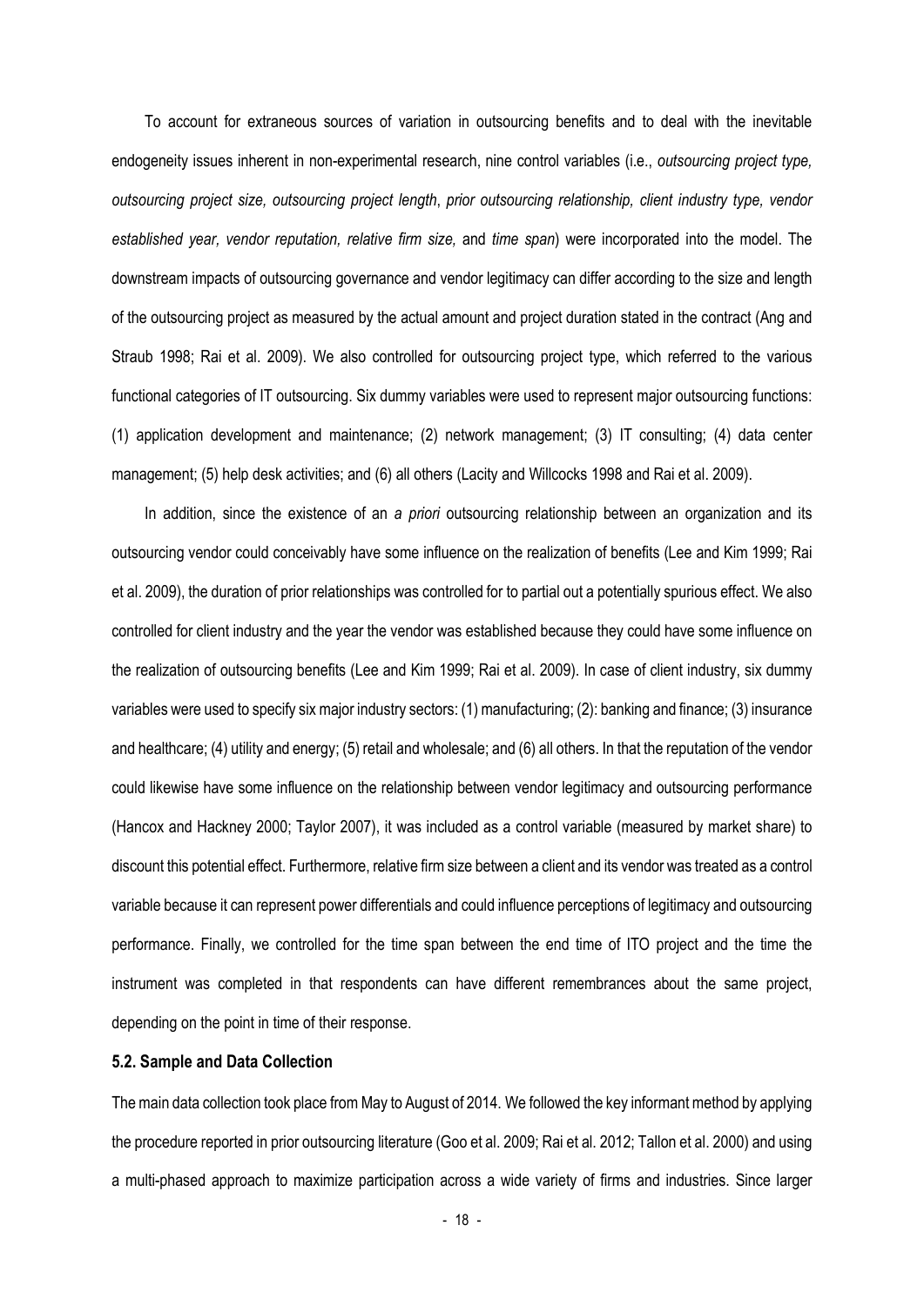To account for extraneous sources of variation in outsourcing benefits and to deal with the inevitable endogeneity issues inherent in non-experimental research, nine control variables (i.e., *outsourcing project type, outsourcing project size, outsourcing project length*, *prior outsourcing relationship, client industry type, vendor established year, vendor reputation, relative firm size,* and *time span*) were incorporated into the model. The downstream impacts of outsourcing governance and vendor legitimacy can differ according to the size and length of the outsourcing project as measured by the actual amount and project duration stated in the contract (Ang and Straub 1998; Rai et al. 2009). We also controlled for outsourcing project type, which referred to the various functional categories of IT outsourcing. Six dummy variables were used to represent major outsourcing functions: (1) application development and maintenance; (2) network management; (3) IT consulting; (4) data center management; (5) help desk activities; and (6) all others (Lacity and Willcocks 1998 and Rai et al. 2009).

In addition, since the existence of an *a priori* outsourcing relationship between an organization and its outsourcing vendor could conceivably have some influence on the realization of benefits (Lee and Kim 1999; Rai et al. 2009), the duration of prior relationships was controlled for to partial out a potentially spurious effect. We also controlled for client industry and the year the vendor was established because they could have some influence on the realization of outsourcing benefits (Lee and Kim 1999; Rai et al. 2009). In case of client industry, six dummy variables were used to specify six major industry sectors: (1) manufacturing; (2): banking and finance; (3) insurance and healthcare; (4) utility and energy; (5) retail and wholesale; and (6) all others. In that the reputation of the vendor could likewise have some influence on the relationship between vendor legitimacy and outsourcing performance (Hancox and Hackney 2000; Taylor 2007), it was included as a control variable (measured by market share) to discount this potential effect. Furthermore, relative firm size between a client and its vendor was treated as a control variable because it can represent power differentials and could influence perceptions of legitimacy and outsourcing performance. Finally, we controlled for the time span between the end time of ITO project and the time the instrument was completed in that respondents can have different remembrances about the same project, depending on the point in time of their response.

#### 5.2. Sample and Data Collection

The main data collection took place from May to August of 2014. We followed the key informant method by applying the procedure reported in prior outsourcing literature (Goo et al. 2009; Rai et al. 2012; Tallon et al. 2000) and using a multi-phased approach to maximize participation across a wide variety of firms and industries. Since larger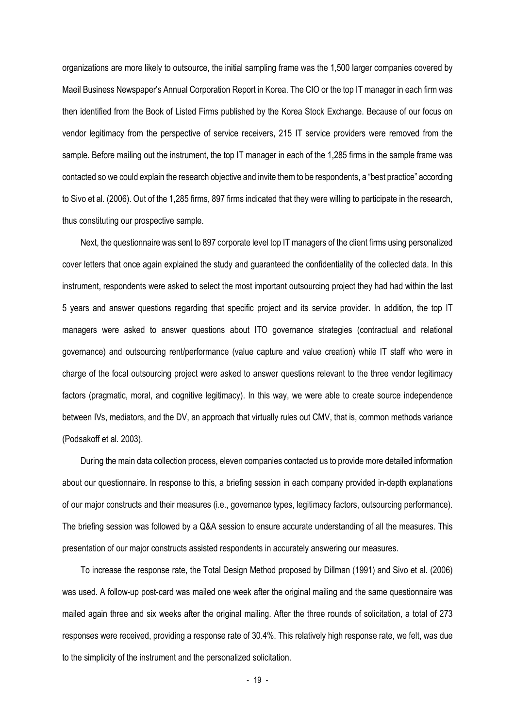organizations are more likely to outsource, the initial sampling frame was the 1,500 larger companies covered by Maeil Business Newspaper's Annual Corporation Report in Korea. The CIO or the top IT manager in each firm was then identified from the Book of Listed Firms published by the Korea Stock Exchange. Because of our focus on vendor legitimacy from the perspective of service receivers, 215 IT service providers were removed from the sample. Before mailing out the instrument, the top IT manager in each of the 1,285 firms in the sample frame was contacted so we could explain the research objective and invite them to be respondents, a "best practice" according to Sivo et al. (2006). Out of the 1,285 firms, 897 firms indicated that they were willing to participate in the research, thus constituting our prospective sample.

Next, the questionnaire was sent to 897 corporate level top IT managers of the client firms using personalized cover letters that once again explained the study and guaranteed the confidentiality of the collected data. In this instrument, respondents were asked to select the most important outsourcing project they had had within the last 5 years and answer questions regarding that specific project and its service provider. In addition, the top IT managers were asked to answer questions about ITO governance strategies (contractual and relational governance) and outsourcing rent/performance (value capture and value creation) while IT staff who were in charge of the focal outsourcing project were asked to answer questions relevant to the three vendor legitimacy factors (pragmatic, moral, and cognitive legitimacy). In this way, we were able to create source independence between IVs, mediators, and the DV, an approach that virtually rules out CMV, that is, common methods variance (Podsakoff et al. 2003).

During the main data collection process, eleven companies contacted us to provide more detailed information about our questionnaire. In response to this, a briefing session in each company provided in-depth explanations of our major constructs and their measures (i.e., governance types, legitimacy factors, outsourcing performance). The briefing session was followed by a Q&A session to ensure accurate understanding of all the measures. This presentation of our major constructs assisted respondents in accurately answering our measures.

To increase the response rate, the Total Design Method proposed by Dillman (1991) and Sivo et al. (2006) was used. A follow-up post-card was mailed one week after the original mailing and the same questionnaire was mailed again three and six weeks after the original mailing. After the three rounds of solicitation, a total of 273 responses were received, providing a response rate of 30.4%. This relatively high response rate, we felt, was due to the simplicity of the instrument and the personalized solicitation.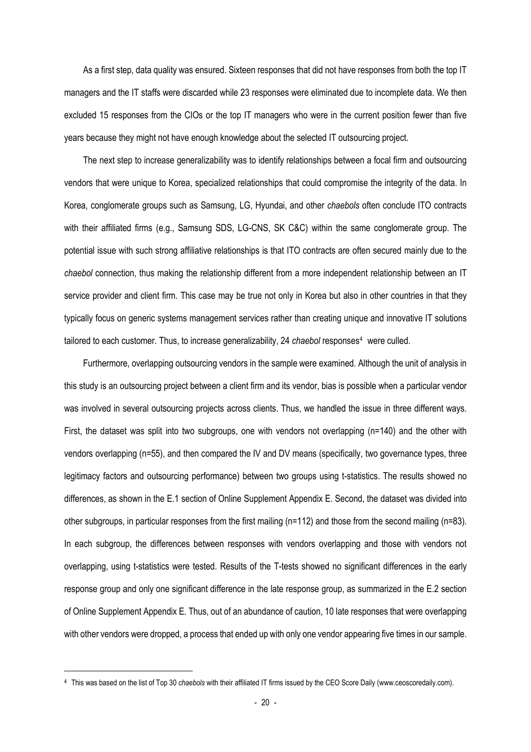As a first step, data quality was ensured. Sixteen responses that did not have responses from both the top IT managers and the IT staffs were discarded while 23 responses were eliminated due to incomplete data. We then excluded 15 responses from the CIOs or the top IT managers who were in the current position fewer than five years because they might not have enough knowledge about the selected IT outsourcing project.

The next step to increase generalizability was to identify relationships between a focal firm and outsourcing vendors that were unique to Korea, specialized relationships that could compromise the integrity of the data. In Korea, conglomerate groups such as Samsung, LG, Hyundai, and other *chaebols* often conclude ITO contracts with their affiliated firms (e.g., Samsung SDS, LG-CNS, SK C&C) within the same conglomerate group. The potential issue with such strong affiliative relationships is that ITO contracts are often secured mainly due to the *chaebol* connection, thus making the relationship different from a more independent relationship between an IT service provider and client firm. This case may be true not only in Korea but also in other countries in that they typically focus on generic systems management services rather than creating unique and innovative IT solutions tailored to each customer. Thus, to increase generalizability, 24 *chaebol* responses[4] were culled.

Furthermore, overlapping outsourcing vendors in the sample were examined. Although the unit of analysis in this study is an outsourcing project between a client firm and its vendor, bias is possible when a particular vendor was involved in several outsourcing projects across clients. Thus, we handled the issue in three different ways. First, the dataset was split into two subgroups, one with vendors not overlapping (n=140) and the other with vendors overlapping (n=55), and then compared the IV and DV means (specifically, two governance types, three legitimacy factors and outsourcing performance) between two groups using t-statistics. The results showed no differences, as shown in the E.1 section of Online Supplement Appendix E. Second, the dataset was divided into other subgroups, in particular responses from the first mailing (n=112) and those from the second mailing (n=83). In each subgroup, the differences between responses with vendors overlapping and those with vendors not overlapping, using t-statistics were tested. Results of the T-tests showed no significant differences in the early response group and only one significant difference in the late response group, as summarized in the E.2 section of Online Supplement Appendix E. Thus, out of an abundance of caution, 10 late responses that were overlapping with other vendors were dropped, a process that ended up with only one vendor appearing five times in our sample.

---

[4] This was based on the list of Top 30 *chaebols* with their affiliated IT firms issued by the CEO Score Daily (www.ceoscoredaily.com).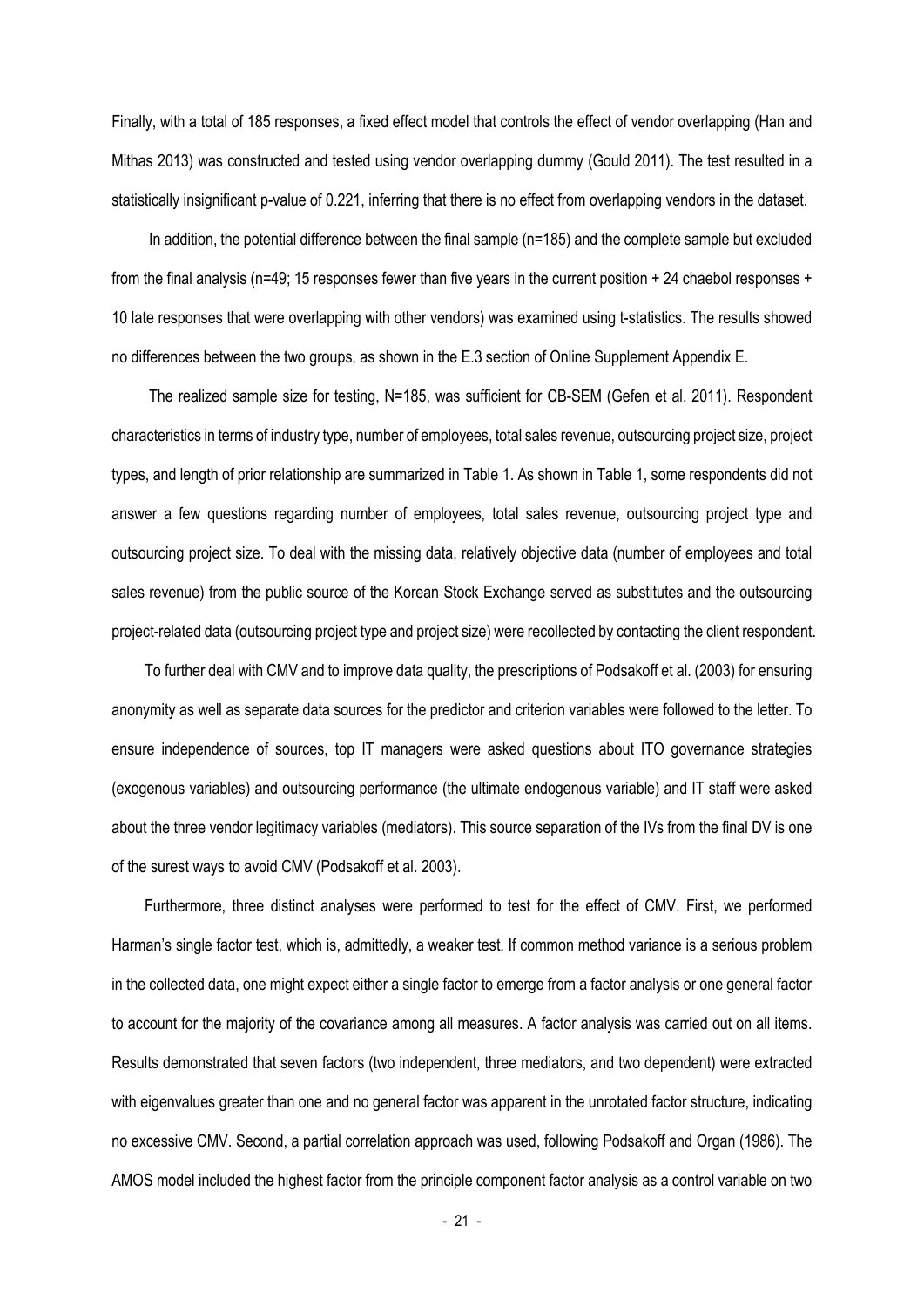Finally, with a total of 185 responses, a fixed effect model that controls the effect of vendor overlapping (Han and Mithas 2013) was constructed and tested using vendor overlapping dummy (Gould 2011). The test resulted in a statistically insignificant p-value of 0.221, inferring that there is no effect from overlapping vendors in the dataset.

In addition, the potential difference between the final sample (n=185) and the complete sample but excluded from the final analysis (n=49; 15 responses fewer than five years in the current position + 24 chaebol responses + 10 late responses that were overlapping with other vendors) was examined using t-statistics. The results showed no differences between the two groups, as shown in the E.3 section of Online Supplement Appendix E.

The realized sample size for testing, N=185, was sufficient for CB-SEM (Gefen et al. 2011). Respondent characteristics in terms of industry type, number of employees, total sales revenue, outsourcing project size, project types, and length of prior relationship are summarized in Table 1. As shown in Table 1, some respondents did not answer a few questions regarding number of employees, total sales revenue, outsourcing project type and outsourcing project size. To deal with the missing data, relatively objective data (number of employees and total sales revenue) from the public source of the Korean Stock Exchange served as substitutes and the outsourcing project-related data (outsourcing project type and project size) were recollected by contacting the client respondent.

To further deal with CMV and to improve data quality, the prescriptions of Podsakoff et al. (2003) for ensuring anonymity as well as separate data sources for the predictor and criterion variables were followed to the letter. To ensure independence of sources, top IT managers were asked questions about ITO governance strategies (exogenous variables) and outsourcing performance (the ultimate endogenous variable) and IT staff were asked about the three vendor legitimacy variables (mediators). This source separation of the IVs from the final DV is one of the surest ways to avoid CMV (Podsakoff et al. 2003).

Furthermore, three distinct analyses were performed to test for the effect of CMV. First, we performed Harman's single factor test, which is, admittedly, a weaker test. If common method variance is a serious problem in the collected data, one might expect either a single factor to emerge from a factor analysis or one general factor to account for the majority of the covariance among all measures. A factor analysis was carried out on all items. Results demonstrated that seven factors (two independent, three mediators, and two dependent) were extracted with eigenvalues greater than one and no general factor was apparent in the unrotated factor structure, indicating no excessive CMV. Second, a partial correlation approach was used, following Podsakoff and Organ (1986). The AMOS model included the highest factor from the principle component factor analysis as a control variable on two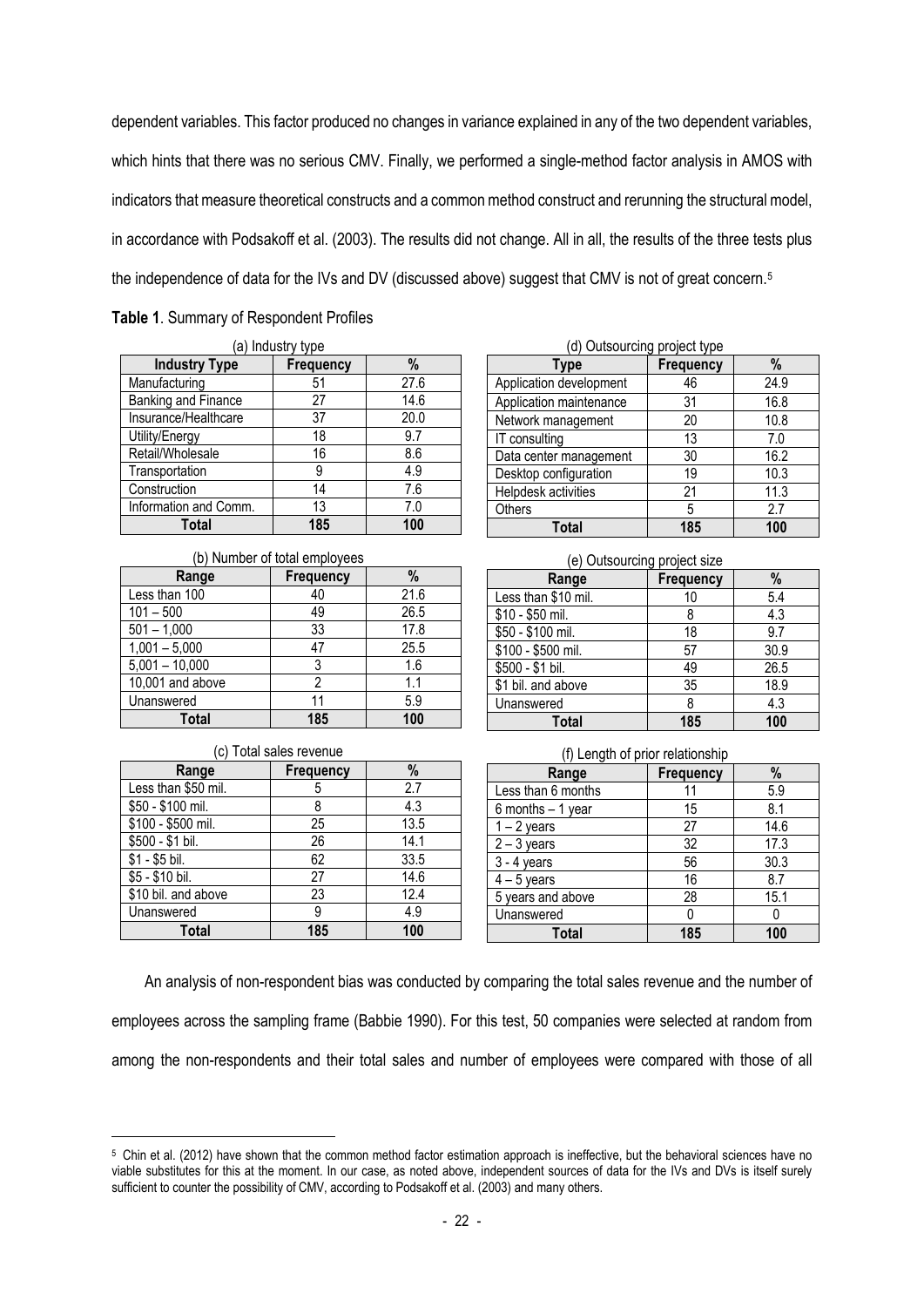dependent variables. This factor produced no changes in variance explained in any of the two dependent variables, which hints that there was no serious CMV. Finally, we performed a single-method factor analysis in AMOS with indicators that measure theoretical constructs and a common method construct and rerunning the structural model, in accordance with Podsakoff et al. (2003). The results did not change. All in all, the results of the three tests plus the independence of data for the IVs and DV (discussed above) suggest that CMV is not of great concern.[5]

**Table 1**. Summary of Respondent Profiles

(a) Industry type

| Industry Type | Frequency | % |
|---|---|---|
| Manufacturing | 51 | 27.6 |
| Banking and Finance | 27 | 14.6 |
| Insurance/Healthcare | 37 | 20.0 |
| Utility/Energy | 18 | 9.7 |
| Retail/Wholesale | 16 | 8.6 |
| Transportation | 9 | 4.9 |
| Construction | 14 | 7.6 |
| Information and Comm. | 13 | 7.0 |
| **Total** | **185** | **100** |

(b) Number of total employees

| Range | Frequency | % |
|---|---|---|
| Less than 100 | 40 | 21.6 |
| 101 – 500 | 49 | 26.5 |
| 501 – 1,000 | 33 | 17.8 |
| 1,001 – 5,000 | 47 | 25.5 |
| 5,001 – 10,000 | 3 | 1.6 |
| 10,001 and above | 2 | 1.1 |
| Unanswered | 11 | 5.9 |
| **Total** | **185** | **100** |

(c) Total sales revenue

| Range | Frequency | % |
|---|---|---|
| Less than $50 mil. | 5 | 2.7 |
| $50 - $100 mil. | 8 | 4.3 |
| $100 - $500 mil. | 25 | 13.5 |
| $500 - $1 bil. | 26 | 14.1 |
| $1 - $5 bil. | 62 | 33.5 |
| $5 - $10 bil. | 27 | 14.6 |
| $10 bil. and above | 23 | 12.4 |
| Unanswered | 9 | 4.9 |
| **Total** | **185** | **100** |

(d) Outsourcing project type

| Type | Frequency | % |
|---|---|---|
| Application development | 46 | 24.9 |
| Application maintenance | 31 | 16.8 |
| Network management | 20 | 10.8 |
| IT consulting | 13 | 7.0 |
| Data center management | 30 | 16.2 |
| Desktop configuration | 19 | 10.3 |
| Helpdesk activities | 21 | 11.3 |
| Others | 5 | 2.7 |
| **Total** | **185** | **100** |

(e) Outsourcing project size

| Range | Frequency | % |
|---|---|---|
| Less than $10 mil. | 10 | 5.4 |
| $10 - $50 mil. | 8 | 4.3 |
| $50 - $100 mil. | 18 | 9.7 |
| $100 - $500 mil. | 57 | 30.9 |
| $500 - $1 bil. | 49 | 26.5 |
| $1 bil. and above | 35 | 18.9 |
| Unanswered | 8 | 4.3 |
| **Total** | **185** | **100** |

(f) Length of prior relationship

| Range | Frequency | % |
|---|---|---|
| Less than 6 months | 11 | 5.9 |
| 6 months – 1 year | 15 | 8.1 |
| 1 – 2 years | 27 | 14.6 |
| 2 – 3 years | 32 | 17.3 |
| 3 - 4 years | 56 | 30.3 |
| 4 – 5 years | 16 | 8.7 |
| 5 years and above | 28 | 15.1 |
| Unanswered | 0 | 0 |
| **Total** | **185** | **100** |

An analysis of non-respondent bias was conducted by comparing the total sales revenue and the number of employees across the sampling frame (Babbie 1990). For this test, 50 companies were selected at random from among the non-respondents and their total sales and number of employees were compared with those of all

[5] Chin et al. (2012) have shown that the common method factor estimation approach is ineffective, but the behavioral sciences have no viable substitutes for this at the moment. In our case, as noted above, independent sources of data for the IVs and DVs is itself surely sufficient to counter the possibility of CMV, according to Podsakoff et al. (2003) and many others.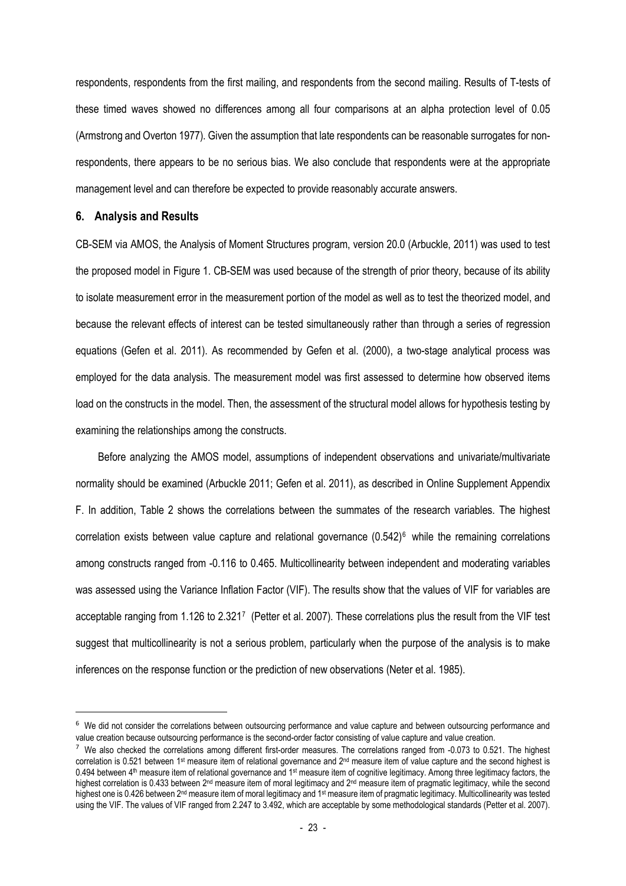respondents, respondents from the first mailing, and respondents from the second mailing. Results of T-tests of these timed waves showed no differences among all four comparisons at an alpha protection level of 0.05 (Armstrong and Overton 1977). Given the assumption that late respondents can be reasonable surrogates for non-respondents, there appears to be no serious bias. We also conclude that respondents were at the appropriate management level and can therefore be expected to provide reasonably accurate answers.

## 6. Analysis and Results

CB-SEM via AMOS, the Analysis of Moment Structures program, version 20.0 (Arbuckle, 2011) was used to test the proposed model in Figure 1. CB-SEM was used because of the strength of prior theory, because of its ability to isolate measurement error in the measurement portion of the model as well as to test the theorized model, and because the relevant effects of interest can be tested simultaneously rather than through a series of regression equations (Gefen et al. 2011). As recommended by Gefen et al. (2000), a two-stage analytical process was employed for the data analysis. The measurement model was first assessed to determine how observed items load on the constructs in the model. Then, the assessment of the structural model allows for hypothesis testing by examining the relationships among the constructs.

Before analyzing the AMOS model, assumptions of independent observations and univariate/multivariate normality should be examined (Arbuckle 2011; Gefen et al. 2011), as described in Online Supplement Appendix F. In addition, Table 2 shows the correlations between the summates of the research variables. The highest correlation exists between value capture and relational governance (0.542)[6] while the remaining correlations among constructs ranged from -0.116 to 0.465. Multicollinearity between independent and moderating variables was assessed using the Variance Inflation Factor (VIF). The results show that the values of VIF for variables are acceptable ranging from 1.126 to 2.321[7] (Petter et al. 2007). These correlations plus the result from the VIF test suggest that multicollinearity is not a serious problem, particularly when the purpose of the analysis is to make inferences on the response function or the prediction of new observations (Neter et al. 1985).

---

[6] We did not consider the correlations between outsourcing performance and value capture and between outsourcing performance and value creation because outsourcing performance is the second-order factor consisting of value capture and value creation.

[7] We also checked the correlations among different first-order measures. The correlations ranged from -0.073 to 0.521. The highest correlation is 0.521 between 1st measure item of relational governance and 2nd measure item of value capture and the second highest is 0.494 between 4th measure item of relational governance and 1st measure item of cognitive legitimacy. Among three legitimacy factors, the highest correlation is 0.433 between 2nd measure item of moral legitimacy and 2nd measure item of pragmatic legitimacy, while the second highest one is 0.426 between 2nd measure item of moral legitimacy and 1st measure item of pragmatic legitimacy. Multicollinearity was tested using the VIF. The values of VIF ranged from 2.247 to 3.492, which are acceptable by some methodological standards (Petter et al. 2007).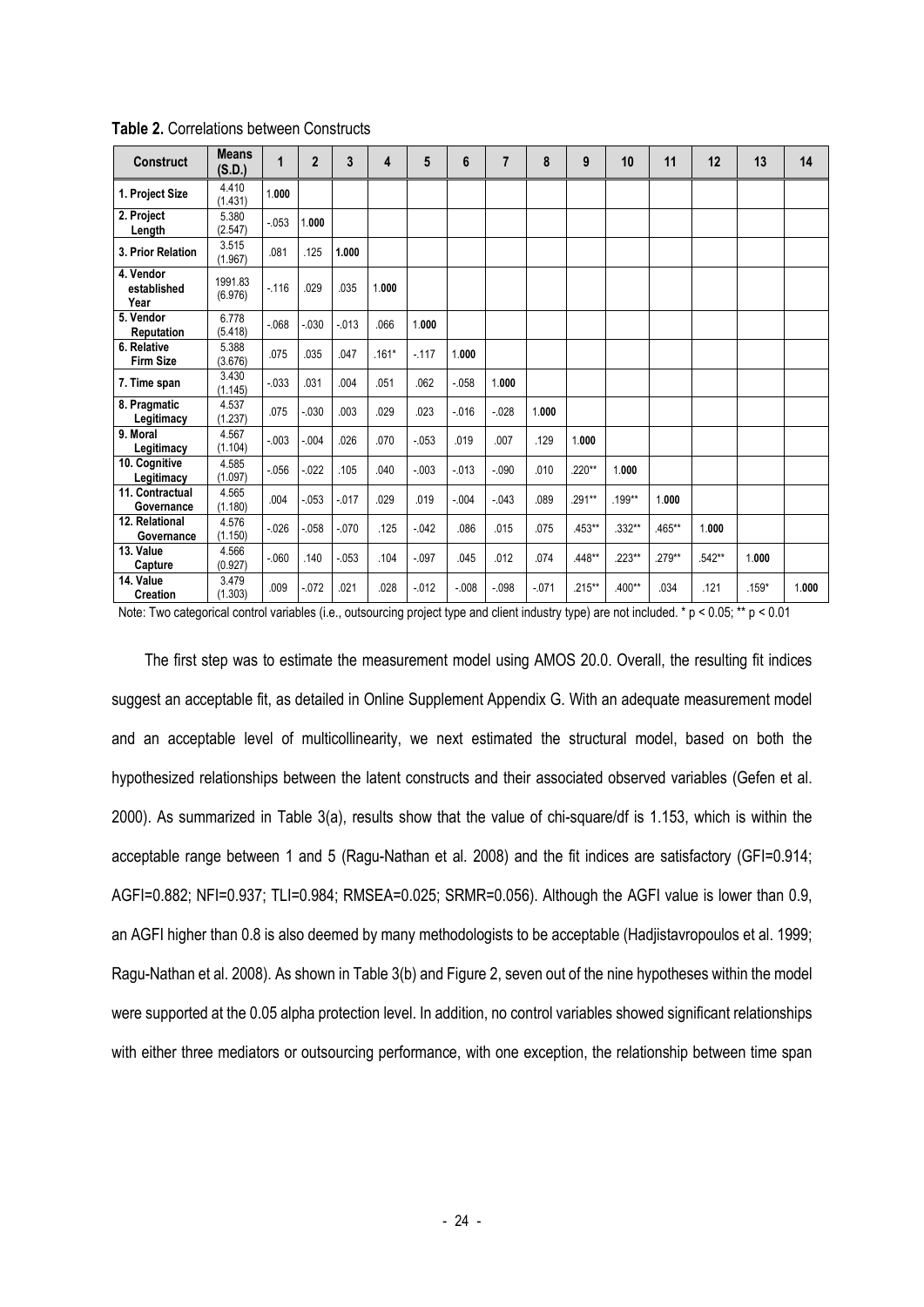**Table 2.** Correlations between Constructs

| Construct | Means (S.D.) | 1 | 2 | 3 | 4 | 5 | 6 | 7 | 8 | 9 | 10 | 11 | 12 | 13 | 14 |
|---|---|---|---|---|---|---|---|---|---|---|---|---|---|---|---|
| 1. Project Size | 4.410 (1.431) | 1.000 | | | | | | | | | | | | | |
| 2. Project Length | 5.380 (2.547) | -.053 | 1.000 | | | | | | | | | | | | |
| 3. Prior Relation | 3.515 (1.967) | .081 | .125 | 1.000 | | | | | | | | | | | |
| 4. Vendor established Year | 1991.83 (6.976) | -.116 | .029 | .035 | 1.000 | | | | | | | | | | |
| 5. Vendor Reputation | 6.778 (5.418) | -.068 | -.030 | -.013 | .066 | 1.000 | | | | | | | | | |
| 6. Relative Firm Size | 5.388 (3.676) | .075 | .035 | .047 | .161* | -.117 | 1.000 | | | | | | | | |
| 7. Time span | 3.430 (1.145) | -.033 | .031 | .004 | .051 | .062 | -.058 | 1.000 | | | | | | | |
| 8. Pragmatic Legitimacy | 4.537 (1.237) | .075 | -.030 | .003 | .029 | .023 | -.016 | -.028 | 1.000 | | | | | | |
| 9. Moral Legitimacy | 4.567 (1.104) | -.003 | -.004 | .026 | .070 | -.053 | .019 | .007 | .129 | 1.000 | | | | | |
| 10. Cognitive Legitimacy | 4.585 (1.097) | -.056 | -.022 | .105 | .040 | -.003 | -.013 | -.090 | .010 | .220** | 1.000 | | | | |
| 11. Contractual Governance | 4.565 (1.180) | .004 | -.053 | -.017 | .029 | .019 | -.004 | -.043 | .089 | .291** | .199** | 1.000 | | | |
| 12. Relational Governance | 4.576 (1.150) | -.026 | -.058 | -.070 | .125 | -.042 | .086 | .015 | .075 | .453** | .332** | .465** | 1.000 | | |
| 13. Value Capture | 4.566 (0.927) | -.060 | .140 | -.053 | .104 | -.097 | .045 | .012 | .074 | .448** | .223** | .279** | .542** | 1.000 | |
| 14. Value Creation | 3.479 (1.303) | .009 | -.072 | .021 | .028 | -.012 | -.008 | -.098 | -.071 | .215** | .400** | .034 | .121 | .159* | 1.000 |

Note: Two categorical control variables (i.e., outsourcing project type and client industry type) are not included. * $p < 0.05$; ** $p < 0.01$

The first step was to estimate the measurement model using AMOS 20.0. Overall, the resulting fit indices suggest an acceptable fit, as detailed in Online Supplement Appendix G. With an adequate measurement model and an acceptable level of multicollinearity, we next estimated the structural model, based on both the hypothesized relationships between the latent constructs and their associated observed variables (Gefen et al. 2000). As summarized in Table 3(a), results show that the value of chi-square/df is 1.153, which is within the acceptable range between 1 and 5 (Ragu-Nathan et al. 2008) and the fit indices are satisfactory (GFI=0.914; AGFI=0.882; NFI=0.937; TLI=0.984; RMSEA=0.025; SRMR=0.056). Although the AGFI value is lower than 0.9, an AGFI higher than 0.8 is also deemed by many methodologists to be acceptable (Hadjistavropoulos et al. 1999; Ragu-Nathan et al. 2008). As shown in Table 3(b) and Figure 2, seven out of the nine hypotheses within the model were supported at the 0.05 alpha protection level. In addition, no control variables showed significant relationships with either three mediators or outsourcing performance, with one exception, the relationship between time span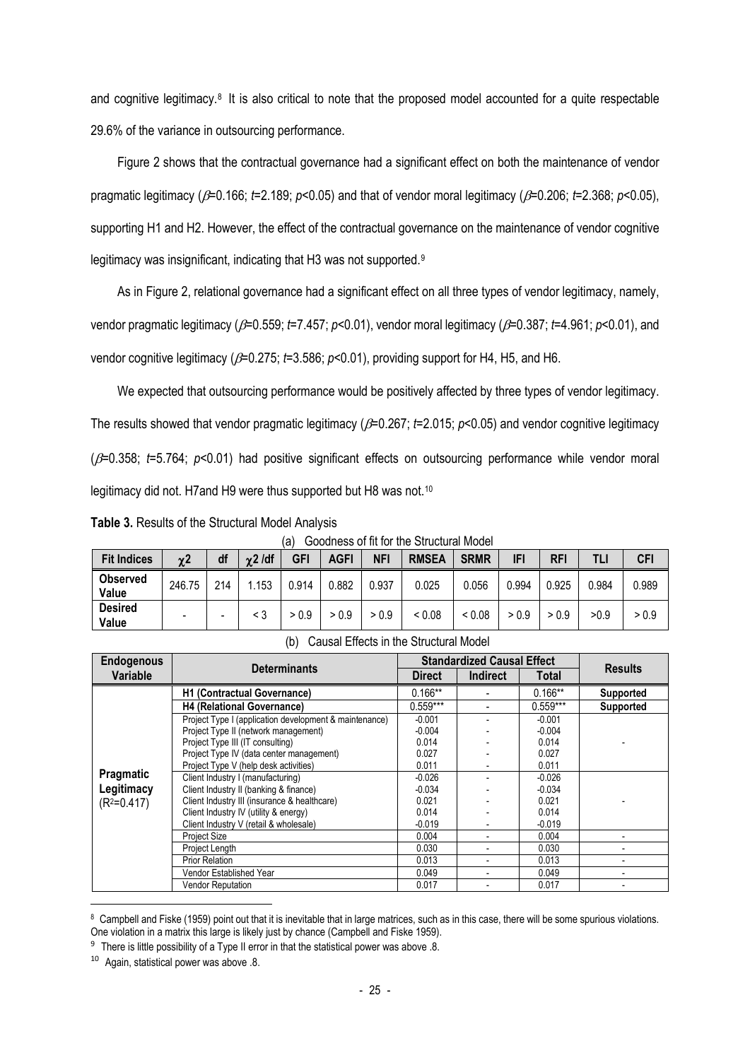and cognitive legitimacy.[8] It is also critical to note that the proposed model accounted for a quite respectable 29.6% of the variance in outsourcing performance.

Figure 2 shows that the contractual governance had a significant effect on both the maintenance of vendor pragmatic legitimacy ($\beta$=0.166; $t$=2.189; $p$<0.05) and that of vendor moral legitimacy ($\beta$=0.206; $t$=2.368; $p$<0.05), supporting H1 and H2. However, the effect of the contractual governance on the maintenance of vendor cognitive legitimacy was insignificant, indicating that H3 was not supported.[9]

As in Figure 2, relational governance had a significant effect on all three types of vendor legitimacy, namely, vendor pragmatic legitimacy ($\beta$=0.559; $t$=7.457; $p$<0.01), vendor moral legitimacy ($\beta$=0.387; $t$=4.961; $p$<0.01), and vendor cognitive legitimacy ($\beta$=0.275; $t$=3.586; $p$<0.01), providing support for H4, H5, and H6.

We expected that outsourcing performance would be positively affected by three types of vendor legitimacy. The results showed that vendor pragmatic legitimacy ($\beta$=0.267; $t$=2.015; $p$<0.05) and vendor cognitive legitimacy ($\beta$=0.358; $t$=5.764; $p$<0.01) had positive significant effects on outsourcing performance while vendor moral legitimacy did not. H7and H9 were thus supported but H8 was not.[10]

**Table 3.** Results of the Structural Model Analysis

(a) Goodness of fit for the Structural Model

| Fit Indices | $\chi^2$ | df | $\chi^2$ /df | GFI | AGFI | NFI | RMSEA | SRMR | IFI | RFI | TLI | CFI |
|---|---|---|---|---|---|---|---|---|---|---|---|---|
| Observed Value | 246.75 | 214 | 1.153 | 0.914 | 0.882 | 0.937 | 0.025 | 0.056 | 0.994 | 0.925 | 0.984 | 0.989 |
| Desired Value | - | - | < 3 | > 0.9 | > 0.9 | > 0.9 | < 0.08 | < 0.08 | > 0.9 | > 0.9 | >0.9 | > 0.9 |

(b) Causal Effects in the Structural Model

| Endogenous Variable | Determinants | Standardized Causal Effect | | | Results |
|---|---|---|---|---|---|
| | | Direct | Indirect | Total | |
| Pragmatic Legitimacy ($R^2$=0.417) | **H1 (Contractual Governance)** | 0.166** | - | 0.166** | **Supported** |
| | **H4 (Relational Governance)** | 0.559*** | - | 0.559*** | **Supported** |
| | Project Type I (application development & maintenance) | -0.001 | - | -0.001 | - |
| | Project Type II (network management) | -0.004 | - | -0.004 | |
| | Project Type III (IT consulting) | 0.014 | - | 0.014 | |
| | Project Type IV (data center management) | 0.027 | - | 0.027 | |
| | Project Type V (help desk activities) | 0.011 | - | 0.011 | |
| | Client Industry I (manufacturing) | -0.026 | - | -0.026 | - |
| | Client Industry II (banking & finance) | -0.034 | - | -0.034 | |
| | Client Industry III (insurance & healthcare) | 0.021 | - | 0.021 | |
| | Client Industry IV (utility & energy) | 0.014 | - | 0.014 | |
| | Client Industry V (retail & wholesale) | -0.019 | - | -0.019 | |
| | Project Size | 0.004 | - | 0.004 | - |
| | Project Length | 0.030 | - | 0.030 | - |
| | Prior Relation | 0.013 | - | 0.013 | - |
| | Vendor Established Year | 0.049 | - | 0.049 | - |
| | Vendor Reputation | 0.017 | - | 0.017 | - |

[8] Campbell and Fiske (1959) point out that it is inevitable that in large matrices, such as in this case, there will be some spurious violations. One violation in a matrix this large is likely just by chance (Campbell and Fiske 1959).

[9] There is little possibility of a Type II error in that the statistical power was above .8.

[10] Again, statistical power was above .8.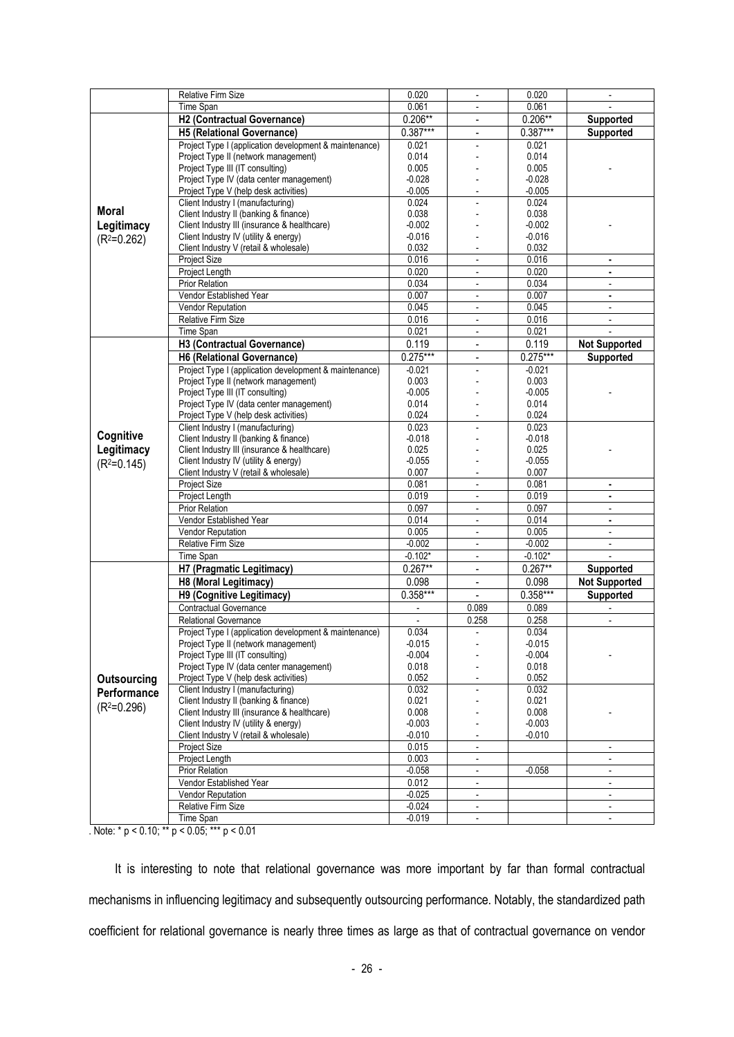|  |  |  |  |  |  |
|---|---|---|---|---|---|
|  | Relative Firm Size | 0.020 | - | 0.020 | - |
|  | Time Span | 0.061 | - | 0.061 | - |
| **Moral Legitimacy** ($R^2$=0.262) | **H2 (Contractual Governance)** | 0.206** | - | 0.206** | **Supported** |
|  | **H5 (Relational Governance)** | 0.387*** | - | 0.387*** | **Supported** |
|  | Project Type I (application development & maintenance) | 0.021 | - | 0.021 | - |
|  | Project Type II (network management) | 0.014 | - | 0.014 |  |
|  | Project Type III (IT consulting) | 0.005 | - | 0.005 |  |
|  | Project Type IV (data center management) | -0.028 | - | -0.028 |  |
|  | Project Type V (help desk activities) | -0.005 | - | -0.005 |  |
|  | Client Industry I (manufacturing) | 0.024 | - | 0.024 | - |
|  | Client Industry II (banking & finance) | 0.038 | - | 0.038 |  |
|  | Client Industry III (insurance & healthcare) | -0.002 | - | -0.002 |  |
|  | Client Industry IV (utility & energy) | -0.016 | - | -0.016 |  |
|  | Client Industry V (retail & wholesale) | 0.032 | - | 0.032 |  |
|  | Project Size | 0.016 | - | 0.016 | - |
|  | Project Length | 0.020 | - | 0.020 | - |
|  | Prior Relation | 0.034 | - | 0.034 | - |
|  | Vendor Established Year | 0.007 | - | 0.007 | - |
|  | Vendor Reputation | 0.045 | - | 0.045 | - |
|  | Relative Firm Size | 0.016 | - | 0.016 | - |
|  | Time Span | 0.021 | - | 0.021 | - |
| **Cognitive Legitimacy** ($R^2$=0.145) | **H3 (Contractual Governance)** | 0.119 | - | 0.119 | **Not Supported** |
|  | **H6 (Relational Governance)** | 0.275*** | - | 0.275*** | **Supported** |
|  | Project Type I (application development & maintenance) | -0.021 | - | -0.021 | - |
|  | Project Type II (network management) | 0.003 | - | 0.003 |  |
|  | Project Type III (IT consulting) | -0.005 | - | -0.005 |  |
|  | Project Type IV (data center management) | 0.014 | - | 0.014 |  |
|  | Project Type V (help desk activities) | 0.024 | - | 0.024 |  |
|  | Client Industry I (manufacturing) | 0.023 | - | 0.023 | - |
|  | Client Industry II (banking & finance) | -0.018 | - | -0.018 |  |
|  | Client Industry III (insurance & healthcare) | 0.025 | - | 0.025 |  |
|  | Client Industry IV (utility & energy) | -0.055 | - | -0.055 |  |
|  | Client Industry V (retail & wholesale) | 0.007 | - | 0.007 |  |
|  | Project Size | 0.081 | - | 0.081 | - |
|  | Project Length | 0.019 | - | 0.019 | - |
|  | Prior Relation | 0.097 | - | 0.097 | - |
|  | Vendor Established Year | 0.014 | - | 0.014 | - |
|  | Vendor Reputation | 0.005 | - | 0.005 | - |
|  | Relative Firm Size | -0.002 | - | -0.002 | - |
|  | Time Span | -0.102* | - | -0.102* | - |
| **Outsourcing Performance** ($R^2$=0.296) | **H7 (Pragmatic Legitimacy)** | 0.267** | - | 0.267** | **Supported** |
|  | **H8 (Moral Legitimacy)** | 0.098 | - | 0.098 | **Not Supported** |
|  | **H9 (Cognitive Legitimacy)** | 0.358*** | - | 0.358*** | **Supported** |
|  | Contractual Governance | - | 0.089 | 0.089 | - |
|  | Relational Governance | - | 0.258 | 0.258 | - |
|  | Project Type I (application development & maintenance) | 0.034 | - | 0.034 | - |
|  | Project Type II (network management) | -0.015 | - | -0.015 |  |
|  | Project Type III (IT consulting) | -0.004 | - | -0.004 |  |
|  | Project Type IV (data center management) | 0.018 | - | 0.018 |  |
|  | Project Type V (help desk activities) | 0.052 | - | 0.052 |  |
|  | Client Industry I (manufacturing) | 0.032 | - | 0.032 | - |
|  | Client Industry II (banking & finance) | 0.021 | - | 0.021 |  |
|  | Client Industry III (insurance & healthcare) | 0.008 | - | 0.008 |  |
|  | Client Industry IV (utility & energy) | -0.003 | - | -0.003 |  |
|  | Client Industry V (retail & wholesale) | -0.010 | - | -0.010 |  |
|  | Project Size | 0.015 | - |  | - |
|  | Project Length | 0.003 | - |  | - |
|  | Prior Relation | -0.058 | - | -0.058 | - |
|  | Vendor Established Year | 0.012 | - |  | - |
|  | Vendor Reputation | -0.025 | - |  | - |
|  | Relative Firm Size | -0.024 | - |  | - |
|  | Time Span | -0.019 | - |  | - |

. Note: * $p < 0.10$; ** $p < 0.05$; *** $p < 0.01$

It is interesting to note that relational governance was more important by far than formal contractual mechanisms in influencing legitimacy and subsequently outsourcing performance. Notably, the standardized path coefficient for relational governance is nearly three times as large as that of contractual governance on vendor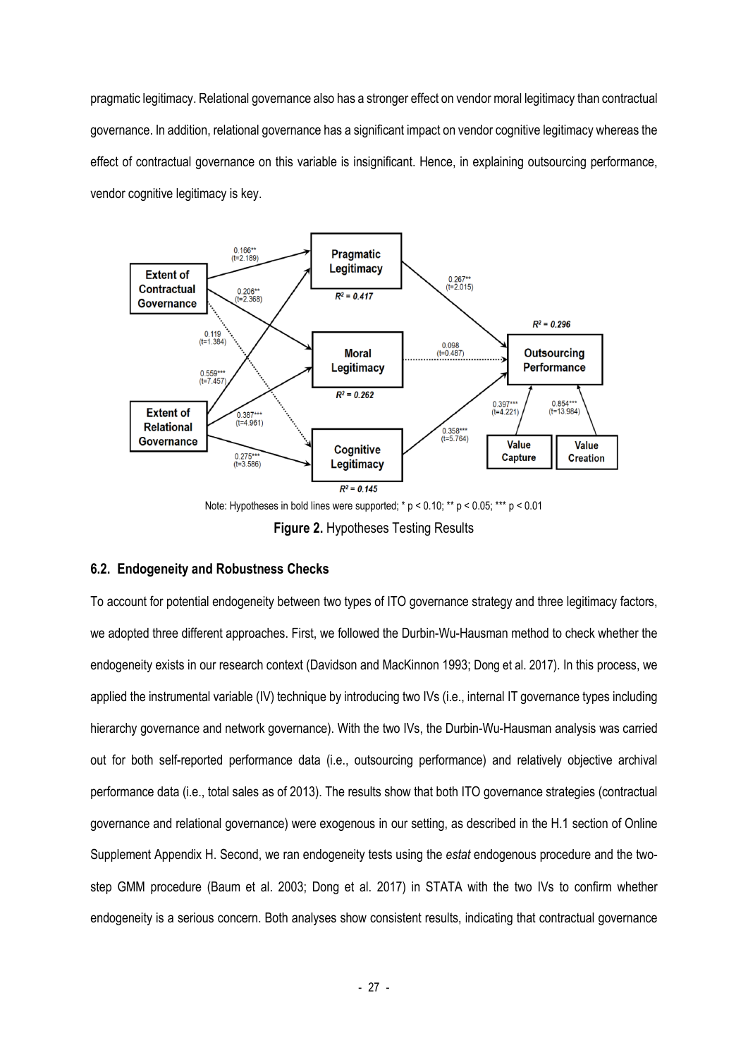pragmatic legitimacy. Relational governance also has a stronger effect on vendor moral legitimacy than contractual governance. In addition, relational governance has a significant impact on vendor cognitive legitimacy whereas the effect of contractual governance on this variable is insignificant. Hence, in explaining outsourcing performance, vendor cognitive legitimacy is key.

Note: Hypotheses in bold lines were supported; * $p < 0.10$; ** $p < 0.05$; *** $p < 0.01$

**Figure 2.** Hypotheses Testing Results

### 6.2. Endogeneity and Robustness Checks

To account for potential endogeneity between two types of ITO governance strategy and three legitimacy factors, we adopted three different approaches. First, we followed the Durbin-Wu-Hausman method to check whether the endogeneity exists in our research context (Davidson and MacKinnon 1993; Dong et al. 2017). In this process, we applied the instrumental variable (IV) technique by introducing two IVs (i.e., internal IT governance types including hierarchy governance and network governance). With the two IVs, the Durbin-Wu-Hausman analysis was carried out for both self-reported performance data (i.e., outsourcing performance) and relatively objective archival performance data (i.e., total sales as of 2013). The results show that both ITO governance strategies (contractual governance and relational governance) were exogenous in our setting, as described in the H.1 section of Online Supplement Appendix H. Second, we ran endogeneity tests using the *estat* endogenous procedure and the two-step GMM procedure (Baum et al. 2003; Dong et al. 2017) in STATA with the two IVs to confirm whether endogeneity is a serious concern. Both analyses show consistent results, indicating that contractual governance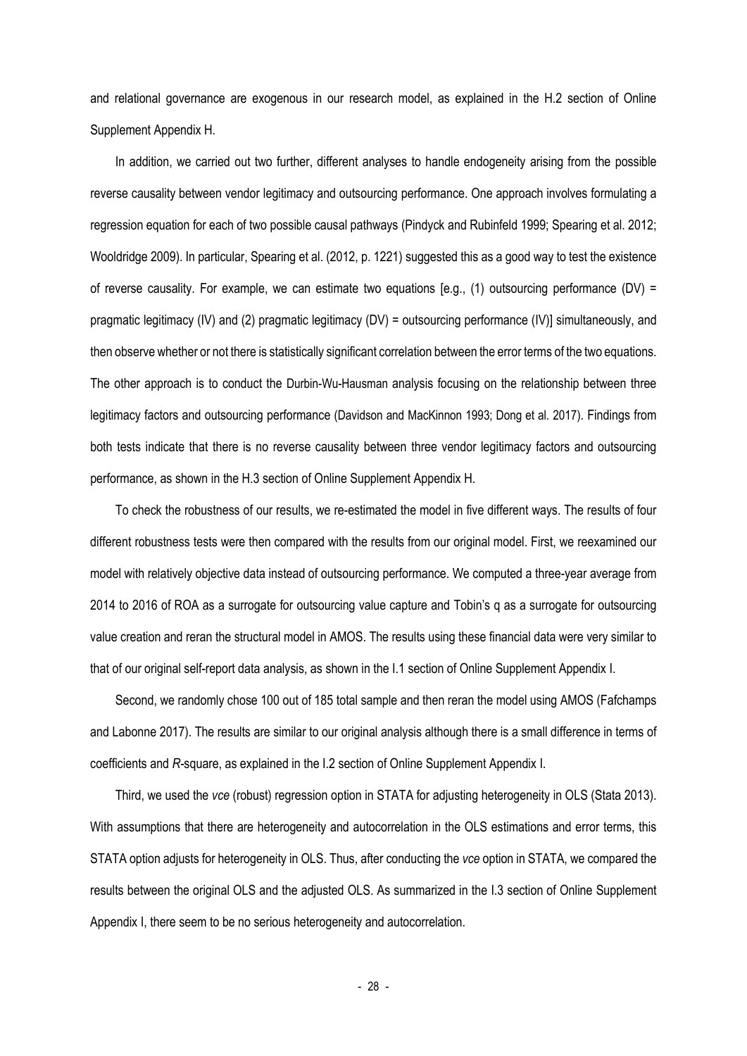and relational governance are exogenous in our research model, as explained in the H.2 section of Online Supplement Appendix H.

In addition, we carried out two further, different analyses to handle endogeneity arising from the possible reverse causality between vendor legitimacy and outsourcing performance. One approach involves formulating a regression equation for each of two possible causal pathways (Pindyck and Rubinfeld 1999; Spearing et al. 2012; Wooldridge 2009). In particular, Spearing et al. (2012, p. 1221) suggested this as a good way to test the existence of reverse causality. For example, we can estimate two equations [e.g., (1) outsourcing performance (DV) = pragmatic legitimacy (IV) and (2) pragmatic legitimacy (DV) = outsourcing performance (IV)] simultaneously, and then observe whether or not there is statistically significant correlation between the error terms of the two equations. The other approach is to conduct the Durbin-Wu-Hausman analysis focusing on the relationship between three legitimacy factors and outsourcing performance (Davidson and MacKinnon 1993; Dong et al. 2017). Findings from both tests indicate that there is no reverse causality between three vendor legitimacy factors and outsourcing performance, as shown in the H.3 section of Online Supplement Appendix H.

To check the robustness of our results, we re-estimated the model in five different ways. The results of four different robustness tests were then compared with the results from our original model. First, we reexamined our model with relatively objective data instead of outsourcing performance. We computed a three-year average from 2014 to 2016 of ROA as a surrogate for outsourcing value capture and Tobin's q as a surrogate for outsourcing value creation and reran the structural model in AMOS. The results using these financial data were very similar to that of our original self-report data analysis, as shown in the I.1 section of Online Supplement Appendix I.

Second, we randomly chose 100 out of 185 total sample and then reran the model using AMOS (Fafchamps and Labonne 2017). The results are similar to our original analysis although there is a small difference in terms of coefficients and *R*-square, as explained in the I.2 section of Online Supplement Appendix I.

Third, we used the *vce* (robust) regression option in STATA for adjusting heterogeneity in OLS (Stata 2013). With assumptions that there are heterogeneity and autocorrelation in the OLS estimations and error terms, this STATA option adjusts for heterogeneity in OLS. Thus, after conducting the *vce* option in STATA, we compared the results between the original OLS and the adjusted OLS. As summarized in the I.3 section of Online Supplement Appendix I, there seem to be no serious heterogeneity and autocorrelation.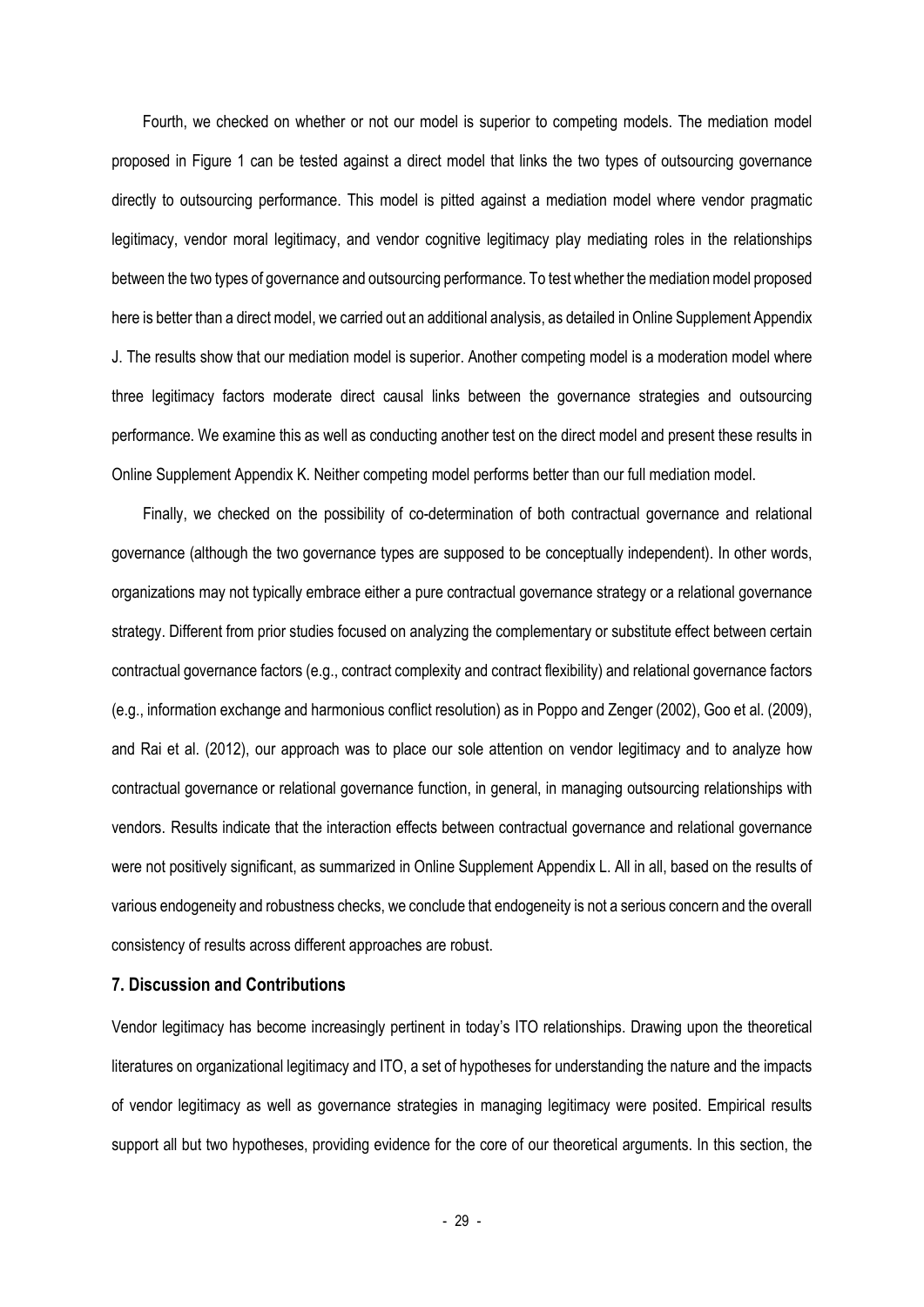Fourth, we checked on whether or not our model is superior to competing models. The mediation model proposed in Figure 1 can be tested against a direct model that links the two types of outsourcing governance directly to outsourcing performance. This model is pitted against a mediation model where vendor pragmatic legitimacy, vendor moral legitimacy, and vendor cognitive legitimacy play mediating roles in the relationships between the two types of governance and outsourcing performance. To test whether the mediation model proposed here is better than a direct model, we carried out an additional analysis, as detailed in Online Supplement Appendix J. The results show that our mediation model is superior. Another competing model is a moderation model where three legitimacy factors moderate direct causal links between the governance strategies and outsourcing performance. We examine this as well as conducting another test on the direct model and present these results in Online Supplement Appendix K. Neither competing model performs better than our full mediation model.

Finally, we checked on the possibility of co-determination of both contractual governance and relational governance (although the two governance types are supposed to be conceptually independent). In other words, organizations may not typically embrace either a pure contractual governance strategy or a relational governance strategy. Different from prior studies focused on analyzing the complementary or substitute effect between certain contractual governance factors (e.g., contract complexity and contract flexibility) and relational governance factors (e.g., information exchange and harmonious conflict resolution) as in Poppo and Zenger (2002), Goo et al. (2009), and Rai et al. (2012), our approach was to place our sole attention on vendor legitimacy and to analyze how contractual governance or relational governance function, in general, in managing outsourcing relationships with vendors. Results indicate that the interaction effects between contractual governance and relational governance were not positively significant, as summarized in Online Supplement Appendix L. All in all, based on the results of various endogeneity and robustness checks, we conclude that endogeneity is not a serious concern and the overall consistency of results across different approaches are robust.

## 7. Discussion and Contributions

Vendor legitimacy has become increasingly pertinent in today's ITO relationships. Drawing upon the theoretical literatures on organizational legitimacy and ITO, a set of hypotheses for understanding the nature and the impacts of vendor legitimacy as well as governance strategies in managing legitimacy were posited. Empirical results support all but two hypotheses, providing evidence for the core of our theoretical arguments. In this section, the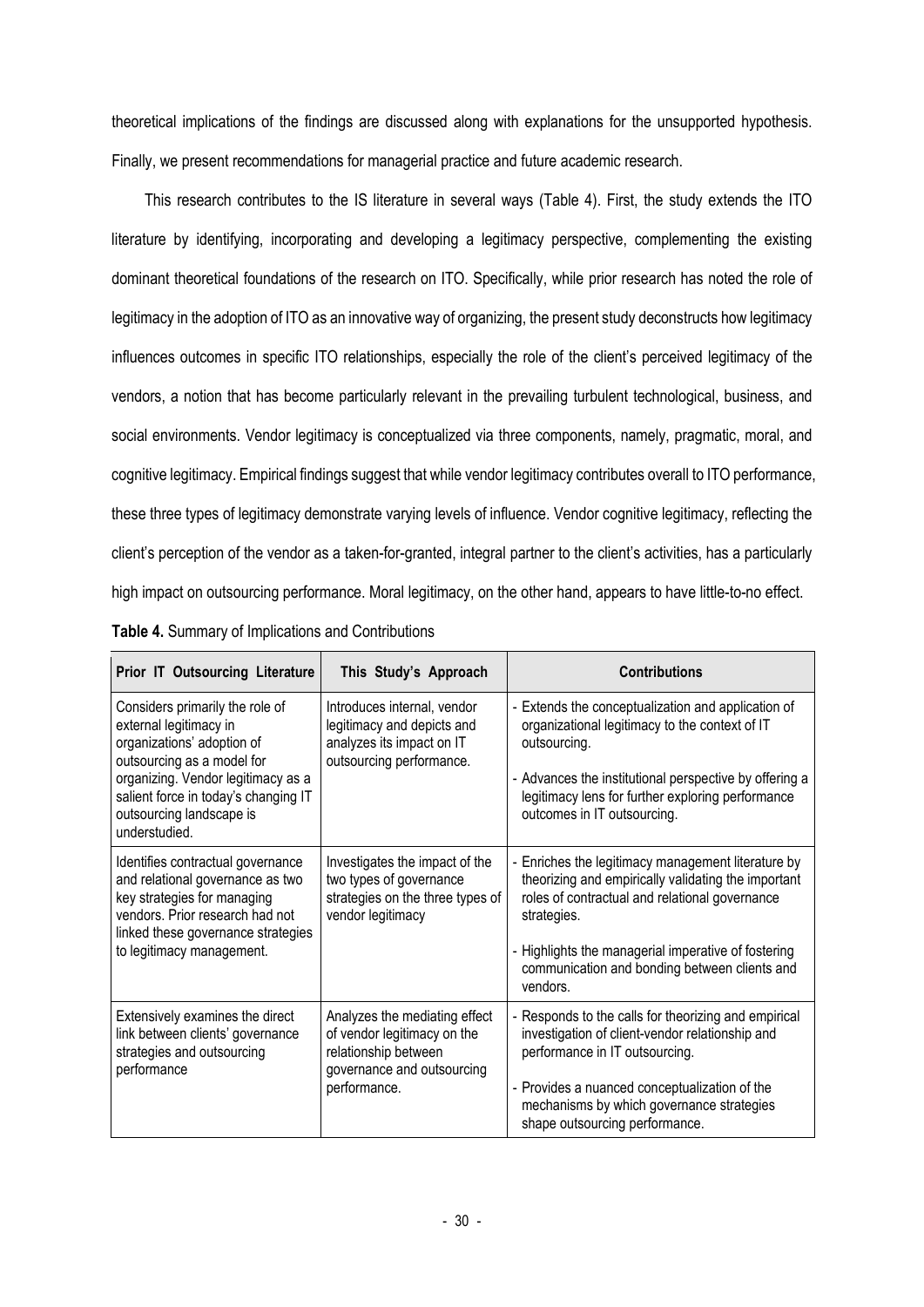theoretical implications of the findings are discussed along with explanations for the unsupported hypothesis. Finally, we present recommendations for managerial practice and future academic research.

This research contributes to the IS literature in several ways (Table 4). First, the study extends the ITO literature by identifying, incorporating and developing a legitimacy perspective, complementing the existing dominant theoretical foundations of the research on ITO. Specifically, while prior research has noted the role of legitimacy in the adoption of ITO as an innovative way of organizing, the present study deconstructs how legitimacy influences outcomes in specific ITO relationships, especially the role of the client's perceived legitimacy of the vendors, a notion that has become particularly relevant in the prevailing turbulent technological, business, and social environments. Vendor legitimacy is conceptualized via three components, namely, pragmatic, moral, and cognitive legitimacy. Empirical findings suggest that while vendor legitimacy contributes overall to ITO performance, these three types of legitimacy demonstrate varying levels of influence. Vendor cognitive legitimacy, reflecting the client's perception of the vendor as a taken-for-granted, integral partner to the client's activities, has a particularly high impact on outsourcing performance. Moral legitimacy, on the other hand, appears to have little-to-no effect.

**Table 4.** Summary of Implications and Contributions

| Prior IT Outsourcing Literature | This Study's Approach | Contributions |
|---|---|---|
| Considers primarily the role of external legitimacy in organizations' adoption of outsourcing as a model for organizing. Vendor legitimacy as a salient force in today's changing IT outsourcing landscape is understudied. | Introduces internal, vendor legitimacy and depicts and analyzes its impact on IT outsourcing performance. | - Extends the conceptualization and application of organizational legitimacy to the context of IT outsourcing.<br>- Advances the institutional perspective by offering a legitimacy lens for further exploring performance outcomes in IT outsourcing. |
| Identifies contractual governance and relational governance as two key strategies for managing vendors. Prior research had not linked these governance strategies to legitimacy management. | Investigates the impact of the two types of governance strategies on the three types of vendor legitimacy | - Enriches the legitimacy management literature by theorizing and empirically validating the important roles of contractual and relational governance strategies.<br>- Highlights the managerial imperative of fostering communication and bonding between clients and vendors. |
| Extensively examines the direct link between clients' governance strategies and outsourcing performance | Analyzes the mediating effect of vendor legitimacy on the relationship between governance and outsourcing performance. | - Responds to the calls for theorizing and empirical investigation of client-vendor relationship and performance in IT outsourcing.<br>- Provides a nuanced conceptualization of the mechanisms by which governance strategies shape outsourcing performance. |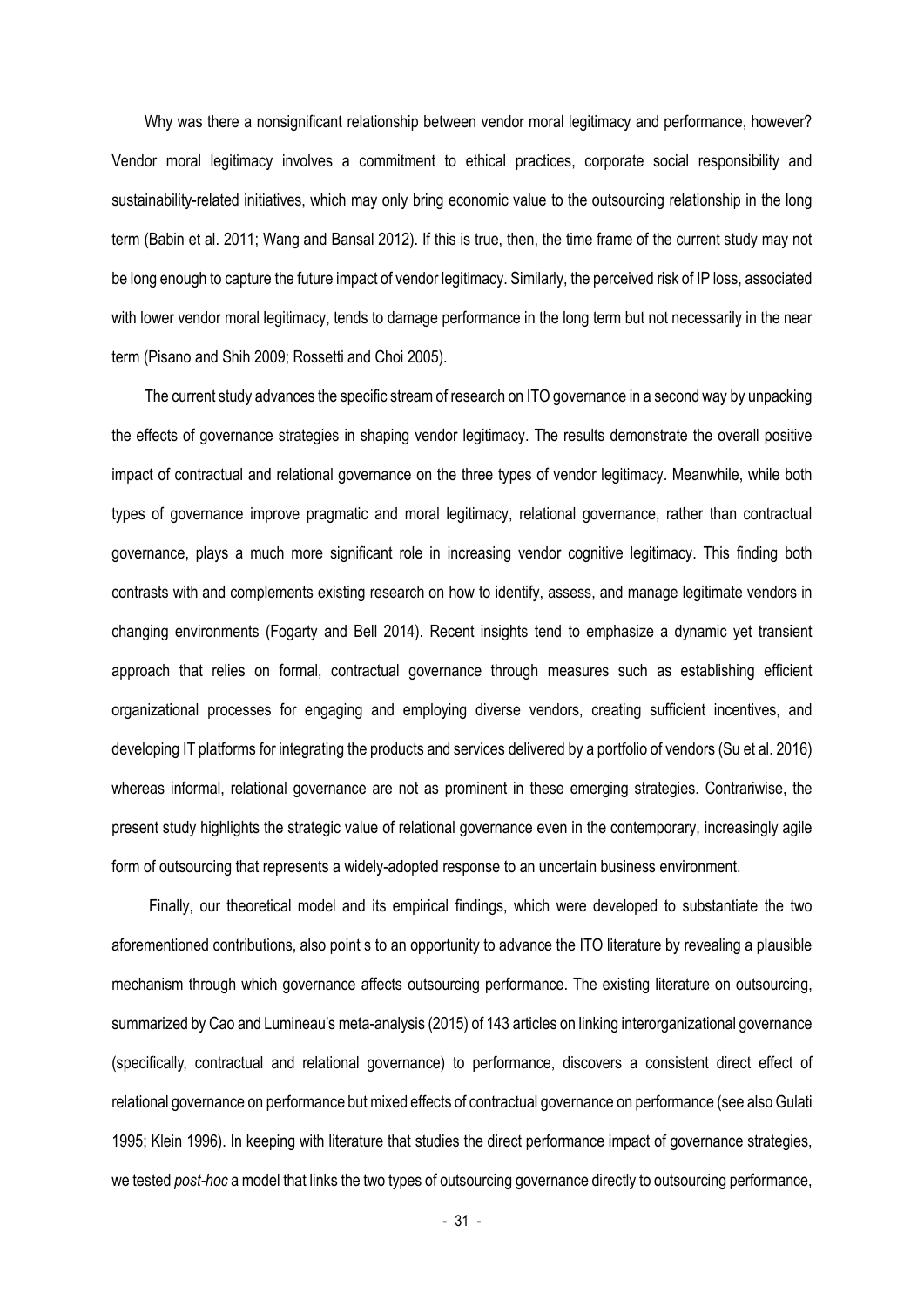Why was there a nonsignificant relationship between vendor moral legitimacy and performance, however? Vendor moral legitimacy involves a commitment to ethical practices, corporate social responsibility and sustainability-related initiatives, which may only bring economic value to the outsourcing relationship in the long term (Babin et al. 2011; Wang and Bansal 2012). If this is true, then, the time frame of the current study may not be long enough to capture the future impact of vendor legitimacy. Similarly, the perceived risk of IP loss, associated with lower vendor moral legitimacy, tends to damage performance in the long term but not necessarily in the near term (Pisano and Shih 2009; Rossetti and Choi 2005).

The current study advances the specific stream of research on ITO governance in a second way by unpacking the effects of governance strategies in shaping vendor legitimacy. The results demonstrate the overall positive impact of contractual and relational governance on the three types of vendor legitimacy. Meanwhile, while both types of governance improve pragmatic and moral legitimacy, relational governance, rather than contractual governance, plays a much more significant role in increasing vendor cognitive legitimacy. This finding both contrasts with and complements existing research on how to identify, assess, and manage legitimate vendors in changing environments (Fogarty and Bell 2014). Recent insights tend to emphasize a dynamic yet transient approach that relies on formal, contractual governance through measures such as establishing efficient organizational processes for engaging and employing diverse vendors, creating sufficient incentives, and developing IT platforms for integrating the products and services delivered by a portfolio of vendors (Su et al. 2016) whereas informal, relational governance are not as prominent in these emerging strategies. Contrariwise, the present study highlights the strategic value of relational governance even in the contemporary, increasingly agile form of outsourcing that represents a widely-adopted response to an uncertain business environment.

Finally, our theoretical model and its empirical findings, which were developed to substantiate the two aforementioned contributions, also point s to an opportunity to advance the ITO literature by revealing a plausible mechanism through which governance affects outsourcing performance. The existing literature on outsourcing, summarized by Cao and Lumineau's meta-analysis (2015) of 143 articles on linking interorganizational governance (specifically, contractual and relational governance) to performance, discovers a consistent direct effect of relational governance on performance but mixed effects of contractual governance on performance (see also Gulati 1995; Klein 1996). In keeping with literature that studies the direct performance impact of governance strategies, we tested *post-hoc* a model that links the two types of outsourcing governance directly to outsourcing performance,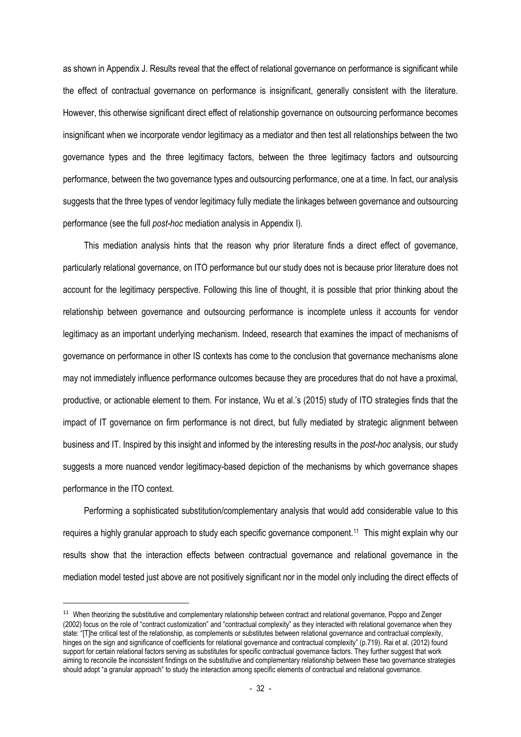as shown in Appendix J. Results reveal that the effect of relational governance on performance is significant while the effect of contractual governance on performance is insignificant, generally consistent with the literature. However, this otherwise significant direct effect of relationship governance on outsourcing performance becomes insignificant when we incorporate vendor legitimacy as a mediator and then test all relationships between the two governance types and the three legitimacy factors, between the three legitimacy factors and outsourcing performance, between the two governance types and outsourcing performance, one at a time. In fact, our analysis suggests that the three types of vendor legitimacy fully mediate the linkages between governance and outsourcing performance (see the full *post-hoc* mediation analysis in Appendix I).

This mediation analysis hints that the reason why prior literature finds a direct effect of governance, particularly relational governance, on ITO performance but our study does not is because prior literature does not account for the legitimacy perspective. Following this line of thought, it is possible that prior thinking about the relationship between governance and outsourcing performance is incomplete unless it accounts for vendor legitimacy as an important underlying mechanism. Indeed, research that examines the impact of mechanisms of governance on performance in other IS contexts has come to the conclusion that governance mechanisms alone may not immediately influence performance outcomes because they are procedures that do not have a proximal, productive, or actionable element to them. For instance, Wu et al.'s (2015) study of ITO strategies finds that the impact of IT governance on firm performance is not direct, but fully mediated by strategic alignment between business and IT. Inspired by this insight and informed by the interesting results in the *post-hoc* analysis, our study suggests a more nuanced vendor legitimacy-based depiction of the mechanisms by which governance shapes performance in the ITO context.

Performing a sophisticated substitution/complementary analysis that would add considerable value to this requires a highly granular approach to study each specific governance component.[11] This might explain why our results show that the interaction effects between contractual governance and relational governance in the mediation model tested just above are not positively significant nor in the model only including the direct effects of

[11] When theorizing the substitutive and complementary relationship between contract and relational governance, Poppo and Zenger (2002) focus on the role of "contract customization" and "contractual complexity" as they interacted with relational governance when they state: "[T]he critical test of the relationship, as complements or substitutes between relational governance and contractual complexity, hinges on the sign and significance of coefficients for relational governance and contractual complexity" (p.719). Rai et al. (2012) found support for certain relational factors serving as substitutes for specific contractual governance factors. They further suggest that work aiming to reconcile the inconsistent findings on the substitutive and complementary relationship between these two governance strategies should adopt "a granular approach" to study the interaction among specific elements of contractual and relational governance.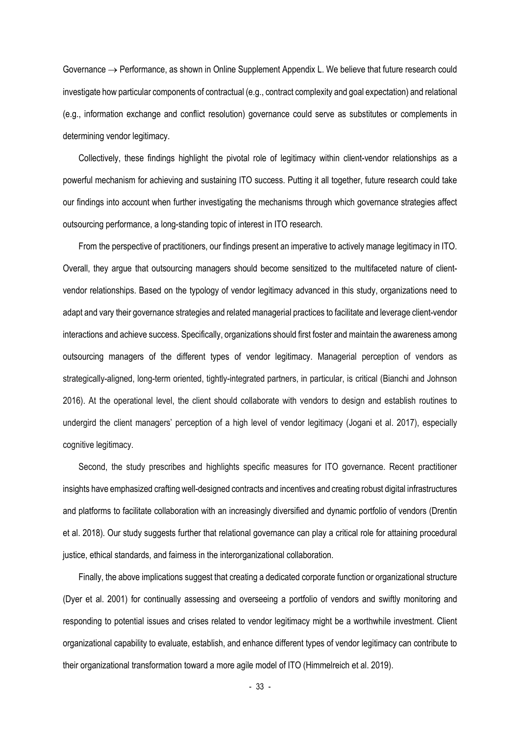Governance → Performance, as shown in Online Supplement Appendix L. We believe that future research could investigate how particular components of contractual (e.g., contract complexity and goal expectation) and relational (e.g., information exchange and conflict resolution) governance could serve as substitutes or complements in determining vendor legitimacy.

Collectively, these findings highlight the pivotal role of legitimacy within client-vendor relationships as a powerful mechanism for achieving and sustaining ITO success. Putting it all together, future research could take our findings into account when further investigating the mechanisms through which governance strategies affect outsourcing performance, a long-standing topic of interest in ITO research.

From the perspective of practitioners, our findings present an imperative to actively manage legitimacy in ITO. Overall, they argue that outsourcing managers should become sensitized to the multifaceted nature of client-vendor relationships. Based on the typology of vendor legitimacy advanced in this study, organizations need to adapt and vary their governance strategies and related managerial practices to facilitate and leverage client-vendor interactions and achieve success. Specifically, organizations should first foster and maintain the awareness among outsourcing managers of the different types of vendor legitimacy. Managerial perception of vendors as strategically-aligned, long-term oriented, tightly-integrated partners, in particular, is critical (Bianchi and Johnson 2016). At the operational level, the client should collaborate with vendors to design and establish routines to undergird the client managers' perception of a high level of vendor legitimacy (Jogani et al. 2017), especially cognitive legitimacy.

Second, the study prescribes and highlights specific measures for ITO governance. Recent practitioner insights have emphasized crafting well-designed contracts and incentives and creating robust digital infrastructures and platforms to facilitate collaboration with an increasingly diversified and dynamic portfolio of vendors (Drentin et al. 2018). Our study suggests further that relational governance can play a critical role for attaining procedural justice, ethical standards, and fairness in the interorganizational collaboration.

Finally, the above implications suggest that creating a dedicated corporate function or organizational structure (Dyer et al. 2001) for continually assessing and overseeing a portfolio of vendors and swiftly monitoring and responding to potential issues and crises related to vendor legitimacy might be a worthwhile investment. Client organizational capability to evaluate, establish, and enhance different types of vendor legitimacy can contribute to their organizational transformation toward a more agile model of ITO (Himmelreich et al. 2019).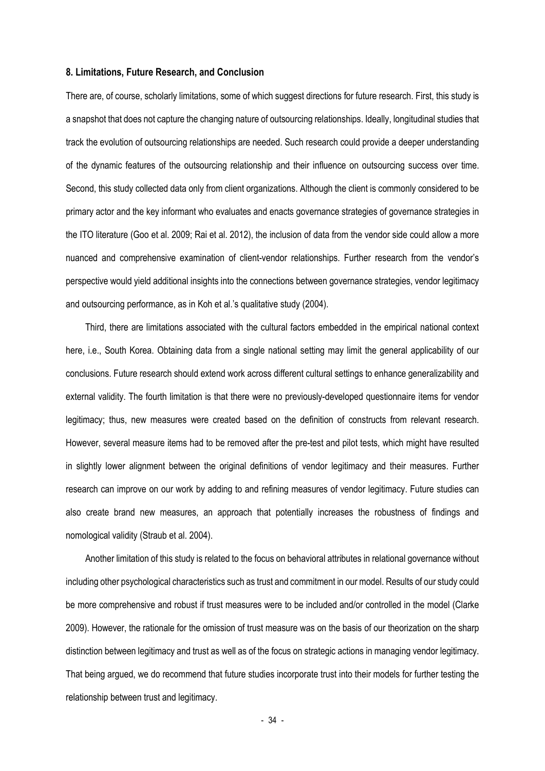### 8. Limitations, Future Research, and Conclusion

There are, of course, scholarly limitations, some of which suggest directions for future research. First, this study is a snapshot that does not capture the changing nature of outsourcing relationships. Ideally, longitudinal studies that track the evolution of outsourcing relationships are needed. Such research could provide a deeper understanding of the dynamic features of the outsourcing relationship and their influence on outsourcing success over time. Second, this study collected data only from client organizations. Although the client is commonly considered to be primary actor and the key informant who evaluates and enacts governance strategies of governance strategies in the ITO literature (Goo et al. 2009; Rai et al. 2012), the inclusion of data from the vendor side could allow a more nuanced and comprehensive examination of client-vendor relationships. Further research from the vendor's perspective would yield additional insights into the connections between governance strategies, vendor legitimacy and outsourcing performance, as in Koh et al.'s qualitative study (2004).

Third, there are limitations associated with the cultural factors embedded in the empirical national context here, i.e., South Korea. Obtaining data from a single national setting may limit the general applicability of our conclusions. Future research should extend work across different cultural settings to enhance generalizability and external validity. The fourth limitation is that there were no previously-developed questionnaire items for vendor legitimacy; thus, new measures were created based on the definition of constructs from relevant research. However, several measure items had to be removed after the pre-test and pilot tests, which might have resulted in slightly lower alignment between the original definitions of vendor legitimacy and their measures. Further research can improve on our work by adding to and refining measures of vendor legitimacy. Future studies can also create brand new measures, an approach that potentially increases the robustness of findings and nomological validity (Straub et al. 2004).

Another limitation of this study is related to the focus on behavioral attributes in relational governance without including other psychological characteristics such as trust and commitment in our model. Results of our study could be more comprehensive and robust if trust measures were to be included and/or controlled in the model (Clarke 2009). However, the rationale for the omission of trust measure was on the basis of our theorization on the sharp distinction between legitimacy and trust as well as of the focus on strategic actions in managing vendor legitimacy. That being argued, we do recommend that future studies incorporate trust into their models for further testing the relationship between trust and legitimacy.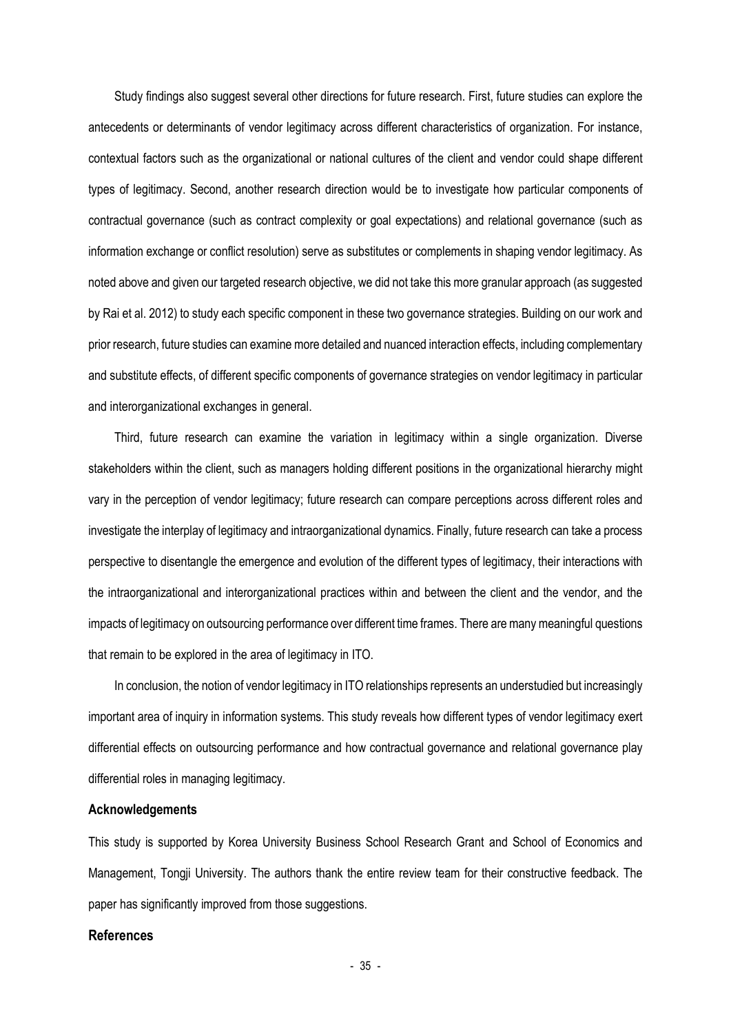Study findings also suggest several other directions for future research. First, future studies can explore the antecedents or determinants of vendor legitimacy across different characteristics of organization. For instance, contextual factors such as the organizational or national cultures of the client and vendor could shape different types of legitimacy. Second, another research direction would be to investigate how particular components of contractual governance (such as contract complexity or goal expectations) and relational governance (such as information exchange or conflict resolution) serve as substitutes or complements in shaping vendor legitimacy. As noted above and given our targeted research objective, we did not take this more granular approach (as suggested by Rai et al. 2012) to study each specific component in these two governance strategies. Building on our work and prior research, future studies can examine more detailed and nuanced interaction effects, including complementary and substitute effects, of different specific components of governance strategies on vendor legitimacy in particular and interorganizational exchanges in general.

Third, future research can examine the variation in legitimacy within a single organization. Diverse stakeholders within the client, such as managers holding different positions in the organizational hierarchy might vary in the perception of vendor legitimacy; future research can compare perceptions across different roles and investigate the interplay of legitimacy and intraorganizational dynamics. Finally, future research can take a process perspective to disentangle the emergence and evolution of the different types of legitimacy, their interactions with the intraorganizational and interorganizational practices within and between the client and the vendor, and the impacts of legitimacy on outsourcing performance over different time frames. There are many meaningful questions that remain to be explored in the area of legitimacy in ITO.

In conclusion, the notion of vendor legitimacy in ITO relationships represents an understudied but increasingly important area of inquiry in information systems. This study reveals how different types of vendor legitimacy exert differential effects on outsourcing performance and how contractual governance and relational governance play differential roles in managing legitimacy.

### Acknowledgements

This study is supported by Korea University Business School Research Grant and School of Economics and Management, Tongji University. The authors thank the entire review team for their constructive feedback. The paper has significantly improved from those suggestions.

### References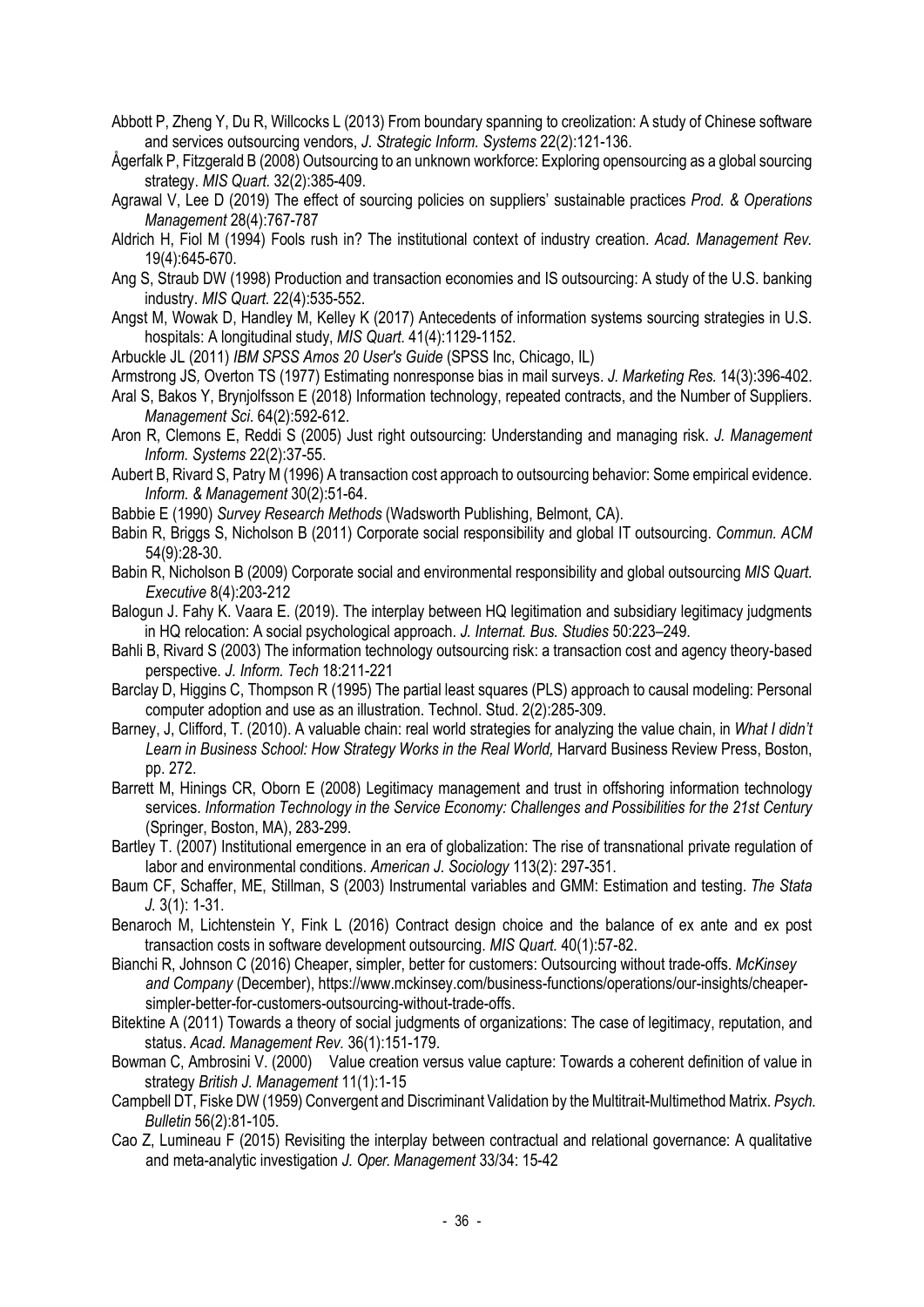Abbott P, Zheng Y, Du R, Willcocks L (2013) From boundary spanning to creolization: A study of Chinese software and services outsourcing vendors, *J. Strategic Inform. Systems* 22(2):121-136.

Ågerfalk P, Fitzgerald B (2008) Outsourcing to an unknown workforce: Exploring opensourcing as a global sourcing strategy. *MIS Quart.* 32(2):385-409.

Agrawal V, Lee D (2019) The effect of sourcing policies on suppliers' sustainable practices *Prod. & Operations Management* 28(4):767-787

Aldrich H, Fiol M (1994) Fools rush in? The institutional context of industry creation. *Acad. Management Rev.* 19(4):645-670.

Ang S, Straub DW (1998) Production and transaction economies and IS outsourcing: A study of the U.S. banking industry. *MIS Quart.* 22(4):535-552.

Angst M, Wowak D, Handley M, Kelley K (2017) Antecedents of information systems sourcing strategies in U.S. hospitals: A longitudinal study, *MIS Quart.* 41(4):1129-1152.

Arbuckle JL (2011) *IBM SPSS Amos 20 User's Guide* (SPSS Inc, Chicago, IL)

Armstrong JS, Overton TS (1977) Estimating nonresponse bias in mail surveys. *J. Marketing Res.* 14(3):396-402.

Aral S, Bakos Y, Brynjolfsson E (2018) Information technology, repeated contracts, and the Number of Suppliers. *Management Sci.* 64(2):592-612.

Aron R, Clemons E, Reddi S (2005) Just right outsourcing: Understanding and managing risk. *J. Management Inform. Systems* 22(2):37-55.

Aubert B, Rivard S, Patry M (1996) A transaction cost approach to outsourcing behavior: Some empirical evidence. *Inform. & Management* 30(2):51-64.

Babbie E (1990) *Survey Research Methods* (Wadsworth Publishing, Belmont, CA).

Babin R, Briggs S, Nicholson B (2011) Corporate social responsibility and global IT outsourcing. *Commun. ACM* 54(9):28-30.

Babin R, Nicholson B (2009) Corporate social and environmental responsibility and global outsourcing *MIS Quart. Executive* 8(4):203-212

Balogun J. Fahy K. Vaara E. (2019). The interplay between HQ legitimation and subsidiary legitimacy judgments in HQ relocation: A social psychological approach. *J. Internat. Bus. Studies* 50:223–249.

Bahli B, Rivard S (2003) The information technology outsourcing risk: a transaction cost and agency theory-based perspective. *J. Inform. Tech* 18:211-221

Barclay D, Higgins C, Thompson R (1995) The partial least squares (PLS) approach to causal modeling: Personal computer adoption and use as an illustration. Technol. Stud. 2(2):285-309.

Barney, J, Clifford, T. (2010). A valuable chain: real world strategies for analyzing the value chain, in *What I didn't Learn in Business School: How Strategy Works in the Real World,* Harvard Business Review Press, Boston, pp. 272.

Barrett M, Hinings CR, Oborn E (2008) Legitimacy management and trust in offshoring information technology services. *Information Technology in the Service Economy: Challenges and Possibilities for the 21st Century* (Springer, Boston, MA), 283-299.

Bartley T. (2007) Institutional emergence in an era of globalization: The rise of transnational private regulation of labor and environmental conditions. *American J. Sociology* 113(2): 297-351.

Baum CF, Schaffer, ME, Stillman, S (2003) Instrumental variables and GMM: Estimation and testing. *The Stata J.* 3(1): 1-31.

Benaroch M, Lichtenstein Y, Fink L (2016) Contract design choice and the balance of ex ante and ex post transaction costs in software development outsourcing. *MIS Quart.* 40(1):57-82.

Bianchi R, Johnson C (2016) Cheaper, simpler, better for customers: Outsourcing without trade-offs. *McKinsey and Company* (December), https://www.mckinsey.com/business-functions/operations/our-insights/cheaper-simpler-better-for-customers-outsourcing-without-trade-offs.

Bitektine A (2011) Towards a theory of social judgments of organizations: The case of legitimacy, reputation, and status. *Acad. Management Rev.* 36(1):151-179.

Bowman C, Ambrosini V. (2000) Value creation versus value capture: Towards a coherent definition of value in strategy *British J. Management* 11(1):1-15

Campbell DT, Fiske DW (1959) Convergent and Discriminant Validation by the Multitrait-Multimethod Matrix. *Psych. Bulletin* 56(2):81-105.

Cao Z, Lumineau F (2015) Revisiting the interplay between contractual and relational governance: A qualitative and meta-analytic investigation *J. Oper. Management* 33/34: 15-42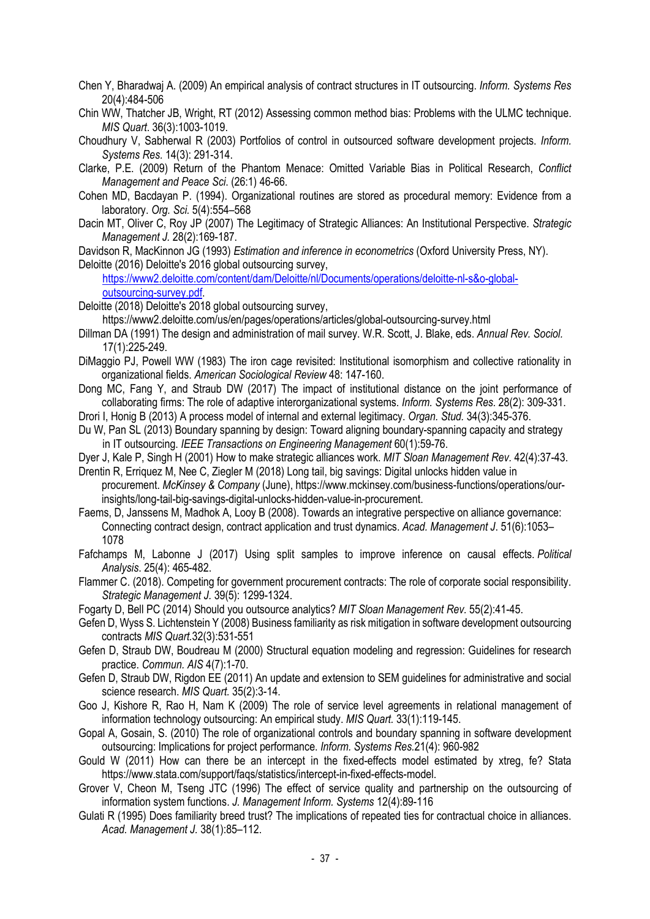Chen Y, Bharadwaj A. (2009) An empirical analysis of contract structures in IT outsourcing. *Inform. Systems Res* 20(4):484-506

Chin WW, Thatcher JB, Wright, RT (2012) Assessing common method bias: Problems with the ULMC technique. *MIS Quart.* 36(3):1003-1019.

Choudhury V, Sabherwal R (2003) Portfolios of control in outsourced software development projects. *Inform. Systems Res.* 14(3): 291-314.

Clarke, P.E. (2009) Return of the Phantom Menace: Omitted Variable Bias in Political Research, *Conflict Management and Peace Sci.* (26:1) 46-66.

Cohen MD, Bacdayan P. (1994). Organizational routines are stored as procedural memory: Evidence from a laboratory. *Org. Sci.* 5(4):554–568

Dacin MT, Oliver C, Roy JP (2007) The Legitimacy of Strategic Alliances: An Institutional Perspective. *Strategic Management J.* 28(2):169-187.

Davidson R, MacKinnon JG (1993) *Estimation and inference in econometrics* (Oxford University Press, NY).

Deloitte (2016) Deloitte's 2016 global outsourcing survey, https://www2.deloitte.com/content/dam/Deloitte/nl/Documents/operations/deloitte-nl-s&o-global-outsourcing-survey.pdf.

Deloitte (2018) Deloitte's 2018 global outsourcing survey, https://www2.deloitte.com/us/en/pages/operations/articles/global-outsourcing-survey.html

Dillman DA (1991) The design and administration of mail survey. W.R. Scott, J. Blake, eds. *Annual Rev. Sociol.* 17(1):225-249.

DiMaggio PJ, Powell WW (1983) The iron cage revisited: Institutional isomorphism and collective rationality in organizational fields. *American Sociological Review* 48: 147-160.

Dong MC, Fang Y, and Straub DW (2017) The impact of institutional distance on the joint performance of collaborating firms: The role of adaptive interorganizational systems. *Inform. Systems Res.* 28(2): 309-331.

Drori I, Honig B (2013) A process model of internal and external legitimacy. *Organ. Stud.* 34(3):345-376.

Du W, Pan SL (2013) Boundary spanning by design: Toward aligning boundary-spanning capacity and strategy in IT outsourcing. *IEEE Transactions on Engineering Management* 60(1):59-76.

Dyer J, Kale P, Singh H (2001) How to make strategic alliances work. *MIT Sloan Management Rev.* 42(4):37-43.

Drentin R, Erriquez M, Nee C, Ziegler M (2018) Long tail, big savings: Digital unlocks hidden value in procurement. *McKinsey & Company* (June), https://www.mckinsey.com/business-functions/operations/our-insights/long-tail-big-savings-digital-unlocks-hidden-value-in-procurement.

Faems, D, Janssens M, Madhok A, Looy B (2008). Towards an integrative perspective on alliance governance: Connecting contract design, contract application and trust dynamics. *Acad. Management J.* 51(6):1053–1078

Fafchamps M, Labonne J (2017) Using split samples to improve inference on causal effects. *Political Analysis.* 25(4): 465-482.

Flammer C. (2018). Competing for government procurement contracts: The role of corporate social responsibility. *Strategic Management J.* 39(5): 1299-1324.

Fogarty D, Bell PC (2014) Should you outsource analytics? *MIT Sloan Management Rev.* 55(2):41-45.

Gefen D, Wyss S. Lichtenstein Y (2008) Business familiarity as risk mitigation in software development outsourcing contracts *MIS Quart.*32(3):531-551

Gefen D, Straub DW, Boudreau M (2000) Structural equation modeling and regression: Guidelines for research practice. *Commun. AIS* 4(7):1-70.

Gefen D, Straub DW, Rigdon EE (2011) An update and extension to SEM guidelines for administrative and social science research. *MIS Quart.* 35(2):3-14.

Goo J, Kishore R, Rao H, Nam K (2009) The role of service level agreements in relational management of information technology outsourcing: An empirical study. *MIS Quart.* 33(1):119-145.

Gopal A, Gosain, S. (2010) The role of organizational controls and boundary spanning in software development outsourcing: Implications for project performance. *Inform. Systems Res.*21(4): 960-982

Gould W (2011) How can there be an intercept in the fixed-effects model estimated by xtreg, fe? Stata https://www.stata.com/support/faqs/statistics/intercept-in-fixed-effects-model.

Grover V, Cheon M, Tseng JTC (1996) The effect of service quality and partnership on the outsourcing of information system functions. *J. Management Inform. Systems* 12(4):89-116

Gulati R (1995) Does familiarity breed trust? The implications of repeated ties for contractual choice in alliances. *Acad. Management J.* 38(1):85–112.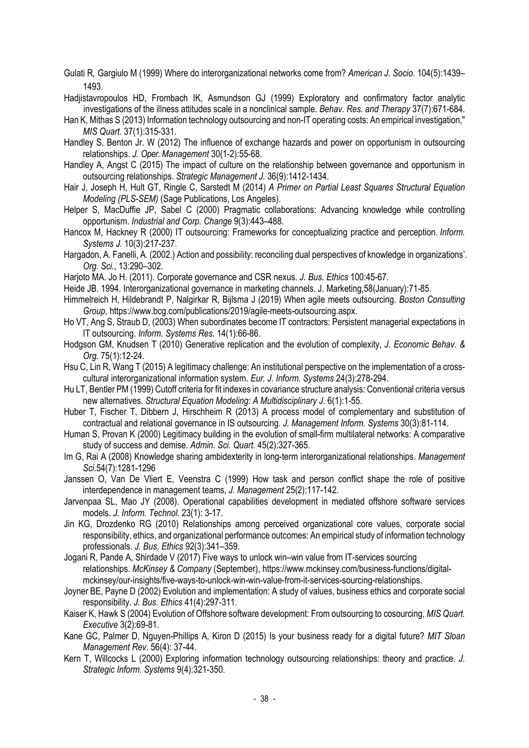Gulati R, Gargiulo M (1999) Where do interorganizational networks come from? *American J. Socio.* 104(5):1439–1493.

Hadjistavropoulos HD, Frombach IK, Asmundson GJ (1999) Exploratory and confirmatory factor analytic investigations of the illness attitudes scale in a nonclinical sample. *Behav. Res. and Therapy* 37(7):671-684.

Han K, Mithas S (2013) Information technology outsourcing and non-IT operating costs: An empirical investigation," *MIS Quart.* 37(1):315-331.

Handley S, Benton Jr. W (2012) The influence of exchange hazards and power on opportunism in outsourcing relationships. *J. Oper. Management* 30(1-2):55-68.

Handley A, Angst C (2015) The impact of culture on the relationship between governance and opportunism in outsourcing relationships. *Strategic Management J.* 36(9):1412-1434.

Hair J, Joseph H, Hult GT, Ringle C, Sarstedt M (2014) *A Primer on Partial Least Squares Structural Equation Modeling (PLS-SEM)* (Sage Publications, Los Angeles).

Helper S, MacDuffie JP, Sabel C (2000) Pragmatic collaborations: Advancing knowledge while controlling opportunism. *Industrial and Corp. Change* 9(3):443–488.

Hancox M, Hackney R (2000) IT outsourcing: Frameworks for conceptualizing practice and perception. *Inform. Systems J.* 10(3):217-237.

Hargadon, A. Fanelli, A. (2002.) Action and possibility: reconciling dual perspectives of knowledge in organizations'. *Org. Sci.*, 13:290–302.

Harjoto MA. Jo H. (2011). Corporate governance and CSR nexus. *J. Bus. Ethics* 100:45-67.

Heide JB. 1994. Interorganizational governance in marketing channels. J. Marketing,58(January):71-85.

Himmelreich H, Hildebrandt P, Nalgirkar R, Bijlsma J (2019) When agile meets outsourcing. *Boston Consulting Group,* https://www.bcg.com/publications/2019/agile-meets-outsourcing.aspx.

Ho VT, Ang S, Straub D, (2003) When subordinates become IT contractors: Persistent managerial expectations in IT outsourcing. *Inform. Systems Res.* 14(1):66-86.

Hodgson GM, Knudsen T (2010) Generative replication and the evolution of complexity, *J. Economic Behav. & Org.* 75(1):12-24.

Hsu C, Lin R, Wang T (2015) A legitimacy challenge: An institutional perspective on the implementation of a cross-cultural interorganizational information system. *Eur. J. Inform. Systems* 24(3):278-294.

Hu LT, Bentler PM (1999) Cutoff criteria for fit indexes in covariance structure analysis: Conventional criteria versus new alternatives. *Structural Equation Modeling: A Multidisciplinary J.* 6(1):1-55.

Huber T, Fischer T, Dibbern J, Hirschheim R (2013) A process model of complementary and substitution of contractual and relational governance in IS outsourcing. *J. Management Inform. Systems* 30(3):81-114.

Human S, Provan K (2000) Legitimacy building in the evolution of small-firm multilateral networks: A comparative study of success and demise. *Admin. Sci. Quart.* 45(2):327-365.

Im G, Rai A (2008) Knowledge sharing ambidexterity in long-term interorganizational relationships. *Management Sci.*54(7):1281-1296

Janssen O, Van De Vliert E, Veenstra C (1999) How task and person conflict shape the role of positive interdependence in management teams, *J. Management* 25(2):117-142.

Jarvenpaa SL, Mao JY (2008). Operational capabilities development in mediated offshore software services models. *J. Inform. Technol.* 23(1): 3-17.

Jin KG, Drozdenko RG (2010) Relationships among perceived organizational core values, corporate social responsibility, ethics, and organizational performance outcomes: An empirical study of information technology professionals. *J. Bus. Ethics* 92(3):341–359.

Jogani R, Pande A, Shirdade V (2017) Five ways to unlock win–win value from IT-services sourcing relationships. *McKinsey & Company* (September), https://www.mckinsey.com/business-functions/digital-mckinsey/our-insights/five-ways-to-unlock-win-win-value-from-it-services-sourcing-relationships.

Joyner BE, Payne D (2002) Evolution and implementation: A study of values, business ethics and corporate social responsibility. *J. Bus. Ethics* 41(4):297-311.

Kaiser K, Hawk S (2004) Evolution of Offshore software development: From outsourcing to cosourcing, *MIS Quart. Executive* 3(2):69-81.

Kane GC, Palmer D, Nguyen-Phillips A, Kiron D (2015) Is your business ready for a digital future? *MIT Sloan Management Rev*. 56(4): 37-44.

Kern T, Willcocks L (2000) Exploring information technology outsourcing relationships: theory and practice. *J. Strategic Inform. Systems* 9(4):321-350.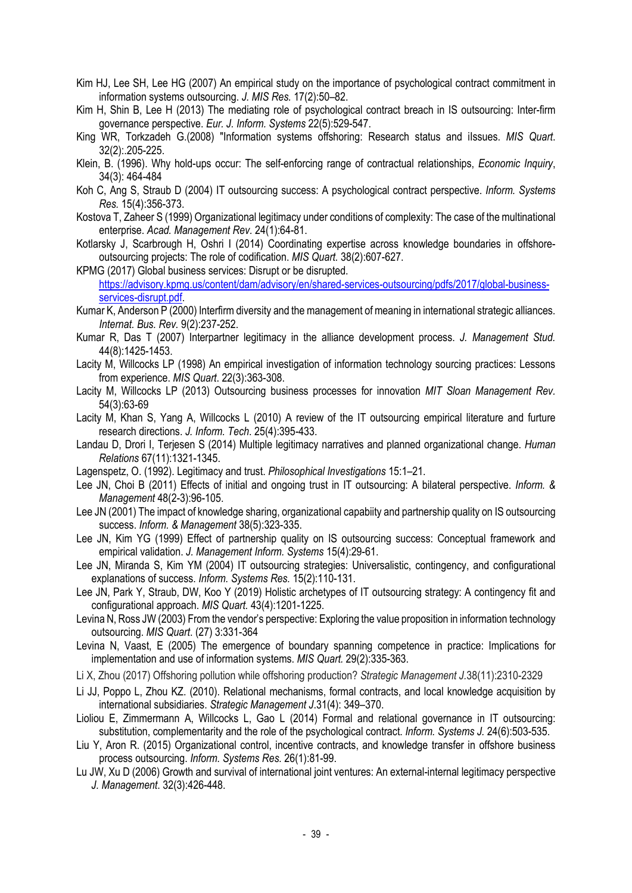Kim HJ, Lee SH, Lee HG (2007) An empirical study on the importance of psychological contract commitment in information systems outsourcing. *J. MIS Res.* 17(2):50–82.

Kim H, Shin B, Lee H (2013) The mediating role of psychological contract breach in IS outsourcing: Inter-firm governance perspective. *Eur. J. Inform. Systems* 22(5):529-547.

King WR, Torkzadeh G.(2008) "Information systems offshoring: Research status and iIssues. *MIS Quart*. 32(2):.205-225.

Klein, B. (1996). Why hold-ups occur: The self-enforcing range of contractual relationships, *Economic Inquiry*, 34(3): 464-484

Koh C, Ang S, Straub D (2004) IT outsourcing success: A psychological contract perspective. *Inform. Systems Res.* 15(4):356-373.

Kostova T, Zaheer S (1999) Organizational legitimacy under conditions of complexity: The case of the multinational enterprise. *Acad. Management Rev*. 24(1):64-81.

Kotlarsky J, Scarbrough H, Oshri I (2014) Coordinating expertise across knowledge boundaries in offshore-outsourcing projects: The role of codification. *MIS Quart.* 38(2):607-627.

KPMG (2017) Global business services: Disrupt or be disrupted. https://advisory.kpmg.us/content/dam/advisory/en/shared-services-outsourcing/pdfs/2017/global-business-services-disrupt.pdf.

Kumar K, Anderson P (2000) Interfirm diversity and the management of meaning in international strategic alliances. *Internat. Bus. Rev*. 9(2):237-252.

Kumar R, Das T (2007) Interpartner legitimacy in the alliance development process. *J. Management Stud*. 44(8):1425-1453.

Lacity M, Willcocks LP (1998) An empirical investigation of information technology sourcing practices: Lessons from experience. *MIS Quart*. 22(3):363-308.

Lacity M, Willcocks LP (2013) Outsourcing business processes for innovation *MIT Sloan Management Rev*. 54(3):63-69

Lacity M, Khan S, Yang A, Willcocks L (2010) A review of the IT outsourcing empirical literature and furture research directions. *J. Inform. Tech*. 25(4):395-433.

Landau D, Drori I, Terjesen S (2014) Multiple legitimacy narratives and planned organizational change. *Human Relations* 67(11):1321-1345.

Lagenspetz, O. (1992). Legitimacy and trust. *Philosophical Investigations* 15:1–21.

Lee JN, Choi B (2011) Effects of initial and ongoing trust in IT outsourcing: A bilateral perspective. *Inform. & Management* 48(2-3):96-105.

Lee JN (2001) The impact of knowledge sharing, organizational capabiity and partnership quality on IS outsourcing success. *Inform. & Management* 38(5):323-335.

Lee JN, Kim YG (1999) Effect of partnership quality on IS outsourcing success: Conceptual framework and empirical validation. *J. Management Inform. Systems* 15(4):29-61.

Lee JN, Miranda S, Kim YM (2004) IT outsourcing strategies: Universalistic, contingency, and configurational explanations of success. *Inform. Systems Res.* 15(2):110-131.

Lee JN, Park Y, Straub, DW, Koo Y (2019) Holistic archetypes of IT outsourcing strategy: A contingency fit and configurational approach. *MIS Quart.* 43(4):1201-1225.

Levina N, Ross JW (2003) From the vendor's perspective: Exploring the value proposition in information technology outsourcing. *MIS Quart*. (27) 3:331-364

Levina N, Vaast, E (2005) The emergence of boundary spanning competence in practice: Implications for implementation and use of information systems. *MIS Quart.* 29(2):335-363.

Li X, Zhou (2017) Offshoring pollution while offshoring production? *Strategic Management J*.38(11):2310-2329

Li JJ, Poppo L, Zhou KZ. (2010). Relational mechanisms, formal contracts, and local knowledge acquisition by international subsidiaries. *Strategic Management J*.31(4): 349–370.

Lioliou E, Zimmermann A, Willcocks L, Gao L (2014) Formal and relational governance in IT outsourcing: substitution, complementarity and the role of the psychological contract. *Inform. Systems J.* 24(6):503-535.

Liu Y, Aron R. (2015) Organizational control, incentive contracts, and knowledge transfer in offshore business process outsourcing. *Inform. Systems Res.* 26(1):81-99.

Lu JW, Xu D (2006) Growth and survival of international joint ventures: An external-internal legitimacy perspective *J. Management*. 32(3):426-448.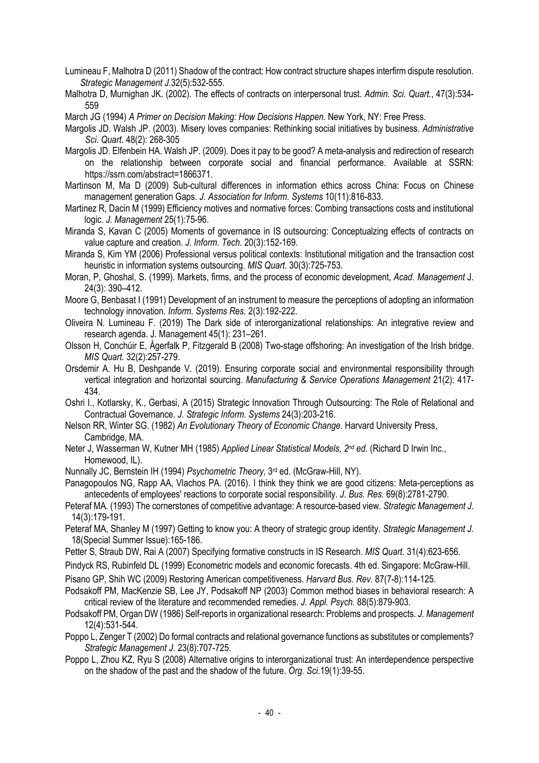Lumineau F, Malhotra D (2011) Shadow of the contract: How contract structure shapes interfirm dispute resolution. *Strategic Management J.*32(5):532-555.

Malhotra D, Murnighan JK. (2002). The effects of contracts on interpersonal trust. *Admin. Sci. Quart.*, 47(3):534-559

March JG (1994) *A Primer on Decision Making: How Decisions Happen.* New York, NY: Free Press.

Margolis JD. Walsh JP. (2003). Misery loves companies: Rethinking social initiatives by business. *Administrative Sci. Quart*. 48(2): 268-305

Margolis JD. Elfenbein HA. Walsh JP. (2009). Does it pay to be good? A meta-analysis and redirection of research on the relationship between corporate social and financial performance. Available at SSRN: https://ssrn.com/abstract=1866371.

Martinson M, Ma D (2009) Sub-cultural differences in information ethics across China: Focus on Chinese management generation Gaps. *J. Association for Inform. Systems* 10(11):816-833.

Martinez R, Dacin M (1999) Efficiency motives and normative forces: Combing transactions costs and institutional logic. *J. Management* 25(1):75-96.

Miranda S, Kavan C (2005) Moments of governance in IS outsourcing: Conceptualzing effects of contracts on value capture and creation. *J. Inform. Tech*. 20(3):152-169.

Miranda S, Kim YM (2006) Professional versus political contexts: Institutional mitigation and the transaction cost heuristic in information systems outsourcing. *MIS Quart.* 30(3):725-753.

Moran, P, Ghoshal, S. (1999). Markets, firms, and the process of economic development, *Acad. Management* J. 24(3): 390–412.

Moore G, Benbasat I (1991) Development of an instrument to measure the perceptions of adopting an information technology innovation. *Inform. Systems Res.* 2(3):192-222.

Oliveira N. Lumineau F. (2019) The Dark side of interorganizational relationships: An integrative review and research agenda. J. Management 45(1): 231–261.

Olsson H, Conchúir E, Ågerfalk P, Fitzgerald B (2008) Two-stage offshoring: An investigation of the Irish bridge. *MIS Quart.* 32(2):257-279.

Orsdemir A. Hu B, Deshpande V. (2019). Ensuring corporate social and environmental responsibility through vertical integration and horizontal sourcing. *Manufacturing & Service Operations Management* 21(2): 417-434.

Oshri I., Kotlarsky, K., Gerbasi, A (2015) Strategic Innovation Through Outsourcing: The Role of Relational and Contractual Governance. *J. Strategic Inform. Systems* 24(3):203-216.

Nelson RR, Winter SG. (1982) *An Evolutionary Theory of Economic Change.* Harvard University Press, Cambridge, MA.

Neter J, Wasserman W, Kutner MH (1985) *Applied Linear Statistical Models, 2nd ed.* (Richard D Irwin Inc., Homewood, IL).

Nunnally JC, Bernstein IH (1994) *Psychometric Theory,* 3rd ed. (McGraw-Hill, NY).

Panagopoulos NG, Rapp AA, Vlachos PA. (2016). I think they think we are good citizens: Meta-perceptions as antecedents of employees' reactions to corporate social responsibility. *J. Bus. Res.* 69(8):2781-2790.

Peteraf MA. (1993) The cornerstones of competitive advantage: A resource-based view. *Strategic Management J*. 14(3):179-191.

Peteraf MA, Shanley M (1997) Getting to know you: A theory of strategic group identity. *Strategic Management J.* 18(Special Summer Issue):165-186.

Petter S, Straub DW, Rai A (2007) Specifying formative constructs in IS Research. *MIS Quart.* 31(4):623-656.

Pindyck RS, Rubinfeld DL (1999) Econometric models and economic forecasts. 4th ed. Singapore: McGraw-Hill.

Pisano GP, Shih WC (2009) Restoring American competitiveness. *Harvard Bus. Rev.* 87(7-8):114-125.

Podsakoff PM, MacKenzie SB, Lee JY, Podsakoff NP (2003) Common method biases in behavioral research: A critical review of the literature and recommended remedies. *J. Appl. Psych.* 88(5):879-903.

Podsakoff PM, Organ DW (1986) Self-reports in organizational research: Problems and prospects. *J. Management* 12(4):531-544.

Poppo L, Zenger T (2002) Do formal contracts and relational governance functions as substitutes or complements? *Strategic Management J.* 23(8):707-725.

Poppo L, Zhou KZ, Ryu S (2008) Alternative origins to interorganizational trust: An interdependence perspective on the shadow of the past and the shadow of the future. *Org. Sci.*19(1):39-55.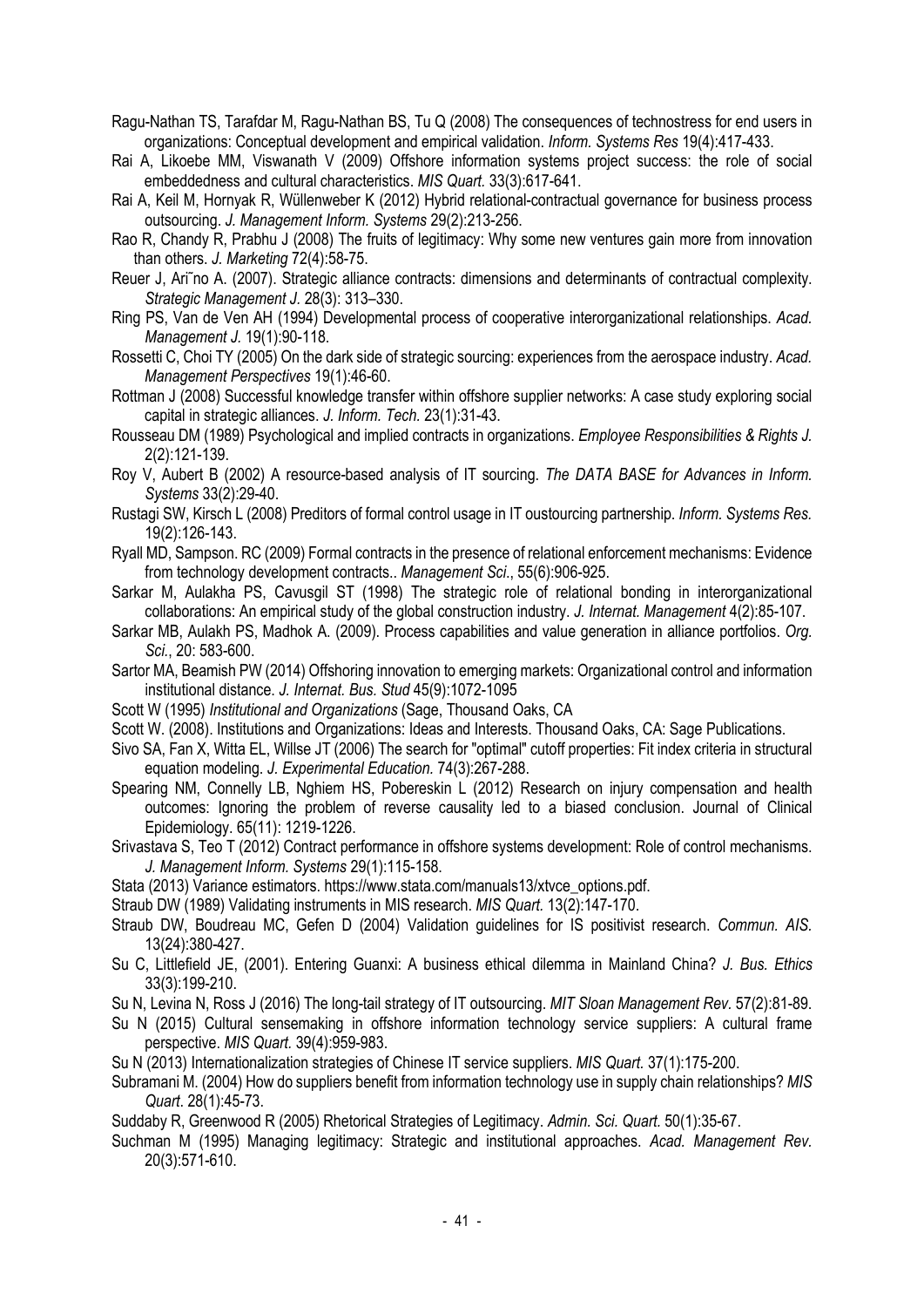Ragu-Nathan TS, Tarafdar M, Ragu-Nathan BS, Tu Q (2008) The consequences of technostress for end users in organizations: Conceptual development and empirical validation. *Inform. Systems Res* 19(4):417-433.

Rai A, Likoebe MM, Viswanath V (2009) Offshore information systems project success: the role of social embeddedness and cultural characteristics. *MIS Quart.* 33(3):617-641.

Rai A, Keil M, Hornyak R, Wüllenweber K (2012) Hybrid relational-contractual governance for business process outsourcing. *J. Management Inform. Systems* 29(2):213-256.

Rao R, Chandy R, Prabhu J (2008) The fruits of legitimacy: Why some new ventures gain more from innovation than others. *J. Marketing* 72(4):58-75.

Reuer J, Ari˜no A. (2007). Strategic alliance contracts: dimensions and determinants of contractual complexity. *Strategic Management J.* 28(3): 313–330.

Ring PS, Van de Ven AH (1994) Developmental process of cooperative interorganizational relationships. *Acad. Management J.* 19(1):90-118.

Rossetti C, Choi TY (2005) On the dark side of strategic sourcing: experiences from the aerospace industry. *Acad. Management Perspectives* 19(1):46-60.

Rottman J (2008) Successful knowledge transfer within offshore supplier networks: A case study exploring social capital in strategic alliances. *J. Inform. Tech.* 23(1):31-43.

Rousseau DM (1989) Psychological and implied contracts in organizations. *Employee Responsibilities & Rights J.* 2(2):121-139.

Roy V, Aubert B (2002) A resource-based analysis of IT sourcing. *The DATA BASE for Advances in Inform. Systems* 33(2):29-40.

Rustagi SW, Kirsch L (2008) Preditors of formal control usage in IT oustourcing partnership. *Inform. Systems Res.* 19(2):126-143.

Ryall MD, Sampson. RC (2009) Formal contracts in the presence of relational enforcement mechanisms: Evidence from technology development contracts.. *Management Sci*., 55(6):906-925.

Sarkar M, Aulakha PS, Cavusgil ST (1998) The strategic role of relational bonding in interorganizational collaborations: An empirical study of the global construction industry. *J. Internat. Management* 4(2):85-107.

Sarkar MB, Aulakh PS, Madhok A. (2009). Process capabilities and value generation in alliance portfolios. *Org. Sci.*, 20: 583-600.

Sartor MA, Beamish PW (2014) Offshoring innovation to emerging markets: Organizational control and information institutional distance. *J. Internat. Bus. Stud* 45(9):1072-1095

Scott W (1995) *Institutional and Organizations* (Sage, Thousand Oaks, CA

Scott W. (2008). Institutions and Organizations: Ideas and Interests. Thousand Oaks, CA: Sage Publications.

Sivo SA, Fan X, Witta EL, Willse JT (2006) The search for "optimal" cutoff properties: Fit index criteria in structural equation modeling. *J. Experimental Education.* 74(3):267-288.

Spearing NM, Connelly LB, Nghiem HS, Pobereskin L (2012) Research on injury compensation and health outcomes: Ignoring the problem of reverse causality led to a biased conclusion. Journal of Clinical Epidemiology. 65(11): 1219-1226.

Srivastava S, Teo T (2012) Contract performance in offshore systems development: Role of control mechanisms. *J. Management Inform. Systems* 29(1):115-158.

Stata (2013) Variance estimators. https://www.stata.com/manuals13/xtvce_options.pdf.

Straub DW (1989) Validating instruments in MIS research. *MIS Quart.* 13(2):147-170.

Straub DW, Boudreau MC, Gefen D (2004) Validation guidelines for IS positivist research. *Commun. AIS.* 13(24):380-427.

Su C, Littlefield JE, (2001). Entering Guanxi: A business ethical dilemma in Mainland China? *J. Bus. Ethics* 33(3):199-210.

Su N, Levina N, Ross J (2016) The long-tail strategy of IT outsourcing. *MIT Sloan Management Rev.* 57(2):81-89.

Su N (2015) Cultural sensemaking in offshore information technology service suppliers: A cultural frame perspective. *MIS Quart.* 39(4):959-983.

Su N (2013) Internationalization strategies of Chinese IT service suppliers. *MIS Quart.* 37(1):175-200.

Subramani M. (2004) How do suppliers benefit from information technology use in supply chain relationships? *MIS Quart.* 28(1):45-73.

Suddaby R, Greenwood R (2005) Rhetorical Strategies of Legitimacy. *Admin. Sci. Quart.* 50(1):35-67.

Suchman M (1995) Managing legitimacy: Strategic and institutional approaches. *Acad. Management Rev.* 20(3):571-610.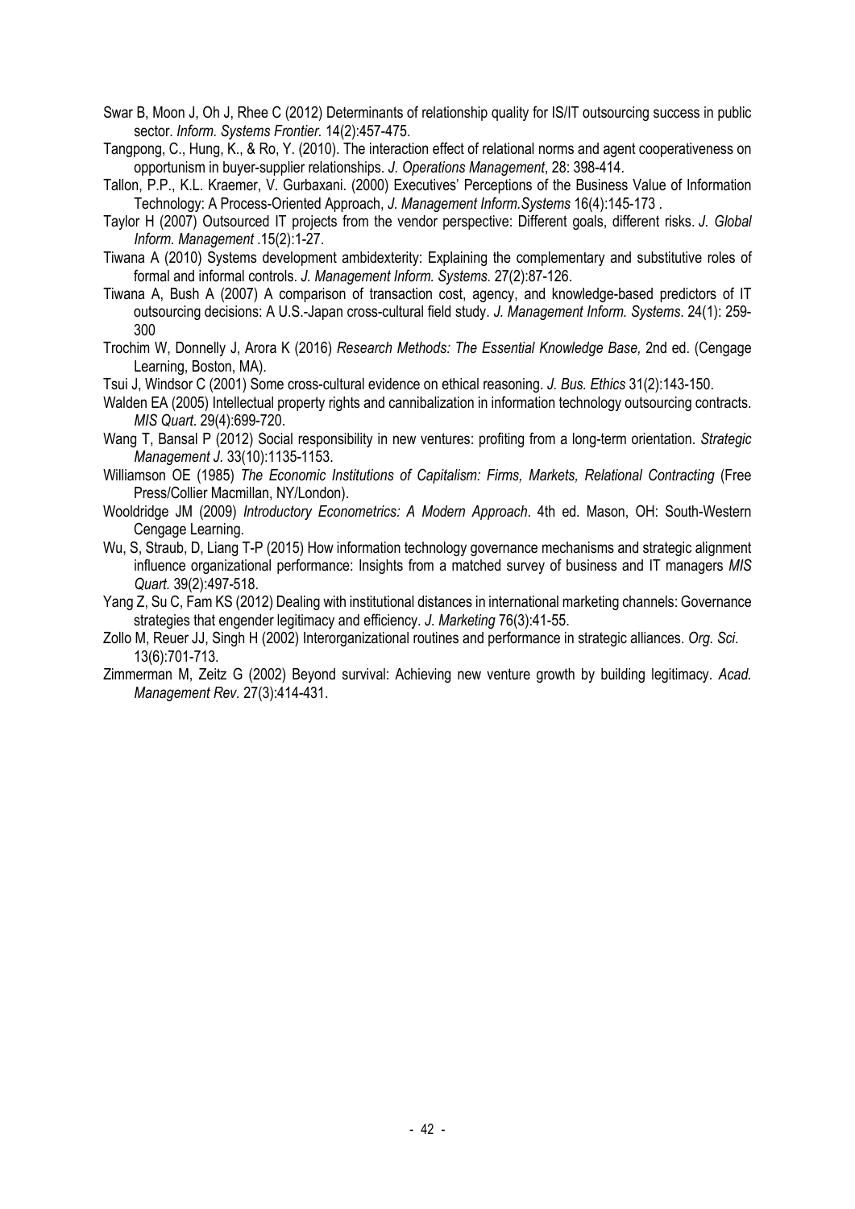Swar B, Moon J, Oh J, Rhee C (2012) Determinants of relationship quality for IS/IT outsourcing success in public sector. *Inform. Systems Frontier.* 14(2):457-475.

Tangpong, C., Hung, K., & Ro, Y. (2010). The interaction effect of relational norms and agent cooperativeness on opportunism in buyer-supplier relationships. *J. Operations Management*, 28: 398-414.

Tallon, P.P., K.L. Kraemer, V. Gurbaxani. (2000) Executives' Perceptions of the Business Value of Information Technology: A Process-Oriented Approach, *J. Management Inform.Systems* 16(4):145-173 .

Taylor H (2007) Outsourced IT projects from the vendor perspective: Different goals, different risks. *J. Global Inform. Management* .15(2):1-27.

Tiwana A (2010) Systems development ambidexterity: Explaining the complementary and substitutive roles of formal and informal controls. *J. Management Inform. Systems*. 27(2):87-126.

Tiwana A, Bush A (2007) A comparison of transaction cost, agency, and knowledge-based predictors of IT outsourcing decisions: A U.S.-Japan cross-cultural field study. *J. Management Inform. Systems*. 24(1): 259-300

Trochim W, Donnelly J, Arora K (2016) *Research Methods: The Essential Knowledge Base,* 2nd ed. (Cengage Learning, Boston, MA).

Tsui J, Windsor C (2001) Some cross-cultural evidence on ethical reasoning. *J. Bus. Ethics* 31(2):143-150.

Walden EA (2005) Intellectual property rights and cannibalization in information technology outsourcing contracts. *MIS Quart*. 29(4):699-720.

Wang T, Bansal P (2012) Social responsibility in new ventures: profiting from a long-term orientation. *Strategic Management J*. 33(10):1135-1153.

Williamson OE (1985) *The Economic Institutions of Capitalism: Firms, Markets, Relational Contracting* (Free Press/Collier Macmillan, NY/London).

Wooldridge JM (2009) *Introductory Econometrics: A Modern Approach*. 4th ed. Mason, OH: South-Western Cengage Learning.

Wu, S, Straub, D, Liang T-P (2015) How information technology governance mechanisms and strategic alignment influence organizational performance: Insights from a matched survey of business and IT managers *MIS Quart.* 39(2):497-518.

Yang Z, Su C, Fam KS (2012) Dealing with institutional distances in international marketing channels: Governance strategies that engender legitimacy and efficiency. *J. Marketing* 76(3):41-55.

Zollo M, Reuer JJ, Singh H (2002) Interorganizational routines and performance in strategic alliances. *Org. Sci*. 13(6):701-713.

Zimmerman M, Zeitz G (2002) Beyond survival: Achieving new venture growth by building legitimacy. *Acad. Management Rev*. 27(3):414-431.